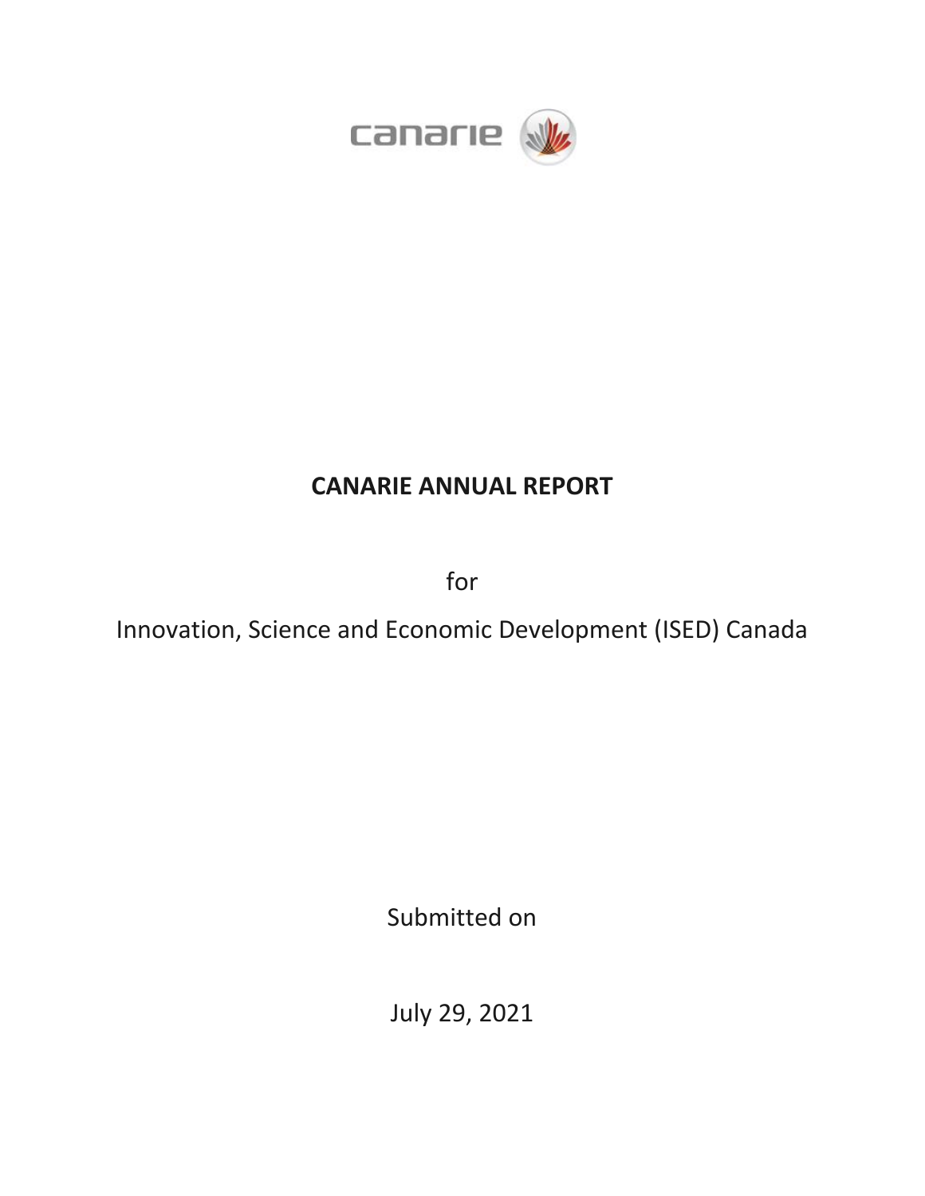canarie

# CANARIE ANNUAL REPORT

for

Innovation, Science and Economic Development (ISED) Canada

Submitted on

July 29, 2021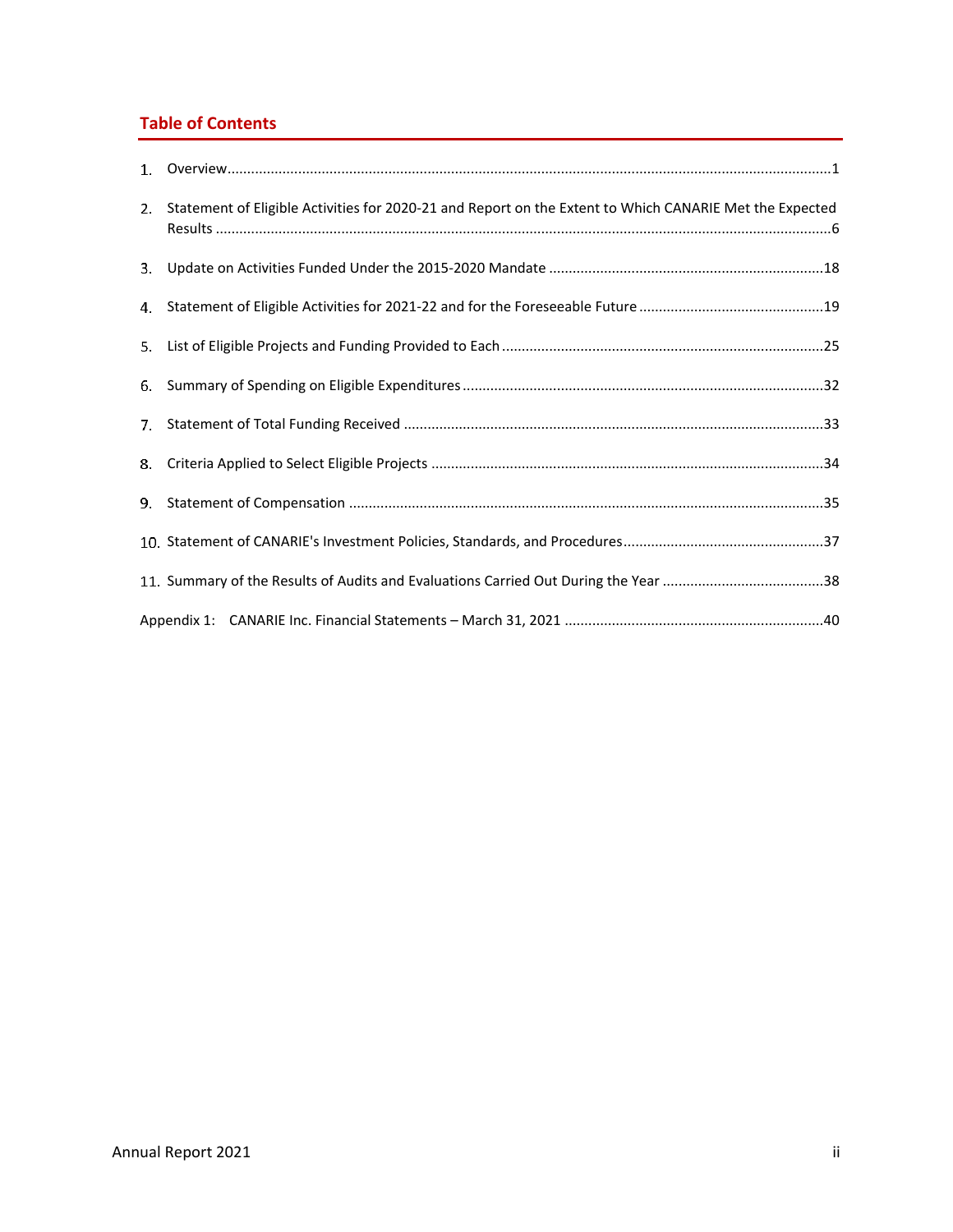## Table of Contents

1. Overview ........................................................................................................................................ 1
2. Statement of Eligible Activities for 2020-21 and Report on the Extent to Which CANARIE Met the Expected Results ........................................................................................................................................ 6
3. Update on Activities Funded Under the 2015-2020 Mandate ........................................................ 18
4. Statement of Eligible Activities for 2021-22 and for the Foreseeable Future .................................. 19
5. List of Eligible Projects and Funding Provided to Each .................................................................. 25
6. Summary of Spending on Eligible Expenditures ............................................................................ 32
7. Statement of Total Funding Received ............................................................................................ 33
8. Criteria Applied to Select Eligible Projects .................................................................................... 34
9. Statement of Compensation .......................................................................................................... 35
10. Statement of CANARIE's Investment Policies, Standards, and Procedures .................................. 37
11. Summary of the Results of Audits and Evaluations Carried Out During the Year ......................... 38

Appendix 1: CANARIE Inc. Financial Statements – March 31, 2021 .................................................. 40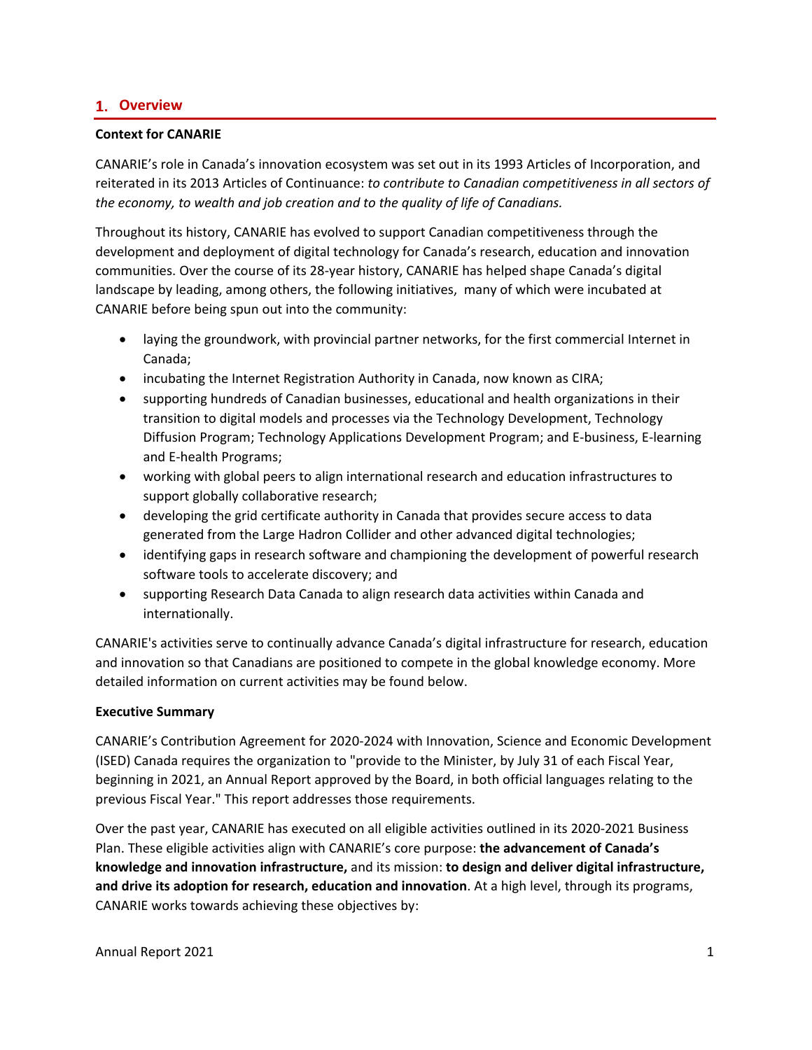# 1. Overview

**Context for CANARIE**

CANARIE's role in Canada's innovation ecosystem was set out in its 1993 Articles of Incorporation, and reiterated in its 2013 Articles of Continuance: *to contribute to Canadian competitiveness in all sectors of the economy, to wealth and job creation and to the quality of life of Canadians.*

Throughout its history, CANARIE has evolved to support Canadian competitiveness through the development and deployment of digital technology for Canada's research, education and innovation communities. Over the course of its 28-year history, CANARIE has helped shape Canada's digital landscape by leading, among others, the following initiatives, many of which were incubated at CANARIE before being spun out into the community:

- laying the groundwork, with provincial partner networks, for the first commercial Internet in Canada;
- incubating the Internet Registration Authority in Canada, now known as CIRA;
- supporting hundreds of Canadian businesses, educational and health organizations in their transition to digital models and processes via the Technology Development, Technology Diffusion Program; Technology Applications Development Program; and E-business, E-learning and E-health Programs;
- working with global peers to align international research and education infrastructures to support globally collaborative research;
- developing the grid certificate authority in Canada that provides secure access to data generated from the Large Hadron Collider and other advanced digital technologies;
- identifying gaps in research software and championing the development of powerful research software tools to accelerate discovery; and
- supporting Research Data Canada to align research data activities within Canada and internationally.

CANARIE's activities serve to continually advance Canada's digital infrastructure for research, education and innovation so that Canadians are positioned to compete in the global knowledge economy. More detailed information on current activities may be found below.

**Executive Summary**

CANARIE's Contribution Agreement for 2020-2024 with Innovation, Science and Economic Development (ISED) Canada requires the organization to "provide to the Minister, by July 31 of each Fiscal Year, beginning in 2021, an Annual Report approved by the Board, in both official languages relating to the previous Fiscal Year." This report addresses those requirements.

Over the past year, CANARIE has executed on all eligible activities outlined in its 2020-2021 Business Plan. These eligible activities align with CANARIE's core purpose: **the advancement of Canada's knowledge and innovation infrastructure,** and its mission: **to design and deliver digital infrastructure, and drive its adoption for research, education and innovation**. At a high level, through its programs, CANARIE works towards achieving these objectives by: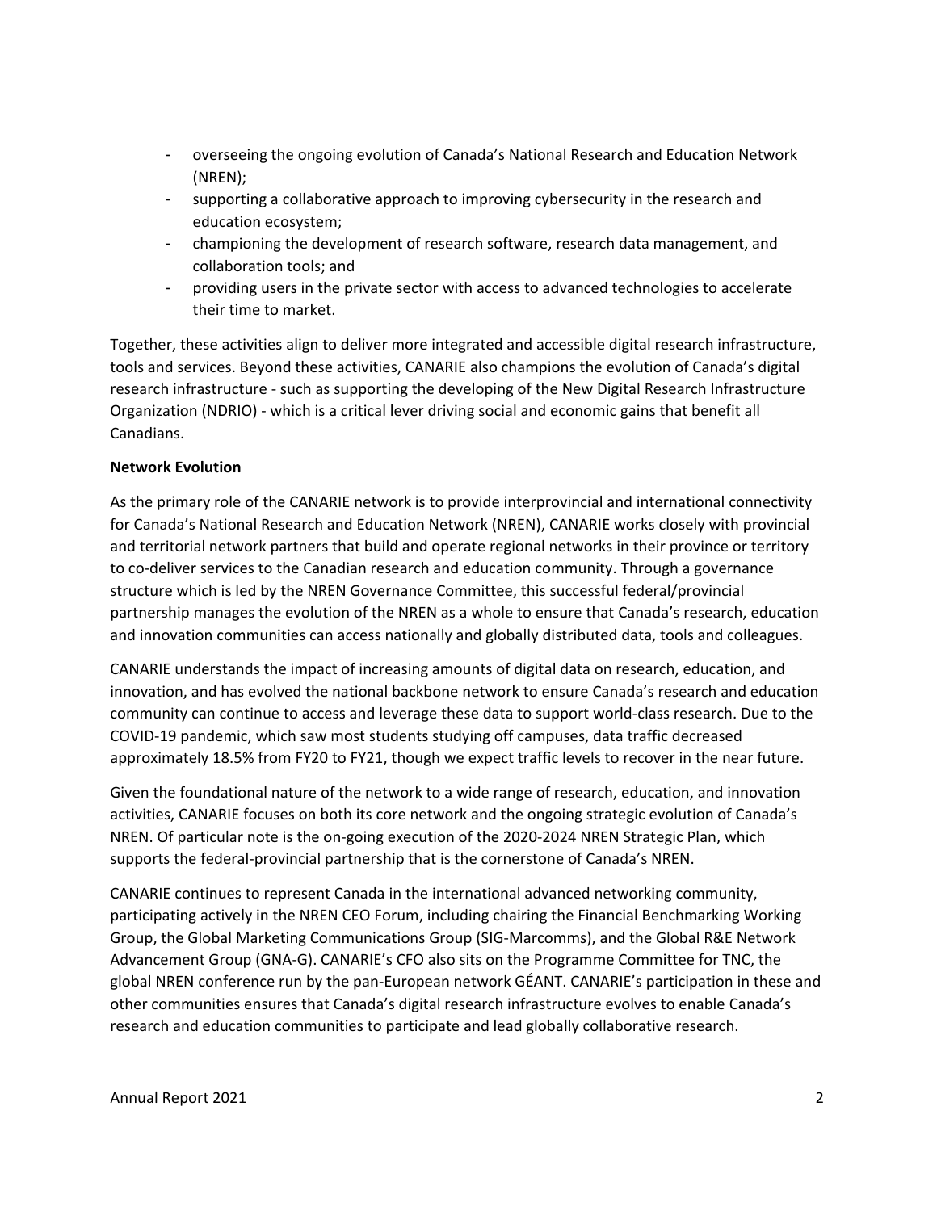- overseeing the ongoing evolution of Canada's National Research and Education Network (NREN);
- supporting a collaborative approach to improving cybersecurity in the research and education ecosystem;
- championing the development of research software, research data management, and collaboration tools; and
- providing users in the private sector with access to advanced technologies to accelerate their time to market.

Together, these activities align to deliver more integrated and accessible digital research infrastructure, tools and services. Beyond these activities, CANARIE also champions the evolution of Canada's digital research infrastructure - such as supporting the developing of the New Digital Research Infrastructure Organization (NDRIO) - which is a critical lever driving social and economic gains that benefit all Canadians.

**Network Evolution**

As the primary role of the CANARIE network is to provide interprovincial and international connectivity for Canada's National Research and Education Network (NREN), CANARIE works closely with provincial and territorial network partners that build and operate regional networks in their province or territory to co-deliver services to the Canadian research and education community. Through a governance structure which is led by the NREN Governance Committee, this successful federal/provincial partnership manages the evolution of the NREN as a whole to ensure that Canada's research, education and innovation communities can access nationally and globally distributed data, tools and colleagues.

CANARIE understands the impact of increasing amounts of digital data on research, education, and innovation, and has evolved the national backbone network to ensure Canada's research and education community can continue to access and leverage these data to support world-class research. Due to the COVID-19 pandemic, which saw most students studying off campuses, data traffic decreased approximately 18.5% from FY20 to FY21, though we expect traffic levels to recover in the near future.

Given the foundational nature of the network to a wide range of research, education, and innovation activities, CANARIE focuses on both its core network and the ongoing strategic evolution of Canada's NREN. Of particular note is the on-going execution of the 2020-2024 NREN Strategic Plan, which supports the federal-provincial partnership that is the cornerstone of Canada's NREN.

CANARIE continues to represent Canada in the international advanced networking community, participating actively in the NREN CEO Forum, including chairing the Financial Benchmarking Working Group, the Global Marketing Communications Group (SIG-Marcomms), and the Global R&E Network Advancement Group (GNA-G). CANARIE's CFO also sits on the Programme Committee for TNC, the global NREN conference run by the pan-European network GÉANT. CANARIE's participation in these and other communities ensures that Canada's digital research infrastructure evolves to enable Canada's research and education communities to participate and lead globally collaborative research.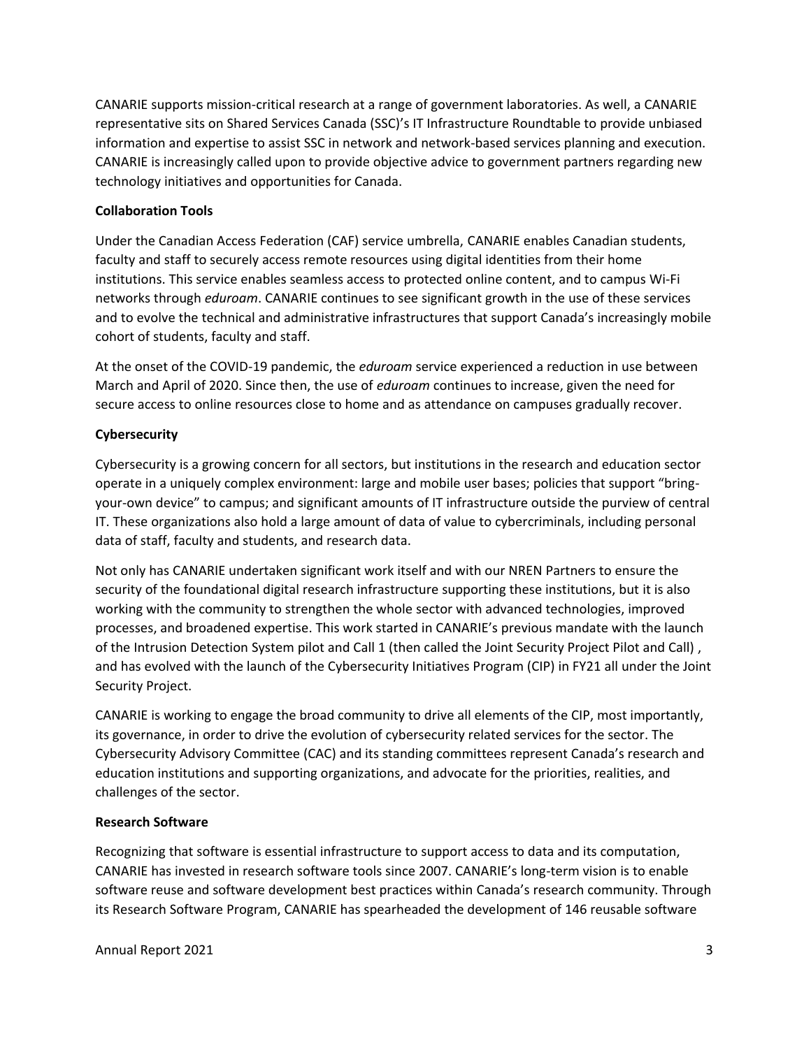CANARIE supports mission-critical research at a range of government laboratories. As well, a CANARIE representative sits on Shared Services Canada (SSC)'s IT Infrastructure Roundtable to provide unbiased information and expertise to assist SSC in network and network-based services planning and execution. CANARIE is increasingly called upon to provide objective advice to government partners regarding new technology initiatives and opportunities for Canada.

**Collaboration Tools**

Under the Canadian Access Federation (CAF) service umbrella, CANARIE enables Canadian students, faculty and staff to securely access remote resources using digital identities from their home institutions. This service enables seamless access to protected online content, and to campus Wi-Fi networks through *eduroam*. CANARIE continues to see significant growth in the use of these services and to evolve the technical and administrative infrastructures that support Canada's increasingly mobile cohort of students, faculty and staff.

At the onset of the COVID-19 pandemic, the *eduroam* service experienced a reduction in use between March and April of 2020. Since then, the use of *eduroam* continues to increase, given the need for secure access to online resources close to home and as attendance on campuses gradually recover.

**Cybersecurity**

Cybersecurity is a growing concern for all sectors, but institutions in the research and education sector operate in a uniquely complex environment: large and mobile user bases; policies that support "bring-your-own device" to campus; and significant amounts of IT infrastructure outside the purview of central IT. These organizations also hold a large amount of data of value to cybercriminals, including personal data of staff, faculty and students, and research data.

Not only has CANARIE undertaken significant work itself and with our NREN Partners to ensure the security of the foundational digital research infrastructure supporting these institutions, but it is also working with the community to strengthen the whole sector with advanced technologies, improved processes, and broadened expertise. This work started in CANARIE's previous mandate with the launch of the Intrusion Detection System pilot and Call 1 (then called the Joint Security Project Pilot and Call) , and has evolved with the launch of the Cybersecurity Initiatives Program (CIP) in FY21 all under the Joint Security Project.

CANARIE is working to engage the broad community to drive all elements of the CIP, most importantly, its governance, in order to drive the evolution of cybersecurity related services for the sector. The Cybersecurity Advisory Committee (CAC) and its standing committees represent Canada's research and education institutions and supporting organizations, and advocate for the priorities, realities, and challenges of the sector.

**Research Software**

Recognizing that software is essential infrastructure to support access to data and its computation, CANARIE has invested in research software tools since 2007. CANARIE's long-term vision is to enable software reuse and software development best practices within Canada's research community. Through its Research Software Program, CANARIE has spearheaded the development of 146 reusable software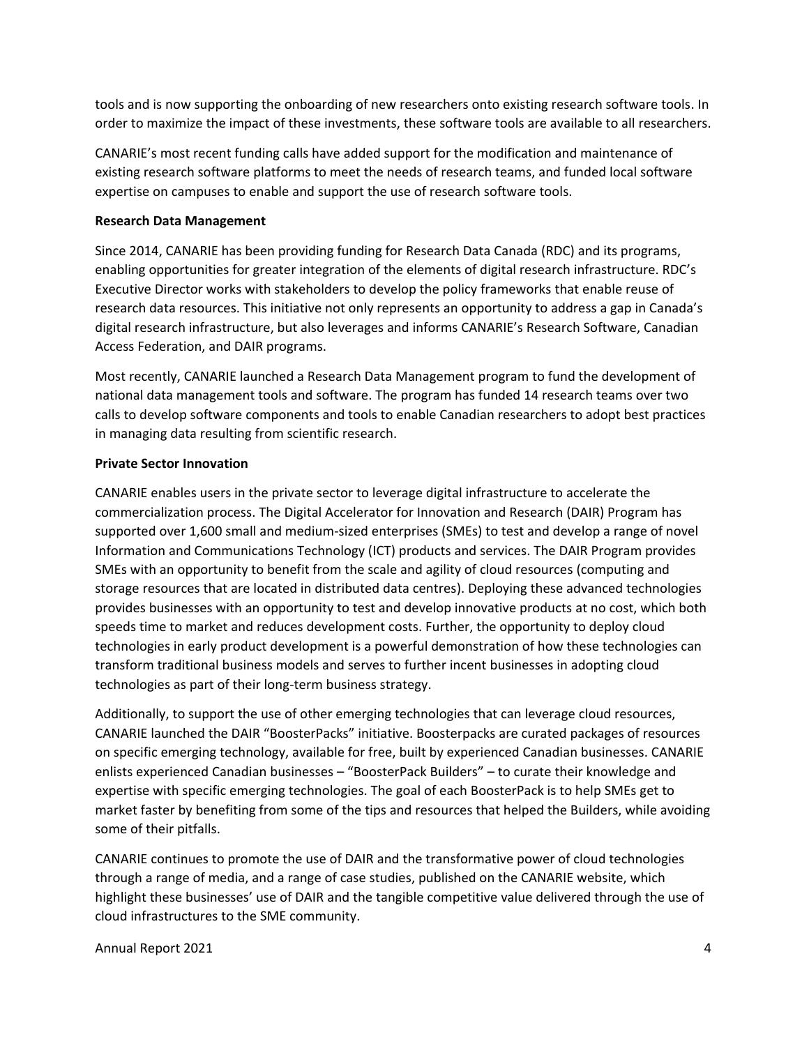tools and is now supporting the onboarding of new researchers onto existing research software tools. In order to maximize the impact of these investments, these software tools are available to all researchers.

CANARIE's most recent funding calls have added support for the modification and maintenance of existing research software platforms to meet the needs of research teams, and funded local software expertise on campuses to enable and support the use of research software tools.

**Research Data Management**

Since 2014, CANARIE has been providing funding for Research Data Canada (RDC) and its programs, enabling opportunities for greater integration of the elements of digital research infrastructure. RDC's Executive Director works with stakeholders to develop the policy frameworks that enable reuse of research data resources. This initiative not only represents an opportunity to address a gap in Canada's digital research infrastructure, but also leverages and informs CANARIE's Research Software, Canadian Access Federation, and DAIR programs.

Most recently, CANARIE launched a Research Data Management program to fund the development of national data management tools and software. The program has funded 14 research teams over two calls to develop software components and tools to enable Canadian researchers to adopt best practices in managing data resulting from scientific research.

**Private Sector Innovation**

CANARIE enables users in the private sector to leverage digital infrastructure to accelerate the commercialization process. The Digital Accelerator for Innovation and Research (DAIR) Program has supported over 1,600 small and medium-sized enterprises (SMEs) to test and develop a range of novel Information and Communications Technology (ICT) products and services. The DAIR Program provides SMEs with an opportunity to benefit from the scale and agility of cloud resources (computing and storage resources that are located in distributed data centres). Deploying these advanced technologies provides businesses with an opportunity to test and develop innovative products at no cost, which both speeds time to market and reduces development costs. Further, the opportunity to deploy cloud technologies in early product development is a powerful demonstration of how these technologies can transform traditional business models and serves to further incent businesses in adopting cloud technologies as part of their long-term business strategy.

Additionally, to support the use of other emerging technologies that can leverage cloud resources, CANARIE launched the DAIR "BoosterPacks" initiative. Boosterpacks are curated packages of resources on specific emerging technology, available for free, built by experienced Canadian businesses. CANARIE enlists experienced Canadian businesses – "BoosterPack Builders" – to curate their knowledge and expertise with specific emerging technologies. The goal of each BoosterPack is to help SMEs get to market faster by benefiting from some of the tips and resources that helped the Builders, while avoiding some of their pitfalls.

CANARIE continues to promote the use of DAIR and the transformative power of cloud technologies through a range of media, and a range of case studies, published on the CANARIE website, which highlight these businesses' use of DAIR and the tangible competitive value delivered through the use of cloud infrastructures to the SME community.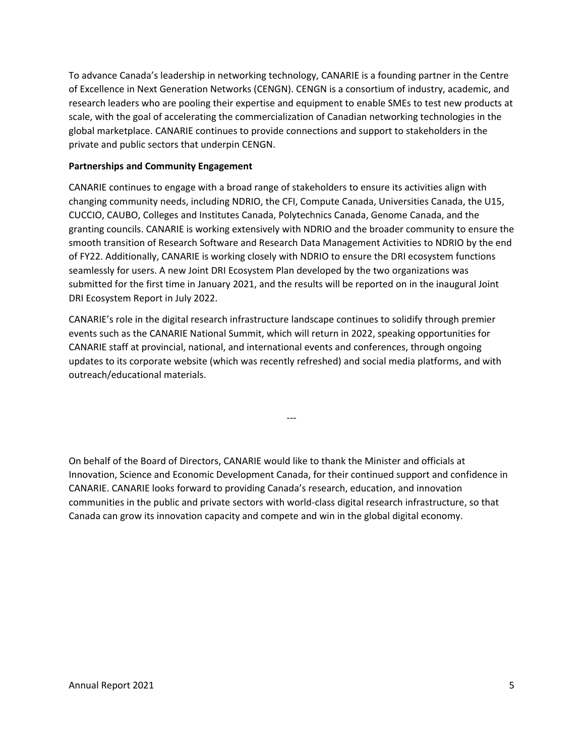To advance Canada's leadership in networking technology, CANARIE is a founding partner in the Centre of Excellence in Next Generation Networks (CENGN). CENGN is a consortium of industry, academic, and research leaders who are pooling their expertise and equipment to enable SMEs to test new products at scale, with the goal of accelerating the commercialization of Canadian networking technologies in the global marketplace. CANARIE continues to provide connections and support to stakeholders in the private and public sectors that underpin CENGN.

**Partnerships and Community Engagement**

CANARIE continues to engage with a broad range of stakeholders to ensure its activities align with changing community needs, including NDRIO, the CFI, Compute Canada, Universities Canada, the U15, CUCCIO, CAUBO, Colleges and Institutes Canada, Polytechnics Canada, Genome Canada, and the granting councils. CANARIE is working extensively with NDRIO and the broader community to ensure the smooth transition of Research Software and Research Data Management Activities to NDRIO by the end of FY22. Additionally, CANARIE is working closely with NDRIO to ensure the DRI ecosystem functions seamlessly for users. A new Joint DRI Ecosystem Plan developed by the two organizations was submitted for the first time in January 2021, and the results will be reported on in the inaugural Joint DRI Ecosystem Report in July 2022.

CANARIE's role in the digital research infrastructure landscape continues to solidify through premier events such as the CANARIE National Summit, which will return in 2022, speaking opportunities for CANARIE staff at provincial, national, and international events and conferences, through ongoing updates to its corporate website (which was recently refreshed) and social media platforms, and with outreach/educational materials.

---

On behalf of the Board of Directors, CANARIE would like to thank the Minister and officials at Innovation, Science and Economic Development Canada, for their continued support and confidence in CANARIE. CANARIE looks forward to providing Canada's research, education, and innovation communities in the public and private sectors with world-class digital research infrastructure, so that Canada can grow its innovation capacity and compete and win in the global digital economy.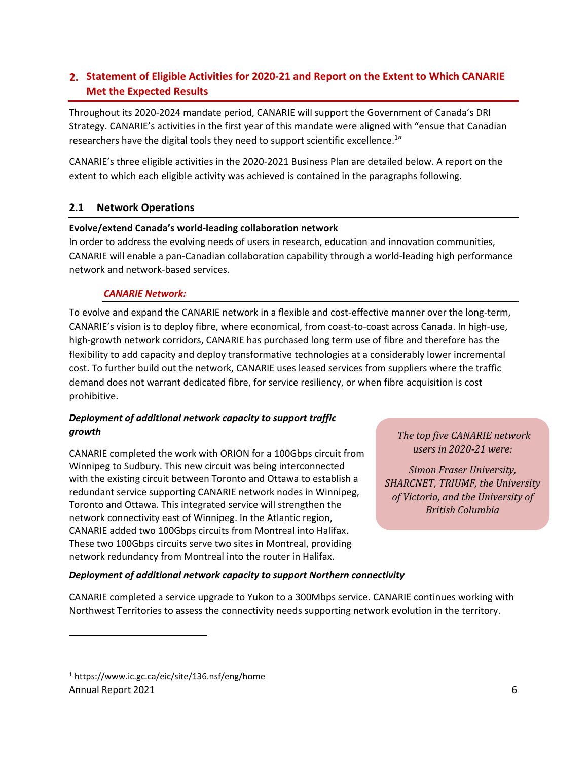## 2. Statement of Eligible Activities for 2020-21 and Report on the Extent to Which CANARIE Met the Expected Results

Throughout its 2020-2024 mandate period, CANARIE will support the Government of Canada's DRI Strategy. CANARIE's activities in the first year of this mandate were aligned with "ensue that Canadian researchers have the digital tools they need to support scientific excellence.[1]"

CANARIE's three eligible activities in the 2020-2021 Business Plan are detailed below. A report on the extent to which each eligible activity was achieved is contained in the paragraphs following.

### 2.1 Network Operations

**Evolve/extend Canada's world-leading collaboration network**

In order to address the evolving needs of users in research, education and innovation communities, CANARIE will enable a pan-Canadian collaboration capability through a world-leading high performance network and network-based services.

#### *CANARIE Network:*

To evolve and expand the CANARIE network in a flexible and cost-effective manner over the long-term, CANARIE's vision is to deploy fibre, where economical, from coast-to-coast across Canada. In high-use, high-growth network corridors, CANARIE has purchased long term use of fibre and therefore has the flexibility to add capacity and deploy transformative technologies at a considerably lower incremental cost. To further build out the network, CANARIE uses leased services from suppliers where the traffic demand does not warrant dedicated fibre, for service resiliency, or when fibre acquisition is cost prohibitive.

***Deployment of additional network capacity to support traffic growth***

CANARIE completed the work with ORION for a 100Gbps circuit from Winnipeg to Sudbury. This new circuit was being interconnected with the existing circuit between Toronto and Ottawa to establish a redundant service supporting CANARIE network nodes in Winnipeg, Toronto and Ottawa. This integrated service will strengthen the network connectivity east of Winnipeg. In the Atlantic region, CANARIE added two 100Gbps circuits from Montreal into Halifax. These two 100Gbps circuits serve two sites in Montreal, providing network redundancy from Montreal into the router in Halifax.

> *The top five CANARIE network users in 2020-21 were:*
>
> *Simon Fraser University, SHARCNET, TRIUMF, the University of Victoria, and the University of British Columbia*

***Deployment of additional network capacity to support Northern connectivity***

CANARIE completed a service upgrade to Yukon to a 300Mbps service. CANARIE continues working with Northwest Territories to assess the connectivity needs supporting network evolution in the territory.

---

[1] https://www.ic.gc.ca/eic/site/136.nsf/eng/home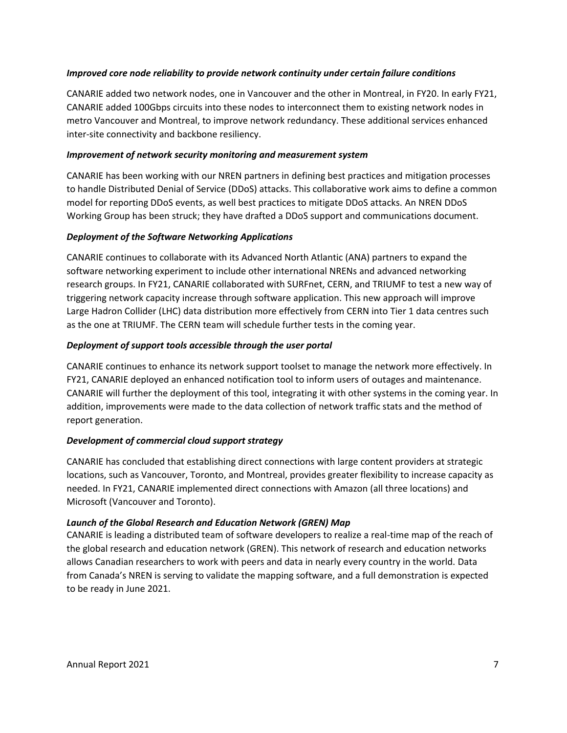***Improved core node reliability to provide network continuity under certain failure conditions***

CANARIE added two network nodes, one in Vancouver and the other in Montreal, in FY20. In early FY21, CANARIE added 100Gbps circuits into these nodes to interconnect them to existing network nodes in metro Vancouver and Montreal, to improve network redundancy. These additional services enhanced inter-site connectivity and backbone resiliency.

***Improvement of network security monitoring and measurement system***

CANARIE has been working with our NREN partners in defining best practices and mitigation processes to handle Distributed Denial of Service (DDoS) attacks. This collaborative work aims to define a common model for reporting DDoS events, as well best practices to mitigate DDoS attacks. An NREN DDoS Working Group has been struck; they have drafted a DDoS support and communications document.

***Deployment of the Software Networking Applications***

CANARIE continues to collaborate with its Advanced North Atlantic (ANA) partners to expand the software networking experiment to include other international NRENs and advanced networking research groups. In FY21, CANARIE collaborated with SURFnet, CERN, and TRIUMF to test a new way of triggering network capacity increase through software application. This new approach will improve Large Hadron Collider (LHC) data distribution more effectively from CERN into Tier 1 data centres such as the one at TRIUMF. The CERN team will schedule further tests in the coming year.

***Deployment of support tools accessible through the user portal***

CANARIE continues to enhance its network support toolset to manage the network more effectively. In FY21, CANARIE deployed an enhanced notification tool to inform users of outages and maintenance. CANARIE will further the deployment of this tool, integrating it with other systems in the coming year. In addition, improvements were made to the data collection of network traffic stats and the method of report generation.

***Development of commercial cloud support strategy***

CANARIE has concluded that establishing direct connections with large content providers at strategic locations, such as Vancouver, Toronto, and Montreal, provides greater flexibility to increase capacity as needed. In FY21, CANARIE implemented direct connections with Amazon (all three locations) and Microsoft (Vancouver and Toronto).

***Launch of the Global Research and Education Network (GREN) Map***

CANARIE is leading a distributed team of software developers to realize a real-time map of the reach of the global research and education network (GREN). This network of research and education networks allows Canadian researchers to work with peers and data in nearly every country in the world. Data from Canada's NREN is serving to validate the mapping software, and a full demonstration is expected to be ready in June 2021.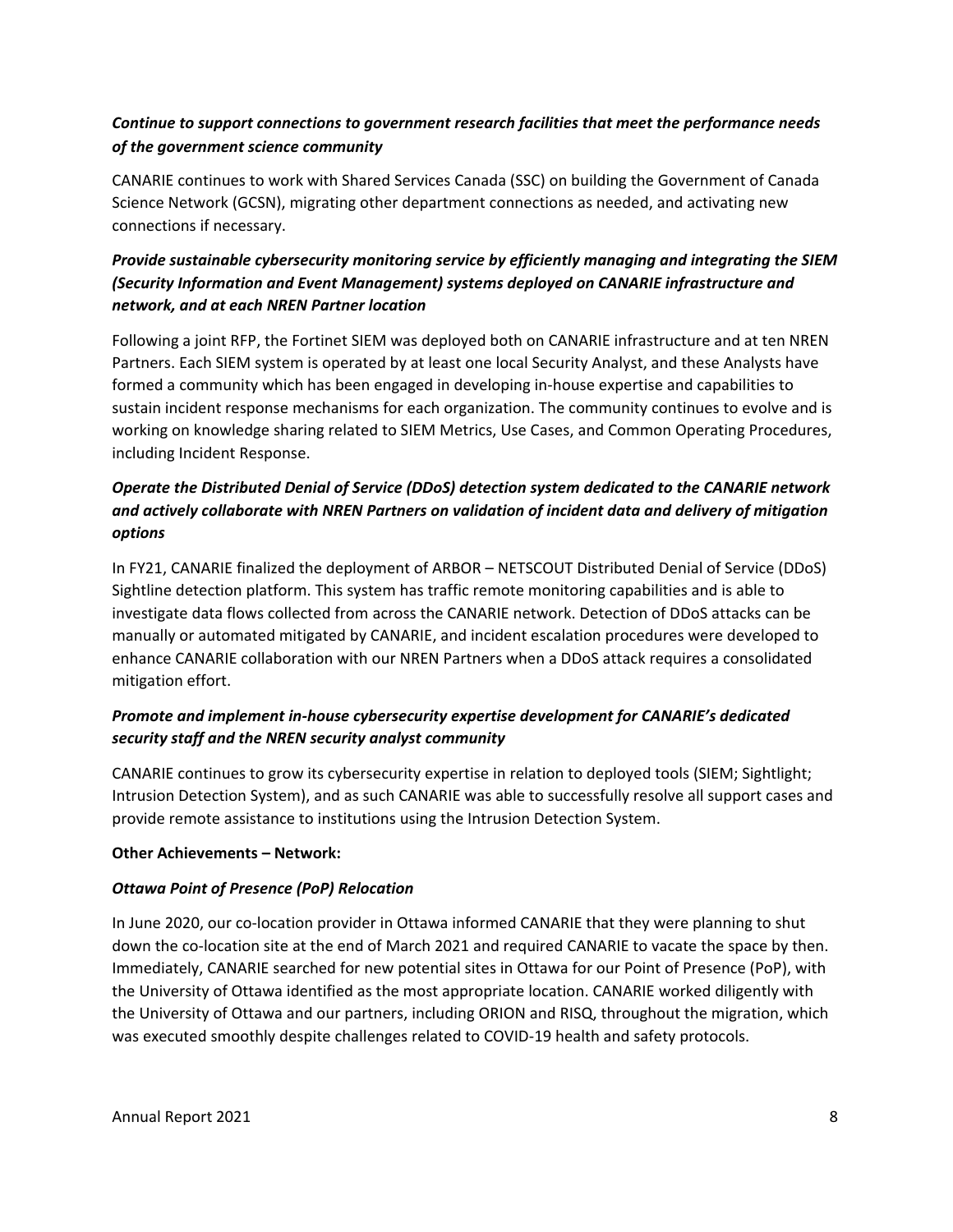### *Continue to support connections to government research facilities that meet the performance needs of the government science community*

CANARIE continues to work with Shared Services Canada (SSC) on building the Government of Canada Science Network (GCSN), migrating other department connections as needed, and activating new connections if necessary.

### *Provide sustainable cybersecurity monitoring service by efficiently managing and integrating the SIEM (Security Information and Event Management) systems deployed on CANARIE infrastructure and network, and at each NREN Partner location*

Following a joint RFP, the Fortinet SIEM was deployed both on CANARIE infrastructure and at ten NREN Partners. Each SIEM system is operated by at least one local Security Analyst, and these Analysts have formed a community which has been engaged in developing in-house expertise and capabilities to sustain incident response mechanisms for each organization. The community continues to evolve and is working on knowledge sharing related to SIEM Metrics, Use Cases, and Common Operating Procedures, including Incident Response.

### *Operate the Distributed Denial of Service (DDoS) detection system dedicated to the CANARIE network and actively collaborate with NREN Partners on validation of incident data and delivery of mitigation options*

In FY21, CANARIE finalized the deployment of ARBOR – NETSCOUT Distributed Denial of Service (DDoS) Sightline detection platform. This system has traffic remote monitoring capabilities and is able to investigate data flows collected from across the CANARIE network. Detection of DDoS attacks can be manually or automated mitigated by CANARIE, and incident escalation procedures were developed to enhance CANARIE collaboration with our NREN Partners when a DDoS attack requires a consolidated mitigation effort.

### *Promote and implement in-house cybersecurity expertise development for CANARIE's dedicated security staff and the NREN security analyst community*

CANARIE continues to grow its cybersecurity expertise in relation to deployed tools (SIEM; Sightlight; Intrusion Detection System), and as such CANARIE was able to successfully resolve all support cases and provide remote assistance to institutions using the Intrusion Detection System.

**Other Achievements – Network:**

### *Ottawa Point of Presence (PoP) Relocation*

In June 2020, our co-location provider in Ottawa informed CANARIE that they were planning to shut down the co-location site at the end of March 2021 and required CANARIE to vacate the space by then. Immediately, CANARIE searched for new potential sites in Ottawa for our Point of Presence (PoP), with the University of Ottawa identified as the most appropriate location. CANARIE worked diligently with the University of Ottawa and our partners, including ORION and RISQ, throughout the migration, which was executed smoothly despite challenges related to COVID-19 health and safety protocols.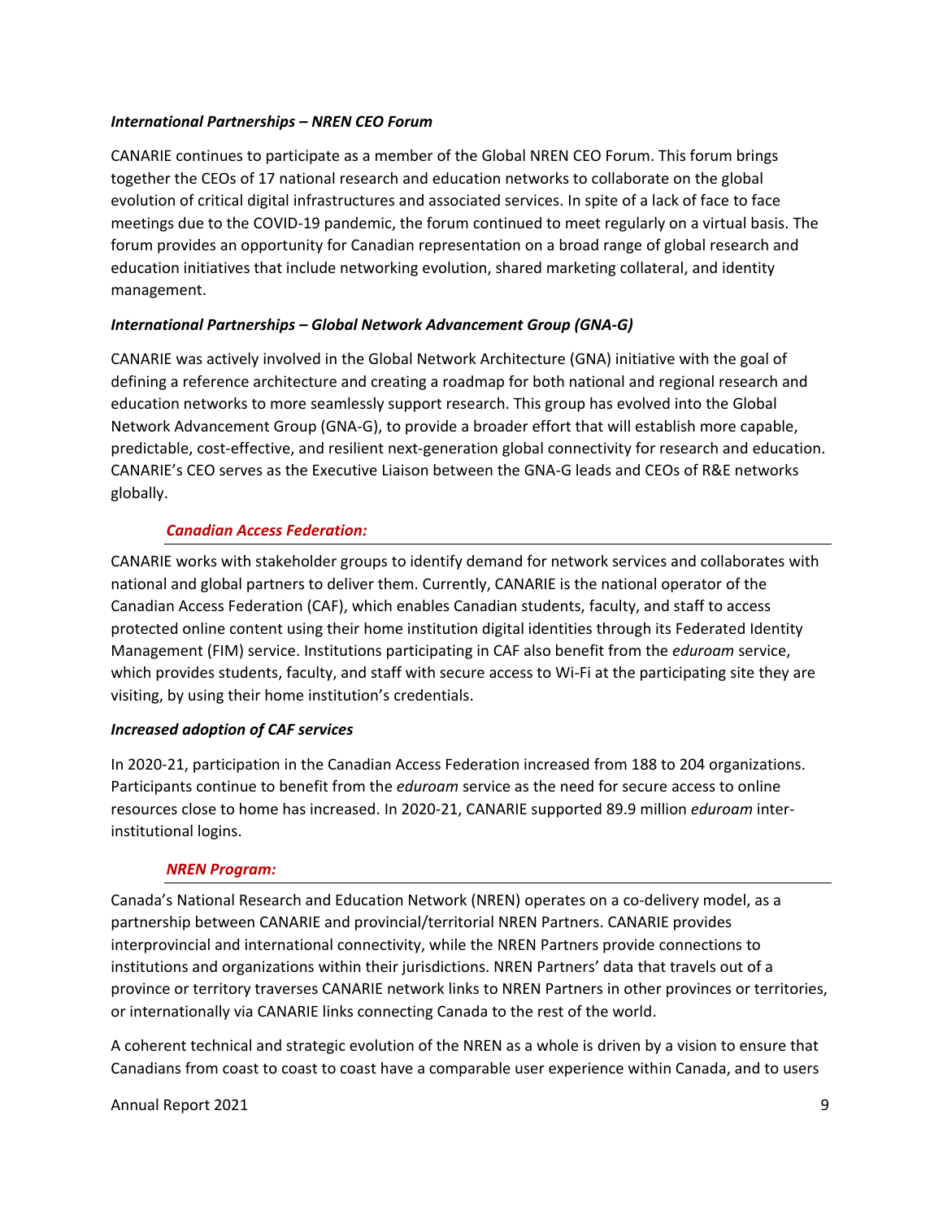***International Partnerships – NREN CEO Forum***

CANARIE continues to participate as a member of the Global NREN CEO Forum. This forum brings together the CEOs of 17 national research and education networks to collaborate on the global evolution of critical digital infrastructures and associated services. In spite of a lack of face to face meetings due to the COVID-19 pandemic, the forum continued to meet regularly on a virtual basis. The forum provides an opportunity for Canadian representation on a broad range of global research and education initiatives that include networking evolution, shared marketing collateral, and identity management.

***International Partnerships – Global Network Advancement Group (GNA-G)***

CANARIE was actively involved in the Global Network Architecture (GNA) initiative with the goal of defining a reference architecture and creating a roadmap for both national and regional research and education networks to more seamlessly support research. This group has evolved into the Global Network Advancement Group (GNA-G), to provide a broader effort that will establish more capable, predictable, cost-effective, and resilient next-generation global connectivity for research and education. CANARIE's CEO serves as the Executive Liaison between the GNA-G leads and CEOs of R&E networks globally.

### ***Canadian Access Federation:***

CANARIE works with stakeholder groups to identify demand for network services and collaborates with national and global partners to deliver them. Currently, CANARIE is the national operator of the Canadian Access Federation (CAF), which enables Canadian students, faculty, and staff to access protected online content using their home institution digital identities through its Federated Identity Management (FIM) service. Institutions participating in CAF also benefit from the *eduroam* service, which provides students, faculty, and staff with secure access to Wi-Fi at the participating site they are visiting, by using their home institution's credentials.

***Increased adoption of CAF services***

In 2020-21, participation in the Canadian Access Federation increased from 188 to 204 organizations. Participants continue to benefit from the *eduroam* service as the need for secure access to online resources close to home has increased. In 2020-21, CANARIE supported 89.9 million *eduroam* inter-institutional logins.

### ***NREN Program:***

Canada's National Research and Education Network (NREN) operates on a co-delivery model, as a partnership between CANARIE and provincial/territorial NREN Partners. CANARIE provides interprovincial and international connectivity, while the NREN Partners provide connections to institutions and organizations within their jurisdictions. NREN Partners' data that travels out of a province or territory traverses CANARIE network links to NREN Partners in other provinces or territories, or internationally via CANARIE links connecting Canada to the rest of the world.

A coherent technical and strategic evolution of the NREN as a whole is driven by a vision to ensure that Canadians from coast to coast to coast have a comparable user experience within Canada, and to users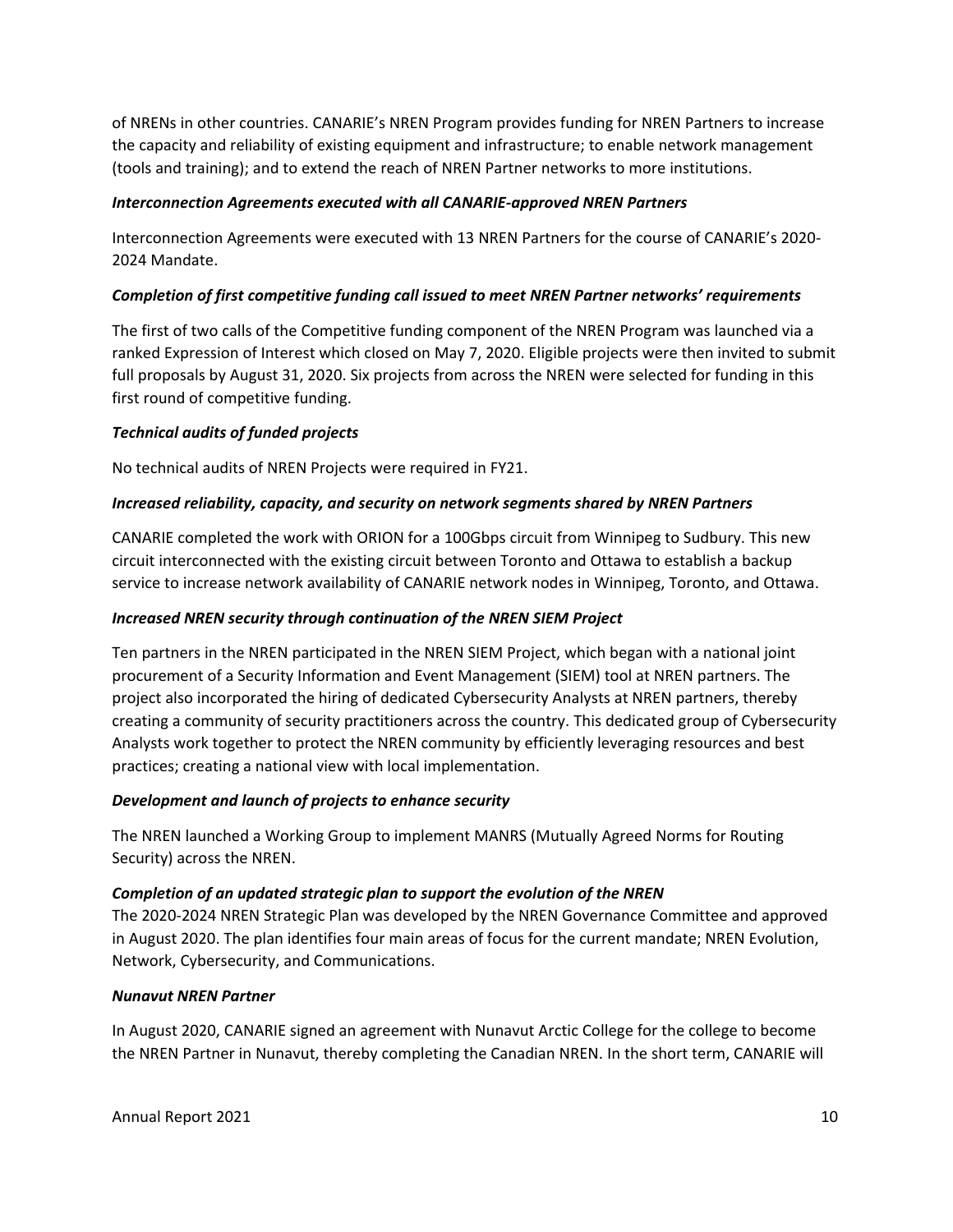of NRENs in other countries. CANARIE's NREN Program provides funding for NREN Partners to increase the capacity and reliability of existing equipment and infrastructure; to enable network management (tools and training); and to extend the reach of NREN Partner networks to more institutions.

***Interconnection Agreements executed with all CANARIE-approved NREN Partners***

Interconnection Agreements were executed with 13 NREN Partners for the course of CANARIE's 2020-2024 Mandate.

***Completion of first competitive funding call issued to meet NREN Partner networks' requirements***

The first of two calls of the Competitive funding component of the NREN Program was launched via a ranked Expression of Interest which closed on May 7, 2020. Eligible projects were then invited to submit full proposals by August 31, 2020. Six projects from across the NREN were selected for funding in this first round of competitive funding.

***Technical audits of funded projects***

No technical audits of NREN Projects were required in FY21.

***Increased reliability, capacity, and security on network segments shared by NREN Partners***

CANARIE completed the work with ORION for a 100Gbps circuit from Winnipeg to Sudbury. This new circuit interconnected with the existing circuit between Toronto and Ottawa to establish a backup service to increase network availability of CANARIE network nodes in Winnipeg, Toronto, and Ottawa.

***Increased NREN security through continuation of the NREN SIEM Project***

Ten partners in the NREN participated in the NREN SIEM Project, which began with a national joint procurement of a Security Information and Event Management (SIEM) tool at NREN partners. The project also incorporated the hiring of dedicated Cybersecurity Analysts at NREN partners, thereby creating a community of security practitioners across the country. This dedicated group of Cybersecurity Analysts work together to protect the NREN community by efficiently leveraging resources and best practices; creating a national view with local implementation.

***Development and launch of projects to enhance security***

The NREN launched a Working Group to implement MANRS (Mutually Agreed Norms for Routing Security) across the NREN.

***Completion of an updated strategic plan to support the evolution of the NREN***

The 2020-2024 NREN Strategic Plan was developed by the NREN Governance Committee and approved in August 2020. The plan identifies four main areas of focus for the current mandate; NREN Evolution, Network, Cybersecurity, and Communications.

***Nunavut NREN Partner***

In August 2020, CANARIE signed an agreement with Nunavut Arctic College for the college to become the NREN Partner in Nunavut, thereby completing the Canadian NREN. In the short term, CANARIE will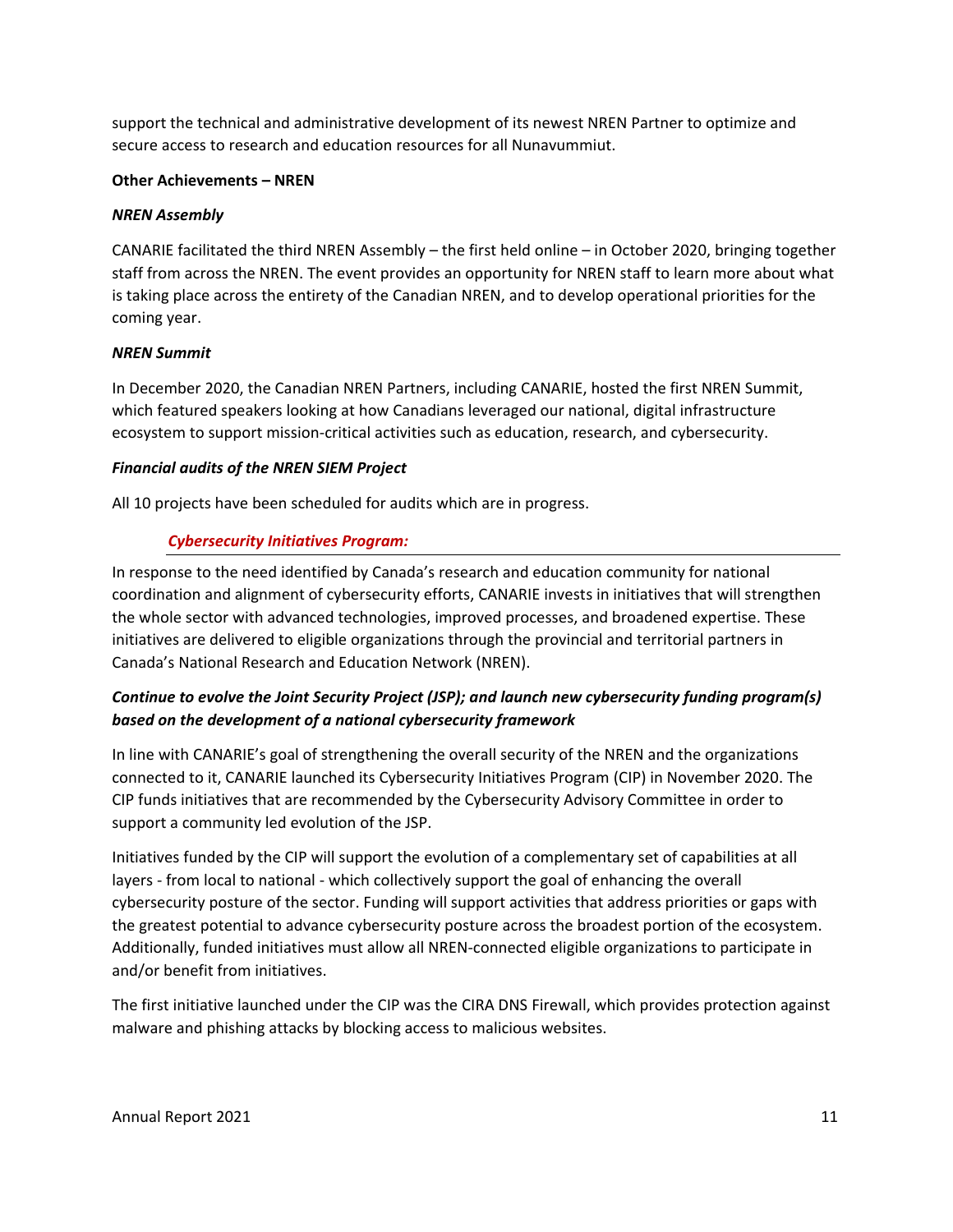support the technical and administrative development of its newest NREN Partner to optimize and secure access to research and education resources for all Nunavummiut.

**Other Achievements – NREN**

***NREN Assembly***

CANARIE facilitated the third NREN Assembly – the first held online – in October 2020, bringing together staff from across the NREN. The event provides an opportunity for NREN staff to learn more about what is taking place across the entirety of the Canadian NREN, and to develop operational priorities for the coming year.

***NREN Summit***

In December 2020, the Canadian NREN Partners, including CANARIE, hosted the first NREN Summit, which featured speakers looking at how Canadians leveraged our national, digital infrastructure ecosystem to support mission-critical activities such as education, research, and cybersecurity.

***Financial audits of the NREN SIEM Project***

All 10 projects have been scheduled for audits which are in progress.

## *Cybersecurity Initiatives Program:*

In response to the need identified by Canada's research and education community for national coordination and alignment of cybersecurity efforts, CANARIE invests in initiatives that will strengthen the whole sector with advanced technologies, improved processes, and broadened expertise. These initiatives are delivered to eligible organizations through the provincial and territorial partners in Canada's National Research and Education Network (NREN).

***Continue to evolve the Joint Security Project (JSP); and launch new cybersecurity funding program(s) based on the development of a national cybersecurity framework***

In line with CANARIE's goal of strengthening the overall security of the NREN and the organizations connected to it, CANARIE launched its Cybersecurity Initiatives Program (CIP) in November 2020. The CIP funds initiatives that are recommended by the Cybersecurity Advisory Committee in order to support a community led evolution of the JSP.

Initiatives funded by the CIP will support the evolution of a complementary set of capabilities at all layers - from local to national - which collectively support the goal of enhancing the overall cybersecurity posture of the sector. Funding will support activities that address priorities or gaps with the greatest potential to advance cybersecurity posture across the broadest portion of the ecosystem. Additionally, funded initiatives must allow all NREN-connected eligible organizations to participate in and/or benefit from initiatives.

The first initiative launched under the CIP was the CIRA DNS Firewall, which provides protection against malware and phishing attacks by blocking access to malicious websites.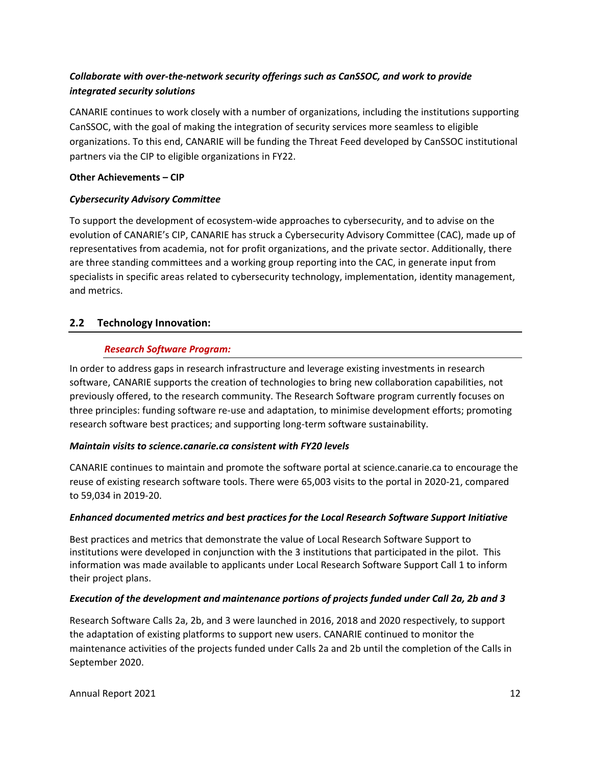***Collaborate with over-the-network security offerings such as CanSSOC, and work to provide integrated security solutions***

CANARIE continues to work closely with a number of organizations, including the institutions supporting CanSSOC, with the goal of making the integration of security services more seamless to eligible organizations. To this end, CANARIE will be funding the Threat Feed developed by CanSSOC institutional partners via the CIP to eligible organizations in FY22.

**Other Achievements – CIP**

***Cybersecurity Advisory Committee***

To support the development of ecosystem-wide approaches to cybersecurity, and to advise on the evolution of CANARIE's CIP, CANARIE has struck a Cybersecurity Advisory Committee (CAC), made up of representatives from academia, not for profit organizations, and the private sector. Additionally, there are three standing committees and a working group reporting into the CAC, in generate input from specialists in specific areas related to cybersecurity technology, implementation, identity management, and metrics.

## 2.2 Technology Innovation:

### *Research Software Program:*

In order to address gaps in research infrastructure and leverage existing investments in research software, CANARIE supports the creation of technologies to bring new collaboration capabilities, not previously offered, to the research community. The Research Software program currently focuses on three principles: funding software re-use and adaptation, to minimise development efforts; promoting research software best practices; and supporting long-term software sustainability.

***Maintain visits to science.canarie.ca consistent with FY20 levels***

CANARIE continues to maintain and promote the software portal at science.canarie.ca to encourage the reuse of existing research software tools. There were 65,003 visits to the portal in 2020-21, compared to 59,034 in 2019-20.

***Enhanced documented metrics and best practices for the Local Research Software Support Initiative***

Best practices and metrics that demonstrate the value of Local Research Software Support to institutions were developed in conjunction with the 3 institutions that participated in the pilot. This information was made available to applicants under Local Research Software Support Call 1 to inform their project plans.

***Execution of the development and maintenance portions of projects funded under Call 2a, 2b and 3***

Research Software Calls 2a, 2b, and 3 were launched in 2016, 2018 and 2020 respectively, to support the adaptation of existing platforms to support new users. CANARIE continued to monitor the maintenance activities of the projects funded under Calls 2a and 2b until the completion of the Calls in September 2020.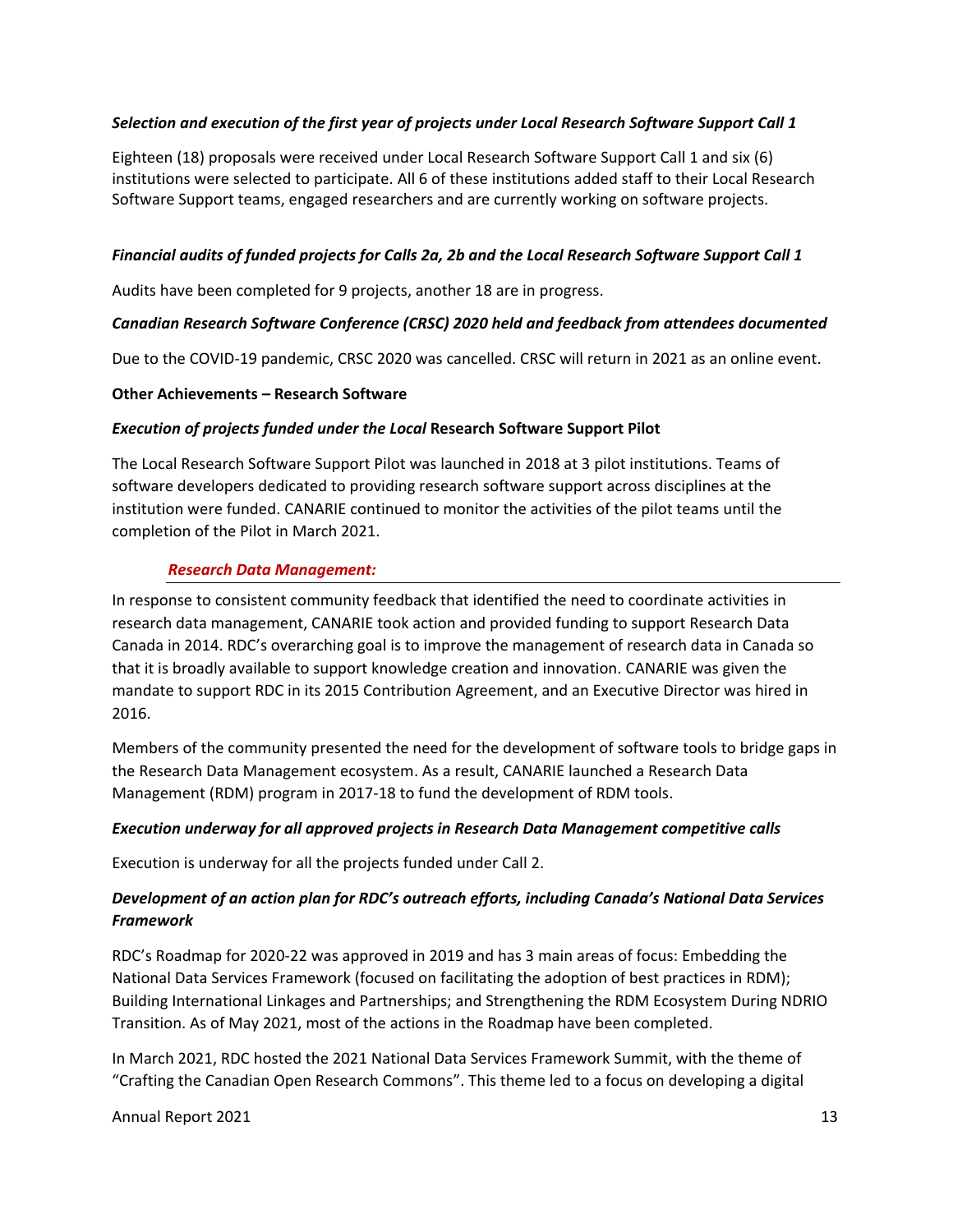***Selection and execution of the first year of projects under Local Research Software Support Call 1***

Eighteen (18) proposals were received under Local Research Software Support Call 1 and six (6) institutions were selected to participate. All 6 of these institutions added staff to their Local Research Software Support teams, engaged researchers and are currently working on software projects.

***Financial audits of funded projects for Calls 2a, 2b and the Local Research Software Support Call 1***

Audits have been completed for 9 projects, another 18 are in progress.

***Canadian Research Software Conference (CRSC) 2020 held and feedback from attendees documented***

Due to the COVID-19 pandemic, CRSC 2020 was cancelled. CRSC will return in 2021 as an online event.

**Other Achievements – Research Software**

***Execution of projects funded under the Local* Research Software Support Pilot**

The Local Research Software Support Pilot was launched in 2018 at 3 pilot institutions. Teams of software developers dedicated to providing research software support across disciplines at the institution were funded. CANARIE continued to monitor the activities of the pilot teams until the completion of the Pilot in March 2021.

### *Research Data Management:*

In response to consistent community feedback that identified the need to coordinate activities in research data management, CANARIE took action and provided funding to support Research Data Canada in 2014. RDC's overarching goal is to improve the management of research data in Canada so that it is broadly available to support knowledge creation and innovation. CANARIE was given the mandate to support RDC in its 2015 Contribution Agreement, and an Executive Director was hired in 2016.

Members of the community presented the need for the development of software tools to bridge gaps in the Research Data Management ecosystem. As a result, CANARIE launched a Research Data Management (RDM) program in 2017-18 to fund the development of RDM tools.

***Execution underway for all approved projects in Research Data Management competitive calls***

Execution is underway for all the projects funded under Call 2.

***Development of an action plan for RDC's outreach efforts, including Canada's National Data Services Framework***

RDC's Roadmap for 2020-22 was approved in 2019 and has 3 main areas of focus: Embedding the National Data Services Framework (focused on facilitating the adoption of best practices in RDM); Building International Linkages and Partnerships; and Strengthening the RDM Ecosystem During NDRIO Transition. As of May 2021, most of the actions in the Roadmap have been completed.

In March 2021, RDC hosted the 2021 National Data Services Framework Summit, with the theme of "Crafting the Canadian Open Research Commons". This theme led to a focus on developing a digital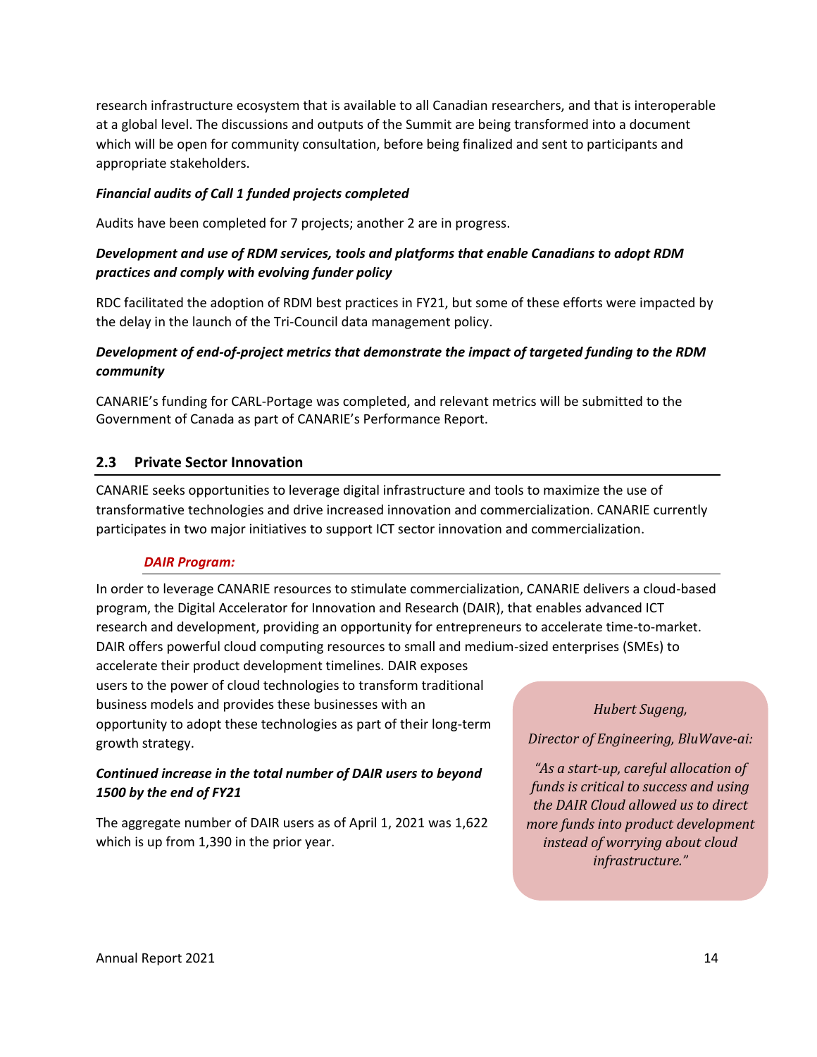research infrastructure ecosystem that is available to all Canadian researchers, and that is interoperable at a global level. The discussions and outputs of the Summit are being transformed into a document which will be open for community consultation, before being finalized and sent to participants and appropriate stakeholders.

***Financial audits of Call 1 funded projects completed***

Audits have been completed for 7 projects; another 2 are in progress.

***Development and use of RDM services, tools and platforms that enable Canadians to adopt RDM practices and comply with evolving funder policy***

RDC facilitated the adoption of RDM best practices in FY21, but some of these efforts were impacted by the delay in the launch of the Tri-Council data management policy.

***Development of end-of-project metrics that demonstrate the impact of targeted funding to the RDM community***

CANARIE's funding for CARL-Portage was completed, and relevant metrics will be submitted to the Government of Canada as part of CANARIE's Performance Report.

## 2.3 Private Sector Innovation

CANARIE seeks opportunities to leverage digital infrastructure and tools to maximize the use of transformative technologies and drive increased innovation and commercialization. CANARIE currently participates in two major initiatives to support ICT sector innovation and commercialization.

***DAIR Program:***

In order to leverage CANARIE resources to stimulate commercialization, CANARIE delivers a cloud-based program, the Digital Accelerator for Innovation and Research (DAIR), that enables advanced ICT research and development, providing an opportunity for entrepreneurs to accelerate time-to-market. DAIR offers powerful cloud computing resources to small and medium-sized enterprises (SMEs) to accelerate their product development timelines. DAIR exposes users to the power of cloud technologies to transform traditional business models and provides these businesses with an opportunity to adopt these technologies as part of their long-term growth strategy.

***Continued increase in the total number of DAIR users to beyond 1500 by the end of FY21***

The aggregate number of DAIR users as of April 1, 2021 was 1,622 which is up from 1,390 in the prior year.

> *Hubert Sugeng,*
>
> *Director of Engineering, BluWave-ai:*
>
> *"As a start-up, careful allocation of funds is critical to success and using the DAIR Cloud allowed us to direct more funds into product development instead of worrying about cloud infrastructure."*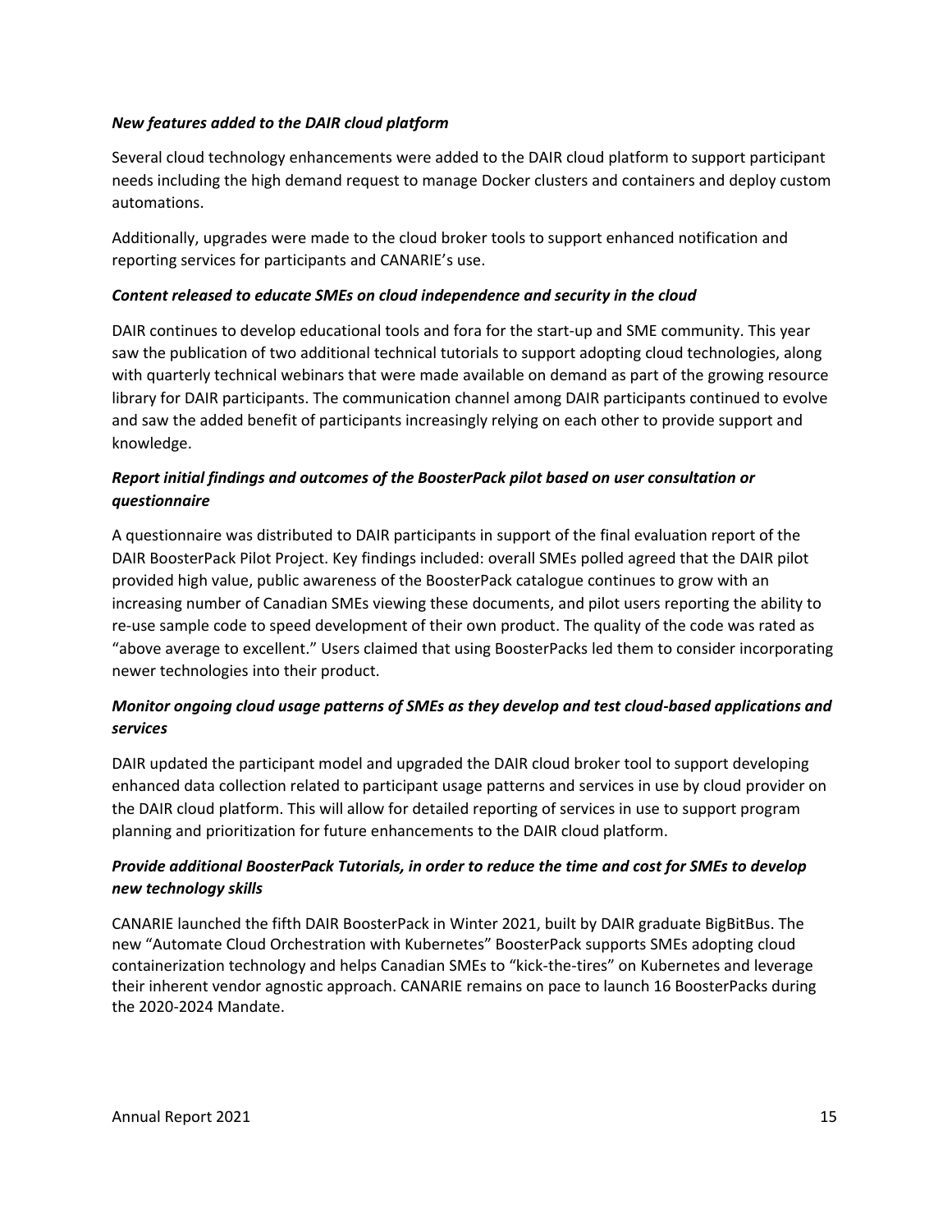***New features added to the DAIR cloud platform***

Several cloud technology enhancements were added to the DAIR cloud platform to support participant needs including the high demand request to manage Docker clusters and containers and deploy custom automations.

Additionally, upgrades were made to the cloud broker tools to support enhanced notification and reporting services for participants and CANARIE's use.

***Content released to educate SMEs on cloud independence and security in the cloud***

DAIR continues to develop educational tools and fora for the start-up and SME community. This year saw the publication of two additional technical tutorials to support adopting cloud technologies, along with quarterly technical webinars that were made available on demand as part of the growing resource library for DAIR participants. The communication channel among DAIR participants continued to evolve and saw the added benefit of participants increasingly relying on each other to provide support and knowledge.

***Report initial findings and outcomes of the BoosterPack pilot based on user consultation or questionnaire***

A questionnaire was distributed to DAIR participants in support of the final evaluation report of the DAIR BoosterPack Pilot Project. Key findings included: overall SMEs polled agreed that the DAIR pilot provided high value, public awareness of the BoosterPack catalogue continues to grow with an increasing number of Canadian SMEs viewing these documents, and pilot users reporting the ability to re-use sample code to speed development of their own product. The quality of the code was rated as "above average to excellent." Users claimed that using BoosterPacks led them to consider incorporating newer technologies into their product.

***Monitor ongoing cloud usage patterns of SMEs as they develop and test cloud-based applications and services***

DAIR updated the participant model and upgraded the DAIR cloud broker tool to support developing enhanced data collection related to participant usage patterns and services in use by cloud provider on the DAIR cloud platform. This will allow for detailed reporting of services in use to support program planning and prioritization for future enhancements to the DAIR cloud platform.

***Provide additional BoosterPack Tutorials, in order to reduce the time and cost for SMEs to develop new technology skills***

CANARIE launched the fifth DAIR BoosterPack in Winter 2021, built by DAIR graduate BigBitBus. The new "Automate Cloud Orchestration with Kubernetes" BoosterPack supports SMEs adopting cloud containerization technology and helps Canadian SMEs to "kick-the-tires" on Kubernetes and leverage their inherent vendor agnostic approach. CANARIE remains on pace to launch 16 BoosterPacks during the 2020-2024 Mandate.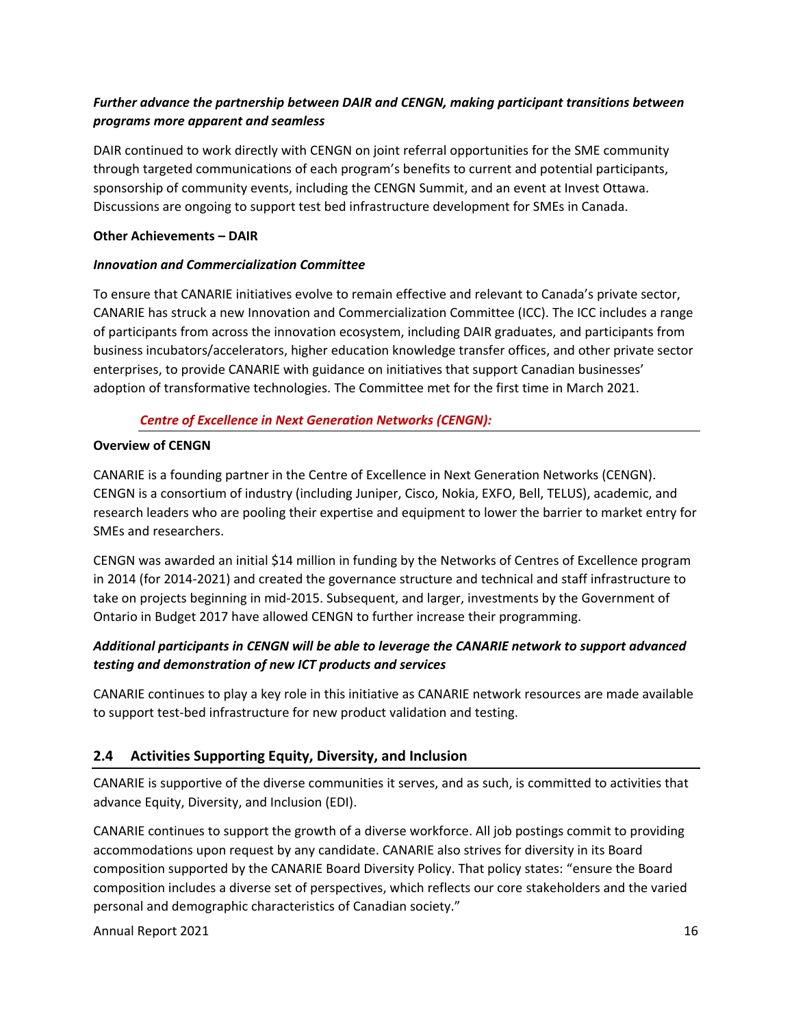***Further advance the partnership between DAIR and CENGN, making participant transitions between programs more apparent and seamless***

DAIR continued to work directly with CENGN on joint referral opportunities for the SME community through targeted communications of each program's benefits to current and potential participants, sponsorship of community events, including the CENGN Summit, and an event at Invest Ottawa. Discussions are ongoing to support test bed infrastructure development for SMEs in Canada.

**Other Achievements – DAIR**

***Innovation and Commercialization Committee***

To ensure that CANARIE initiatives evolve to remain effective and relevant to Canada's private sector, CANARIE has struck a new Innovation and Commercialization Committee (ICC). The ICC includes a range of participants from across the innovation ecosystem, including DAIR graduates, and participants from business incubators/accelerators, higher education knowledge transfer offices, and other private sector enterprises, to provide CANARIE with guidance on initiatives that support Canadian businesses' adoption of transformative technologies. The Committee met for the first time in March 2021.

***Centre of Excellence in Next Generation Networks (CENGN):***

**Overview of CENGN**

CANARIE is a founding partner in the Centre of Excellence in Next Generation Networks (CENGN). CENGN is a consortium of industry (including Juniper, Cisco, Nokia, EXFO, Bell, TELUS), academic, and research leaders who are pooling their expertise and equipment to lower the barrier to market entry for SMEs and researchers.

CENGN was awarded an initial $14 million in funding by the Networks of Centres of Excellence program in 2014 (for 2014-2021) and created the governance structure and technical and staff infrastructure to take on projects beginning in mid-2015. Subsequent, and larger, investments by the Government of Ontario in Budget 2017 have allowed CENGN to further increase their programming.

***Additional participants in CENGN will be able to leverage the CANARIE network to support advanced testing and demonstration of new ICT products and services***

CANARIE continues to play a key role in this initiative as CANARIE network resources are made available to support test-bed infrastructure for new product validation and testing.

## 2.4 Activities Supporting Equity, Diversity, and Inclusion

CANARIE is supportive of the diverse communities it serves, and as such, is committed to activities that advance Equity, Diversity, and Inclusion (EDI).

CANARIE continues to support the growth of a diverse workforce. All job postings commit to providing accommodations upon request by any candidate. CANARIE also strives for diversity in its Board composition supported by the CANARIE Board Diversity Policy. That policy states: "ensure the Board composition includes a diverse set of perspectives, which reflects our core stakeholders and the varied personal and demographic characteristics of Canadian society."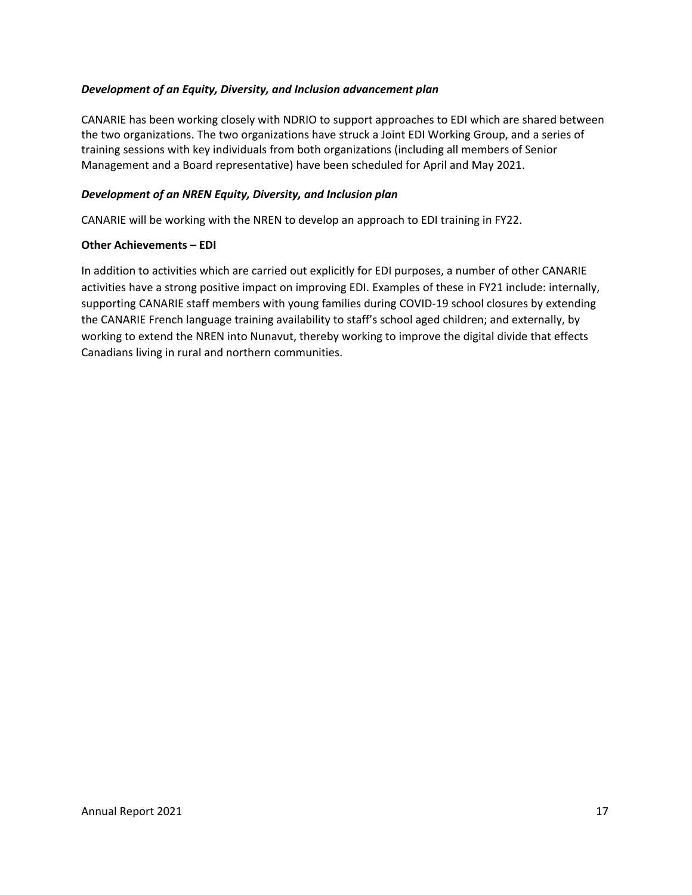***Development of an Equity, Diversity, and Inclusion advancement plan***

CANARIE has been working closely with NDRIO to support approaches to EDI which are shared between the two organizations. The two organizations have struck a Joint EDI Working Group, and a series of training sessions with key individuals from both organizations (including all members of Senior Management and a Board representative) have been scheduled for April and May 2021.

***Development of an NREN Equity, Diversity, and Inclusion plan***

CANARIE will be working with the NREN to develop an approach to EDI training in FY22.

**Other Achievements – EDI**

In addition to activities which are carried out explicitly for EDI purposes, a number of other CANARIE activities have a strong positive impact on improving EDI. Examples of these in FY21 include: internally, supporting CANARIE staff members with young families during COVID-19 school closures by extending the CANARIE French language training availability to staff's school aged children; and externally, by working to extend the NREN into Nunavut, thereby working to improve the digital divide that effects Canadians living in rural and northern communities.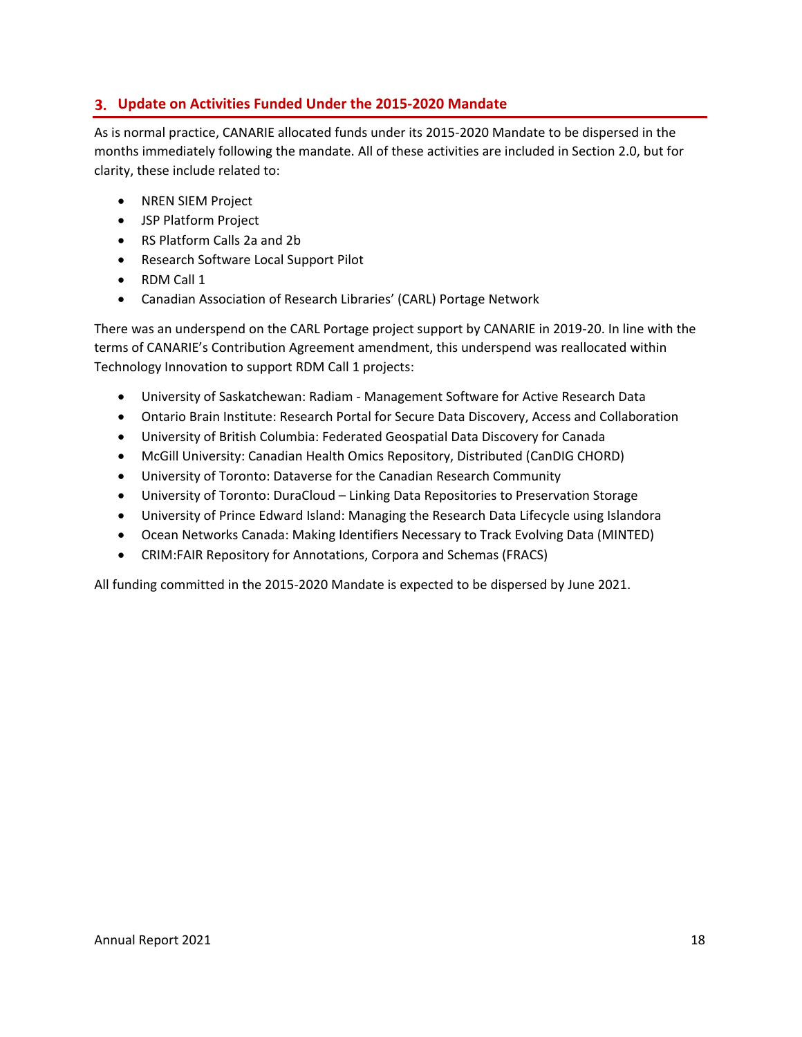## 3. Update on Activities Funded Under the 2015-2020 Mandate

As is normal practice, CANARIE allocated funds under its 2015-2020 Mandate to be dispersed in the months immediately following the mandate. All of these activities are included in Section 2.0, but for clarity, these include related to:

- NREN SIEM Project
- JSP Platform Project
- RS Platform Calls 2a and 2b
- Research Software Local Support Pilot
- RDM Call 1
- Canadian Association of Research Libraries' (CARL) Portage Network

There was an underspend on the CARL Portage project support by CANARIE in 2019-20. In line with the terms of CANARIE's Contribution Agreement amendment, this underspend was reallocated within Technology Innovation to support RDM Call 1 projects:

- University of Saskatchewan: Radiam - Management Software for Active Research Data
- Ontario Brain Institute: Research Portal for Secure Data Discovery, Access and Collaboration
- University of British Columbia: Federated Geospatial Data Discovery for Canada
- McGill University: Canadian Health Omics Repository, Distributed (CanDIG CHORD)
- University of Toronto: Dataverse for the Canadian Research Community
- University of Toronto: DuraCloud – Linking Data Repositories to Preservation Storage
- University of Prince Edward Island: Managing the Research Data Lifecycle using Islandora
- Ocean Networks Canada: Making Identifiers Necessary to Track Evolving Data (MINTED)
- CRIM:FAIR Repository for Annotations, Corpora and Schemas (FRACS)

All funding committed in the 2015-2020 Mandate is expected to be dispersed by June 2021.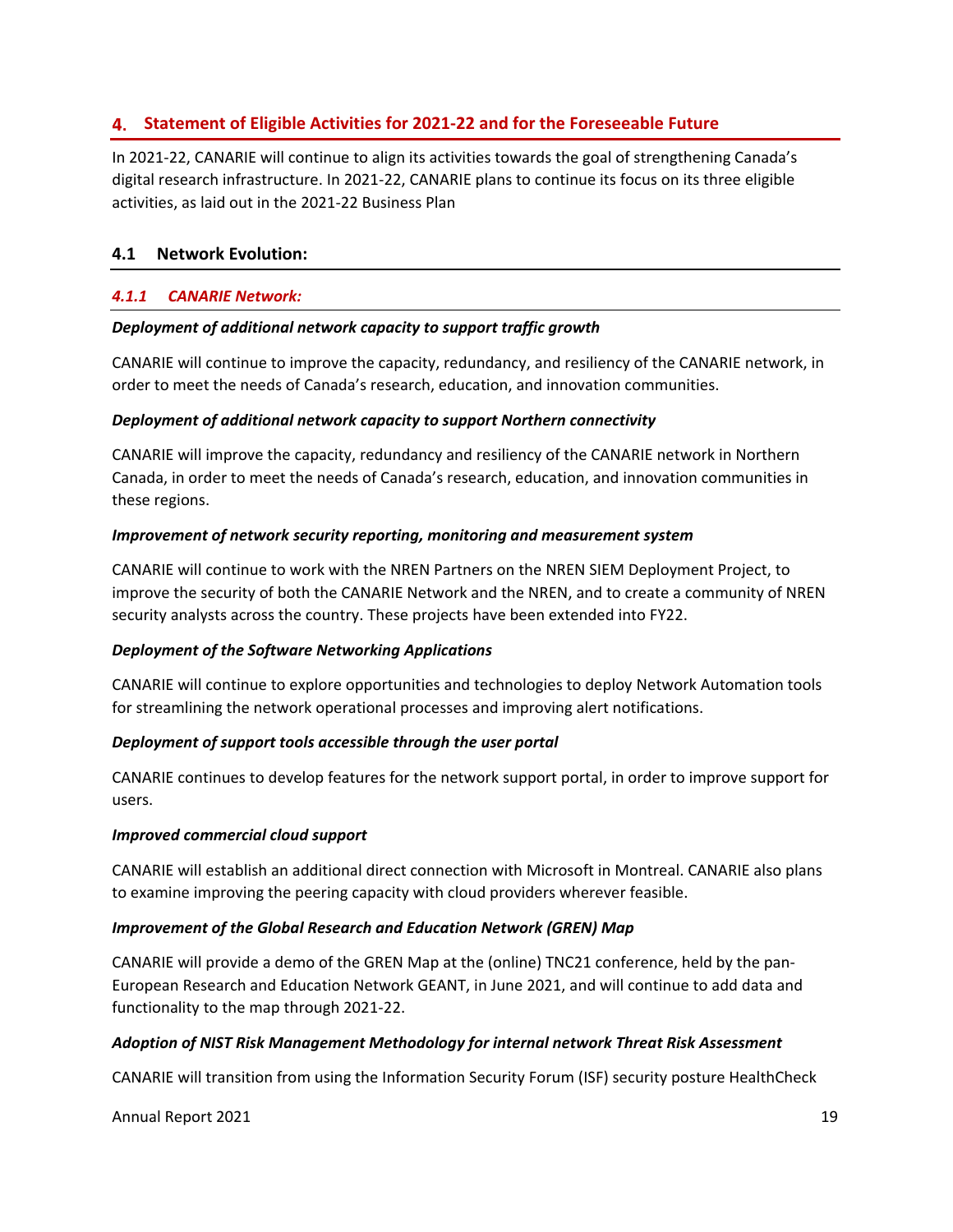## 4. Statement of Eligible Activities for 2021-22 and for the Foreseeable Future

In 2021-22, CANARIE will continue to align its activities towards the goal of strengthening Canada's digital research infrastructure. In 2021-22, CANARIE plans to continue its focus on its three eligible activities, as laid out in the 2021-22 Business Plan

### 4.1 Network Evolution:

#### *4.1.1 CANARIE Network:*

***Deployment of additional network capacity to support traffic growth***

CANARIE will continue to improve the capacity, redundancy, and resiliency of the CANARIE network, in order to meet the needs of Canada's research, education, and innovation communities.

***Deployment of additional network capacity to support Northern connectivity***

CANARIE will improve the capacity, redundancy and resiliency of the CANARIE network in Northern Canada, in order to meet the needs of Canada's research, education, and innovation communities in these regions.

***Improvement of network security reporting, monitoring and measurement system***

CANARIE will continue to work with the NREN Partners on the NREN SIEM Deployment Project, to improve the security of both the CANARIE Network and the NREN, and to create a community of NREN security analysts across the country. These projects have been extended into FY22.

***Deployment of the Software Networking Applications***

CANARIE will continue to explore opportunities and technologies to deploy Network Automation tools for streamlining the network operational processes and improving alert notifications.

***Deployment of support tools accessible through the user portal***

CANARIE continues to develop features for the network support portal, in order to improve support for users.

***Improved commercial cloud support***

CANARIE will establish an additional direct connection with Microsoft in Montreal. CANARIE also plans to examine improving the peering capacity with cloud providers wherever feasible.

***Improvement of the Global Research and Education Network (GREN) Map***

CANARIE will provide a demo of the GREN Map at the (online) TNC21 conference, held by the pan-European Research and Education Network GEANT, in June 2021, and will continue to add data and functionality to the map through 2021-22.

***Adoption of NIST Risk Management Methodology for internal network Threat Risk Assessment***

CANARIE will transition from using the Information Security Forum (ISF) security posture HealthCheck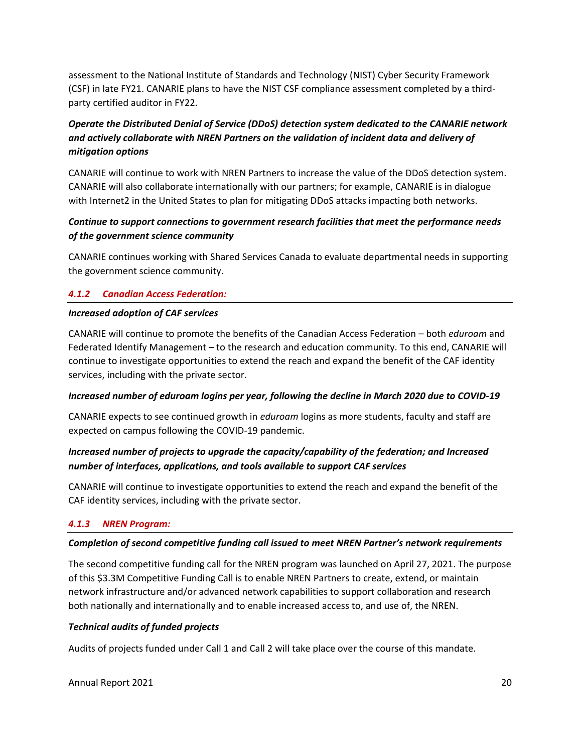assessment to the National Institute of Standards and Technology (NIST) Cyber Security Framework (CSF) in late FY21. CANARIE plans to have the NIST CSF compliance assessment completed by a third-party certified auditor in FY22.

***Operate the Distributed Denial of Service (DDoS) detection system dedicated to the CANARIE network and actively collaborate with NREN Partners on the validation of incident data and delivery of mitigation options***

CANARIE will continue to work with NREN Partners to increase the value of the DDoS detection system. CANARIE will also collaborate internationally with our partners; for example, CANARIE is in dialogue with Internet2 in the United States to plan for mitigating DDoS attacks impacting both networks.

***Continue to support connections to government research facilities that meet the performance needs of the government science community***

CANARIE continues working with Shared Services Canada to evaluate departmental needs in supporting the government science community.

#### *4.1.2 Canadian Access Federation:*

***Increased adoption of CAF services***

CANARIE will continue to promote the benefits of the Canadian Access Federation – both *eduroam* and Federated Identify Management – to the research and education community. To this end, CANARIE will continue to investigate opportunities to extend the reach and expand the benefit of the CAF identity services, including with the private sector.

***Increased number of eduroam logins per year, following the decline in March 2020 due to COVID-19***

CANARIE expects to see continued growth in *eduroam* logins as more students, faculty and staff are expected on campus following the COVID-19 pandemic.

***Increased number of projects to upgrade the capacity/capability of the federation; and Increased number of interfaces, applications, and tools available to support CAF services***

CANARIE will continue to investigate opportunities to extend the reach and expand the benefit of the CAF identity services, including with the private sector.

#### *4.1.3 NREN Program:*

***Completion of second competitive funding call issued to meet NREN Partner's network requirements***

The second competitive funding call for the NREN program was launched on April 27, 2021. The purpose of this $3.3M Competitive Funding Call is to enable NREN Partners to create, extend, or maintain network infrastructure and/or advanced network capabilities to support collaboration and research both nationally and internationally and to enable increased access to, and use of, the NREN.

***Technical audits of funded projects***

Audits of projects funded under Call 1 and Call 2 will take place over the course of this mandate.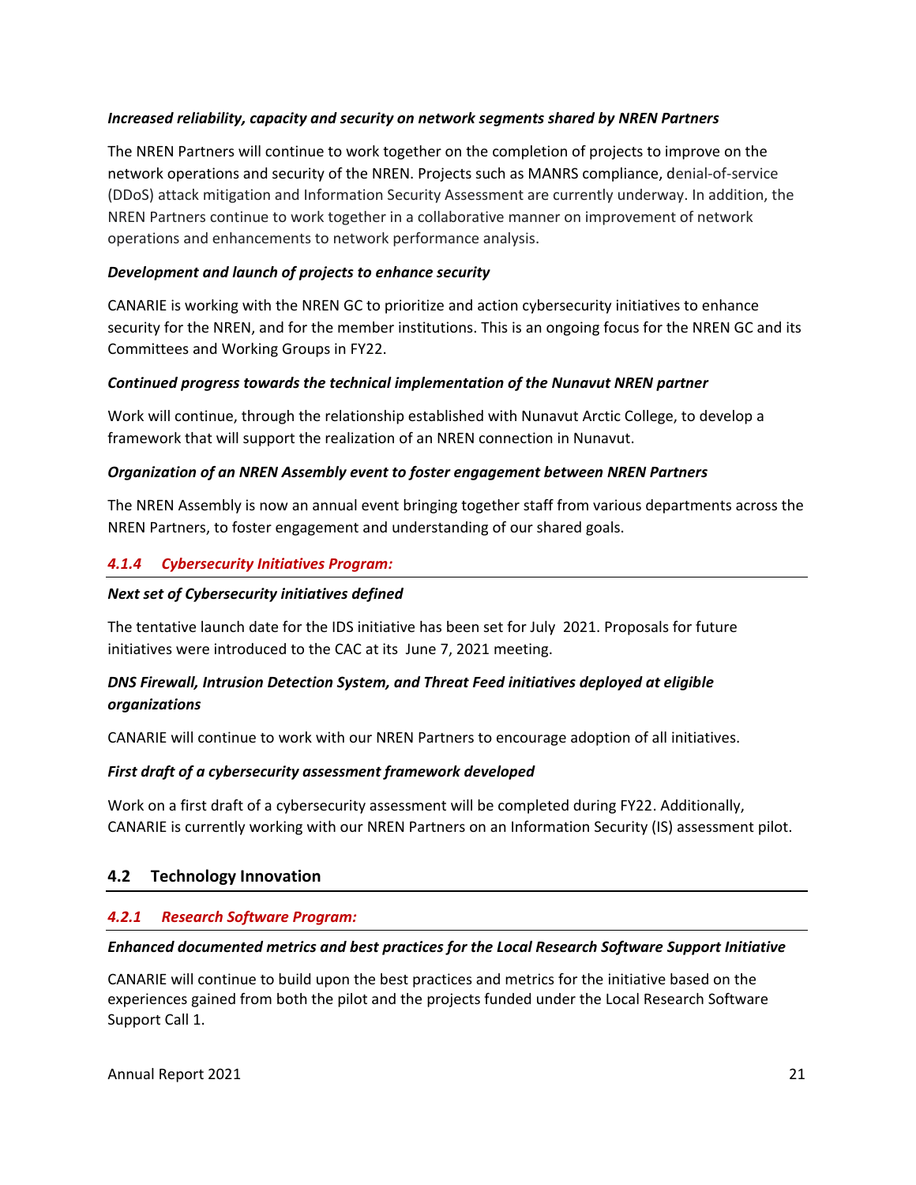***Increased reliability, capacity and security on network segments shared by NREN Partners***

The NREN Partners will continue to work together on the completion of projects to improve on the network operations and security of the NREN. Projects such as MANRS compliance, denial-of-service (DDoS) attack mitigation and Information Security Assessment are currently underway. In addition, the NREN Partners continue to work together in a collaborative manner on improvement of network operations and enhancements to network performance analysis.

***Development and launch of projects to enhance security***

CANARIE is working with the NREN GC to prioritize and action cybersecurity initiatives to enhance security for the NREN, and for the member institutions. This is an ongoing focus for the NREN GC and its Committees and Working Groups in FY22.

***Continued progress towards the technical implementation of the Nunavut NREN partner***

Work will continue, through the relationship established with Nunavut Arctic College, to develop a framework that will support the realization of an NREN connection in Nunavut.

***Organization of an NREN Assembly event to foster engagement between NREN Partners***

The NREN Assembly is now an annual event bringing together staff from various departments across the NREN Partners, to foster engagement and understanding of our shared goals.

#### *4.1.4 Cybersecurity Initiatives Program:*

***Next set of Cybersecurity initiatives defined***

The tentative launch date for the IDS initiative has been set for July 2021. Proposals for future initiatives were introduced to the CAC at its June 7, 2021 meeting.

***DNS Firewall, Intrusion Detection System, and Threat Feed initiatives deployed at eligible organizations***

CANARIE will continue to work with our NREN Partners to encourage adoption of all initiatives.

***First draft of a cybersecurity assessment framework developed***

Work on a first draft of a cybersecurity assessment will be completed during FY22. Additionally, CANARIE is currently working with our NREN Partners on an Information Security (IS) assessment pilot.

### 4.2 Technology Innovation

#### *4.2.1 Research Software Program:*

***Enhanced documented metrics and best practices for the Local Research Software Support Initiative***

CANARIE will continue to build upon the best practices and metrics for the initiative based on the experiences gained from both the pilot and the projects funded under the Local Research Software Support Call 1.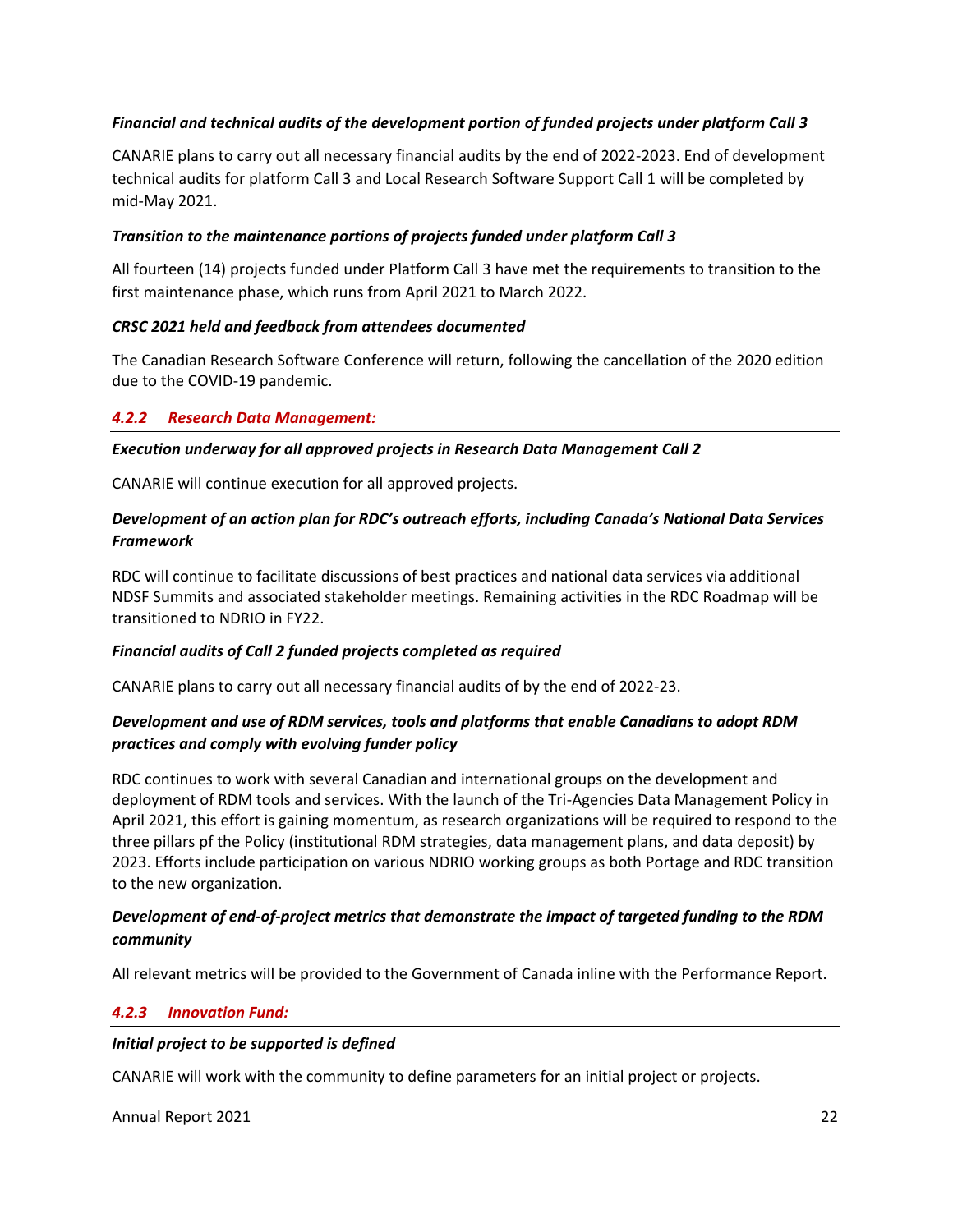***Financial and technical audits of the development portion of funded projects under platform Call 3***

CANARIE plans to carry out all necessary financial audits by the end of 2022-2023. End of development technical audits for platform Call 3 and Local Research Software Support Call 1 will be completed by mid-May 2021.

***Transition to the maintenance portions of projects funded under platform Call 3***

All fourteen (14) projects funded under Platform Call 3 have met the requirements to transition to the first maintenance phase, which runs from April 2021 to March 2022.

***CRSC 2021 held and feedback from attendees documented***

The Canadian Research Software Conference will return, following the cancellation of the 2020 edition due to the COVID-19 pandemic.

### *4.2.2 Research Data Management:*

***Execution underway for all approved projects in Research Data Management Call 2***

CANARIE will continue execution for all approved projects.

***Development of an action plan for RDC's outreach efforts, including Canada's National Data Services Framework***

RDC will continue to facilitate discussions of best practices and national data services via additional NDSF Summits and associated stakeholder meetings. Remaining activities in the RDC Roadmap will be transitioned to NDRIO in FY22.

***Financial audits of Call 2 funded projects completed as required***

CANARIE plans to carry out all necessary financial audits of by the end of 2022-23.

***Development and use of RDM services, tools and platforms that enable Canadians to adopt RDM practices and comply with evolving funder policy***

RDC continues to work with several Canadian and international groups on the development and deployment of RDM tools and services. With the launch of the Tri-Agencies Data Management Policy in April 2021, this effort is gaining momentum, as research organizations will be required to respond to the three pillars pf the Policy (institutional RDM strategies, data management plans, and data deposit) by 2023. Efforts include participation on various NDRIO working groups as both Portage and RDC transition to the new organization.

***Development of end-of-project metrics that demonstrate the impact of targeted funding to the RDM community***

All relevant metrics will be provided to the Government of Canada inline with the Performance Report.

### *4.2.3 Innovation Fund:*

***Initial project to be supported is defined***

CANARIE will work with the community to define parameters for an initial project or projects.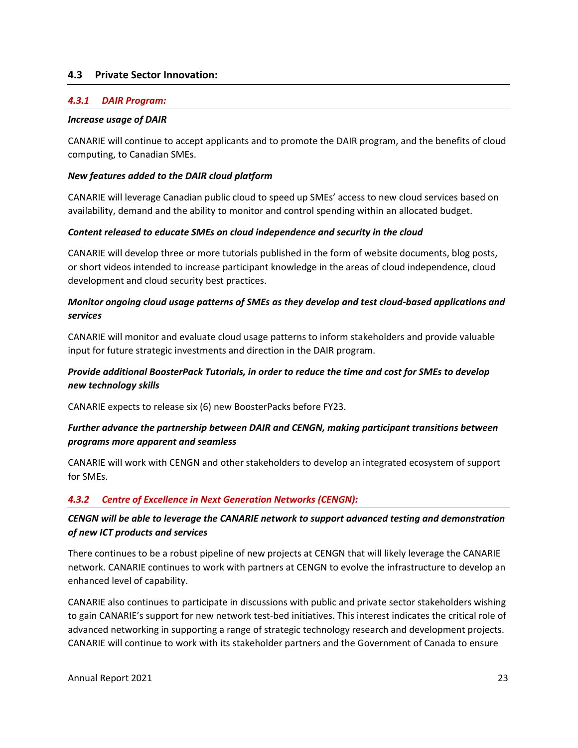## 4.3 Private Sector Innovation:

### *4.3.1 DAIR Program:*

***Increase usage of DAIR***

CANARIE will continue to accept applicants and to promote the DAIR program, and the benefits of cloud computing, to Canadian SMEs.

***New features added to the DAIR cloud platform***

CANARIE will leverage Canadian public cloud to speed up SMEs' access to new cloud services based on availability, demand and the ability to monitor and control spending within an allocated budget.

***Content released to educate SMEs on cloud independence and security in the cloud***

CANARIE will develop three or more tutorials published in the form of website documents, blog posts, or short videos intended to increase participant knowledge in the areas of cloud independence, cloud development and cloud security best practices.

***Monitor ongoing cloud usage patterns of SMEs as they develop and test cloud-based applications and services***

CANARIE will monitor and evaluate cloud usage patterns to inform stakeholders and provide valuable input for future strategic investments and direction in the DAIR program.

***Provide additional BoosterPack Tutorials, in order to reduce the time and cost for SMEs to develop new technology skills***

CANARIE expects to release six (6) new BoosterPacks before FY23.

***Further advance the partnership between DAIR and CENGN, making participant transitions between programs more apparent and seamless***

CANARIE will work with CENGN and other stakeholders to develop an integrated ecosystem of support for SMEs.

### *4.3.2 Centre of Excellence in Next Generation Networks (CENGN):*

***CENGN will be able to leverage the CANARIE network to support advanced testing and demonstration of new ICT products and services***

There continues to be a robust pipeline of new projects at CENGN that will likely leverage the CANARIE network. CANARIE continues to work with partners at CENGN to evolve the infrastructure to develop an enhanced level of capability.

CANARIE also continues to participate in discussions with public and private sector stakeholders wishing to gain CANARIE's support for new network test-bed initiatives. This interest indicates the critical role of advanced networking in supporting a range of strategic technology research and development projects. CANARIE will continue to work with its stakeholder partners and the Government of Canada to ensure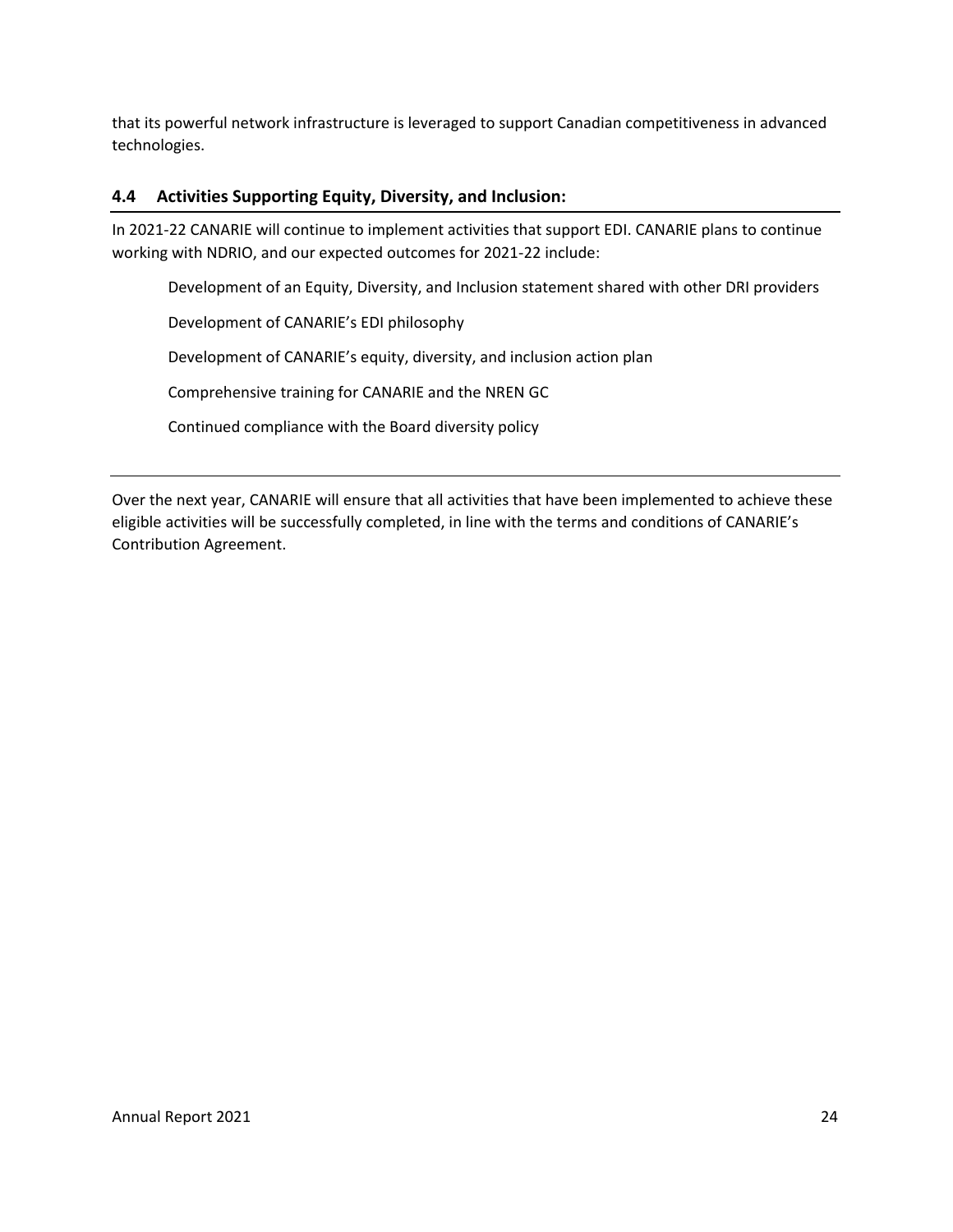that its powerful network infrastructure is leveraged to support Canadian competitiveness in advanced technologies.

### 4.4 Activities Supporting Equity, Diversity, and Inclusion:

In 2021-22 CANARIE will continue to implement activities that support EDI. CANARIE plans to continue working with NDRIO, and our expected outcomes for 2021-22 include:

- Development of an Equity, Diversity, and Inclusion statement shared with other DRI providers
- Development of CANARIE's EDI philosophy
- Development of CANARIE's equity, diversity, and inclusion action plan
- Comprehensive training for CANARIE and the NREN GC
- Continued compliance with the Board diversity policy

---

Over the next year, CANARIE will ensure that all activities that have been implemented to achieve these eligible activities will be successfully completed, in line with the terms and conditions of CANARIE's Contribution Agreement.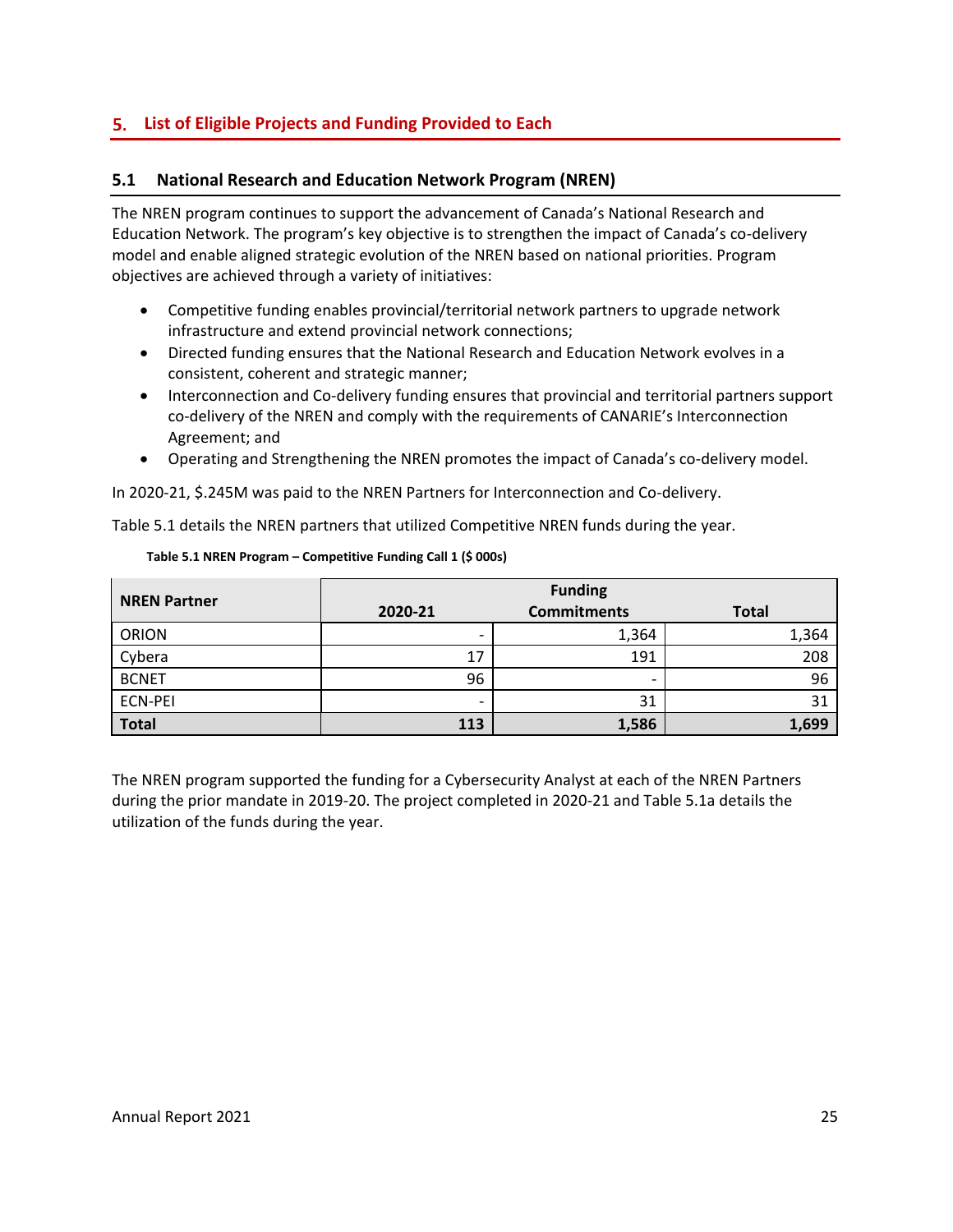## 5. List of Eligible Projects and Funding Provided to Each

### 5.1 National Research and Education Network Program (NREN)

The NREN program continues to support the advancement of Canada's National Research and Education Network. The program's key objective is to strengthen the impact of Canada's co-delivery model and enable aligned strategic evolution of the NREN based on national priorities. Program objectives are achieved through a variety of initiatives:

- Competitive funding enables provincial/territorial network partners to upgrade network infrastructure and extend provincial network connections;
- Directed funding ensures that the National Research and Education Network evolves in a consistent, coherent and strategic manner;
- Interconnection and Co-delivery funding ensures that provincial and territorial partners support co-delivery of the NREN and comply with the requirements of CANARIE's Interconnection Agreement; and
- Operating and Strengthening the NREN promotes the impact of Canada's co-delivery model.

In 2020-21, $.245M was paid to the NREN Partners for Interconnection and Co-delivery.

Table 5.1 details the NREN partners that utilized Competitive NREN funds during the year.

**Table 5.1 NREN Program – Competitive Funding Call 1 ($ 000s)**

| NREN Partner | Funding | | |
|---|---|---|---|
| | 2020-21 | Commitments | Total |
| ORION | - | 1,364 | 1,364 |
| Cybera | 17 | 191 | 208 |
| BCNET | 96 | - | 96 |
| ECN-PEI | - | 31 | 31 |
| **Total** | **113** | **1,586** | **1,699** |

The NREN program supported the funding for a Cybersecurity Analyst at each of the NREN Partners during the prior mandate in 2019-20. The project completed in 2020-21 and Table 5.1a details the utilization of the funds during the year.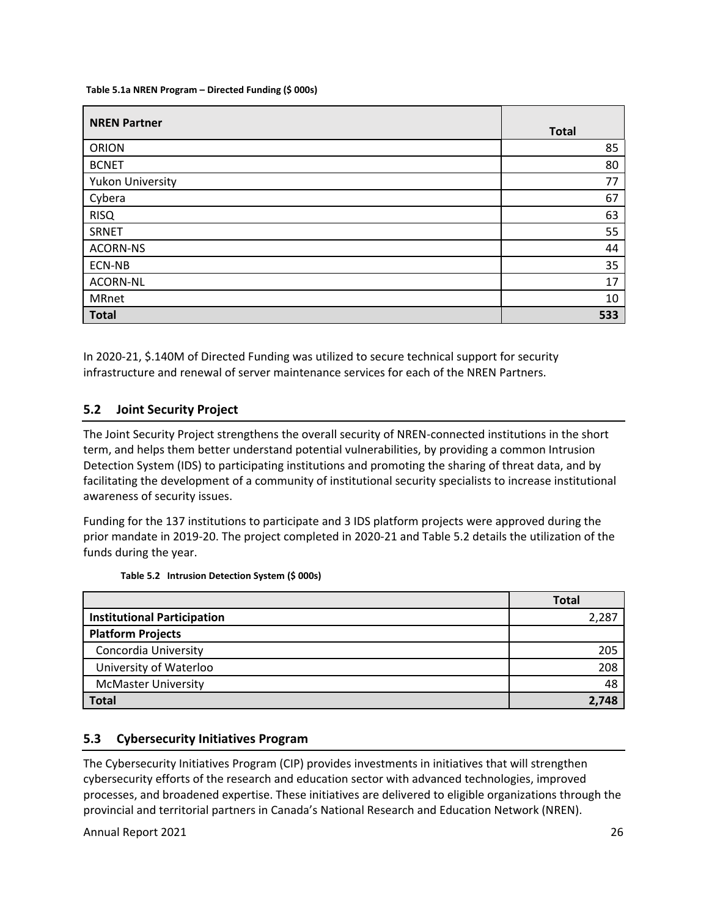**Table 5.1a NREN Program – Directed Funding ($ 000s)**

| NREN Partner | Total |
|---|---|
| ORION | 85 |
| BCNET | 80 |
| Yukon University | 77 |
| Cybera | 67 |
| RISQ | 63 |
| SRNET | 55 |
| ACORN-NS | 44 |
| ECN-NB | 35 |
| ACORN-NL | 17 |
| MRnet | 10 |
| **Total** | **533** |

In 2020-21, $.140M of Directed Funding was utilized to secure technical support for security infrastructure and renewal of server maintenance services for each of the NREN Partners.

## 5.2 Joint Security Project

The Joint Security Project strengthens the overall security of NREN-connected institutions in the short term, and helps them better understand potential vulnerabilities, by providing a common Intrusion Detection System (IDS) to participating institutions and promoting the sharing of threat data, and by facilitating the development of a community of institutional security specialists to increase institutional awareness of security issues.

Funding for the 137 institutions to participate and 3 IDS platform projects were approved during the prior mandate in 2019-20. The project completed in 2020-21 and Table 5.2 details the utilization of the funds during the year.

**Table 5.2 Intrusion Detection System ($ 000s)**

| | Total |
|---|---|
| **Institutional Participation** | 2,287 |
| **Platform Projects** | |
| Concordia University | 205 |
| University of Waterloo | 208 |
| McMaster University | 48 |
| **Total** | **2,748** |

## 5.3 Cybersecurity Initiatives Program

The Cybersecurity Initiatives Program (CIP) provides investments in initiatives that will strengthen cybersecurity efforts of the research and education sector with advanced technologies, improved processes, and broadened expertise. These initiatives are delivered to eligible organizations through the provincial and territorial partners in Canada's National Research and Education Network (NREN).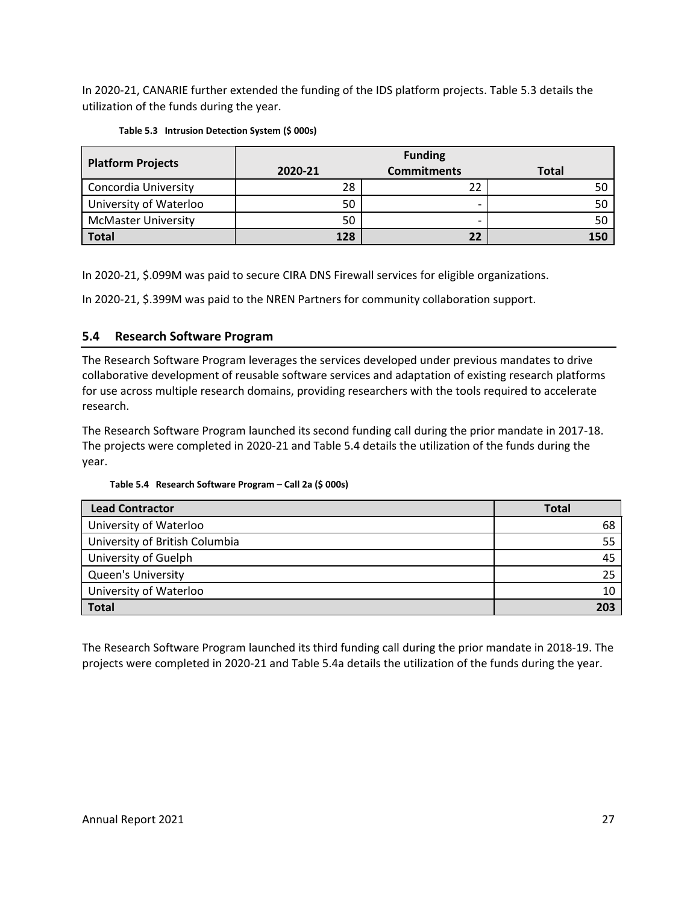In 2020-21, CANARIE further extended the funding of the IDS platform projects. Table 5.3 details the utilization of the funds during the year.

**Table 5.3 Intrusion Detection System ($ 000s)**

| Platform Projects | Funding | | |
|---|---|---|---|
| | 2020-21 | Commitments | Total |
| Concordia University | 28 | 22 | 50 |
| University of Waterloo | 50 | - | 50 |
| McMaster University | 50 | - | 50 |
| **Total** | **128** | **22** | **150** |

In 2020-21, $.099M was paid to secure CIRA DNS Firewall services for eligible organizations.

In 2020-21, $.399M was paid to the NREN Partners for community collaboration support.

## 5.4 Research Software Program

The Research Software Program leverages the services developed under previous mandates to drive collaborative development of reusable software services and adaptation of existing research platforms for use across multiple research domains, providing researchers with the tools required to accelerate research.

The Research Software Program launched its second funding call during the prior mandate in 2017-18. The projects were completed in 2020-21 and Table 5.4 details the utilization of the funds during the year.

**Table 5.4 Research Software Program – Call 2a ($ 000s)**

| Lead Contractor | Total |
|---|---|
| University of Waterloo | 68 |
| University of British Columbia | 55 |
| University of Guelph | 45 |
| Queen's University | 25 |
| University of Waterloo | 10 |
| **Total** | **203** |

The Research Software Program launched its third funding call during the prior mandate in 2018-19. The projects were completed in 2020-21 and Table 5.4a details the utilization of the funds during the year.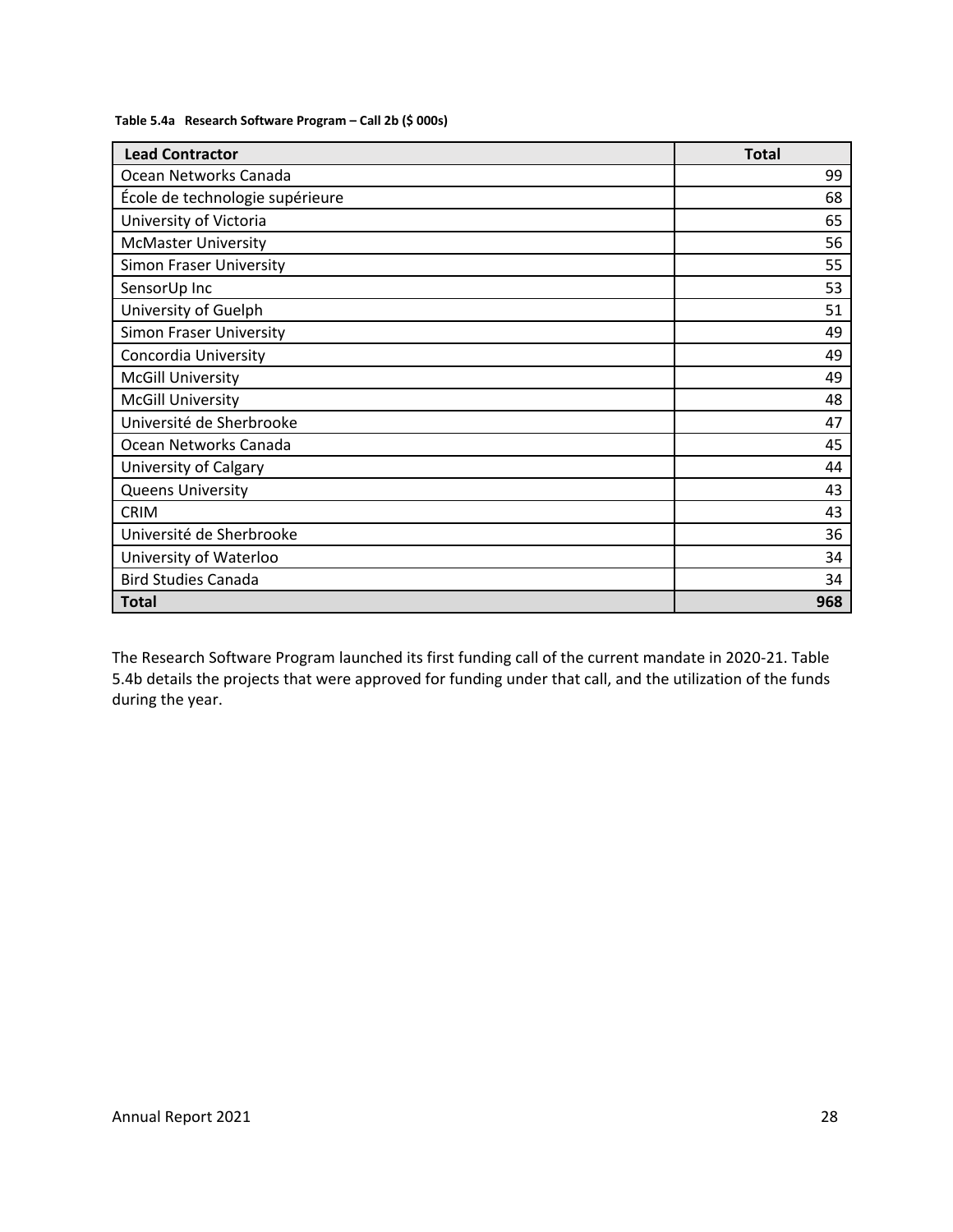**Table 5.4a Research Software Program – Call 2b ($ 000s)**

| Lead Contractor | Total |
|---|---:|
| Ocean Networks Canada | 99 |
| École de technologie supérieure | 68 |
| University of Victoria | 65 |
| McMaster University | 56 |
| Simon Fraser University | 55 |
| SensorUp Inc | 53 |
| University of Guelph | 51 |
| Simon Fraser University | 49 |
| Concordia University | 49 |
| McGill University | 49 |
| McGill University | 48 |
| Université de Sherbrooke | 47 |
| Ocean Networks Canada | 45 |
| University of Calgary | 44 |
| Queens University | 43 |
| CRIM | 43 |
| Université de Sherbrooke | 36 |
| University of Waterloo | 34 |
| Bird Studies Canada | 34 |
| **Total** | **968** |

The Research Software Program launched its first funding call of the current mandate in 2020-21. Table 5.4b details the projects that were approved for funding under that call, and the utilization of the funds during the year.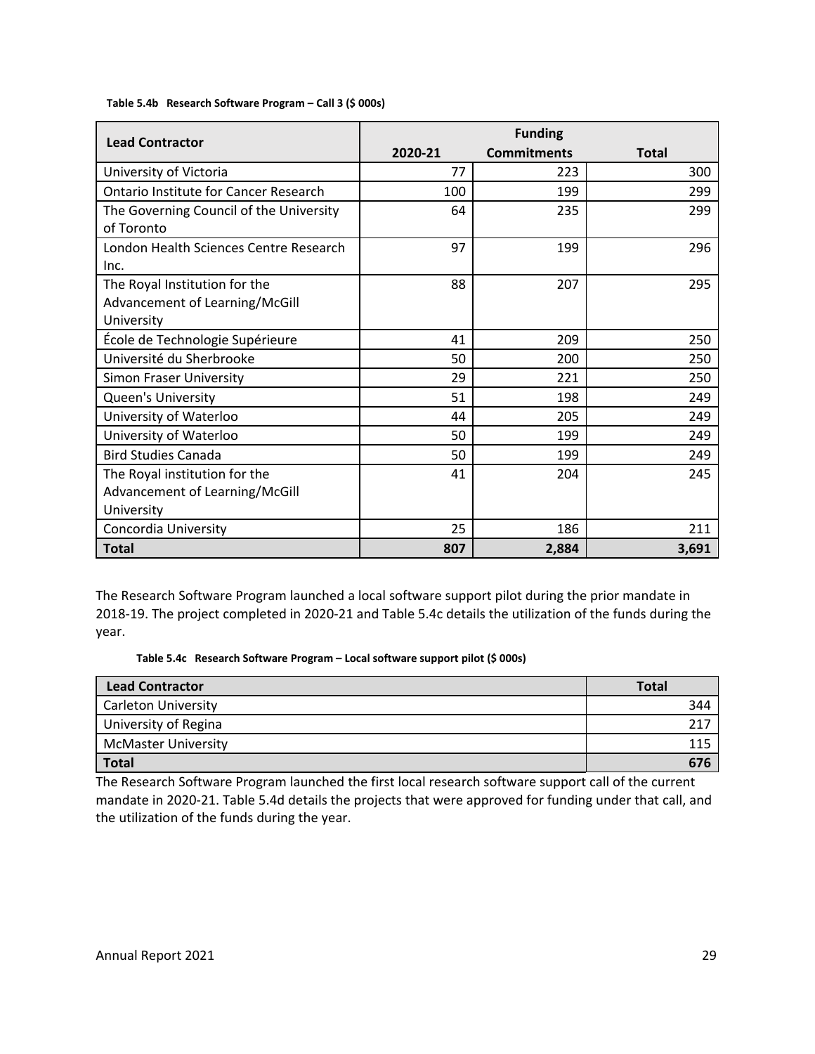**Table 5.4b Research Software Program – Call 3 ($ 000s)**

| Lead Contractor | Funding | | |
|---|---|---|---|
| | 2020-21 | Commitments | Total |
| University of Victoria | 77 | 223 | 300 |
| Ontario Institute for Cancer Research | 100 | 199 | 299 |
| The Governing Council of the University of Toronto | 64 | 235 | 299 |
| London Health Sciences Centre Research Inc. | 97 | 199 | 296 |
| The Royal Institution for the Advancement of Learning/McGill University | 88 | 207 | 295 |
| École de Technologie Supérieure | 41 | 209 | 250 |
| Université du Sherbrooke | 50 | 200 | 250 |
| Simon Fraser University | 29 | 221 | 250 |
| Queen's University | 51 | 198 | 249 |
| University of Waterloo | 44 | 205 | 249 |
| University of Waterloo | 50 | 199 | 249 |
| Bird Studies Canada | 50 | 199 | 249 |
| The Royal institution for the Advancement of Learning/McGill University | 41 | 204 | 245 |
| Concordia University | 25 | 186 | 211 |
| **Total** | **807** | **2,884** | **3,691** |

The Research Software Program launched a local software support pilot during the prior mandate in 2018-19. The project completed in 2020-21 and Table 5.4c details the utilization of the funds during the year.

**Table 5.4c Research Software Program – Local software support pilot ($ 000s)**

| Lead Contractor | Total |
|---|---|
| Carleton University | 344 |
| University of Regina | 217 |
| McMaster University | 115 |
| **Total** | **676** |

The Research Software Program launched the first local research software support call of the current mandate in 2020-21. Table 5.4d details the projects that were approved for funding under that call, and the utilization of the funds during the year.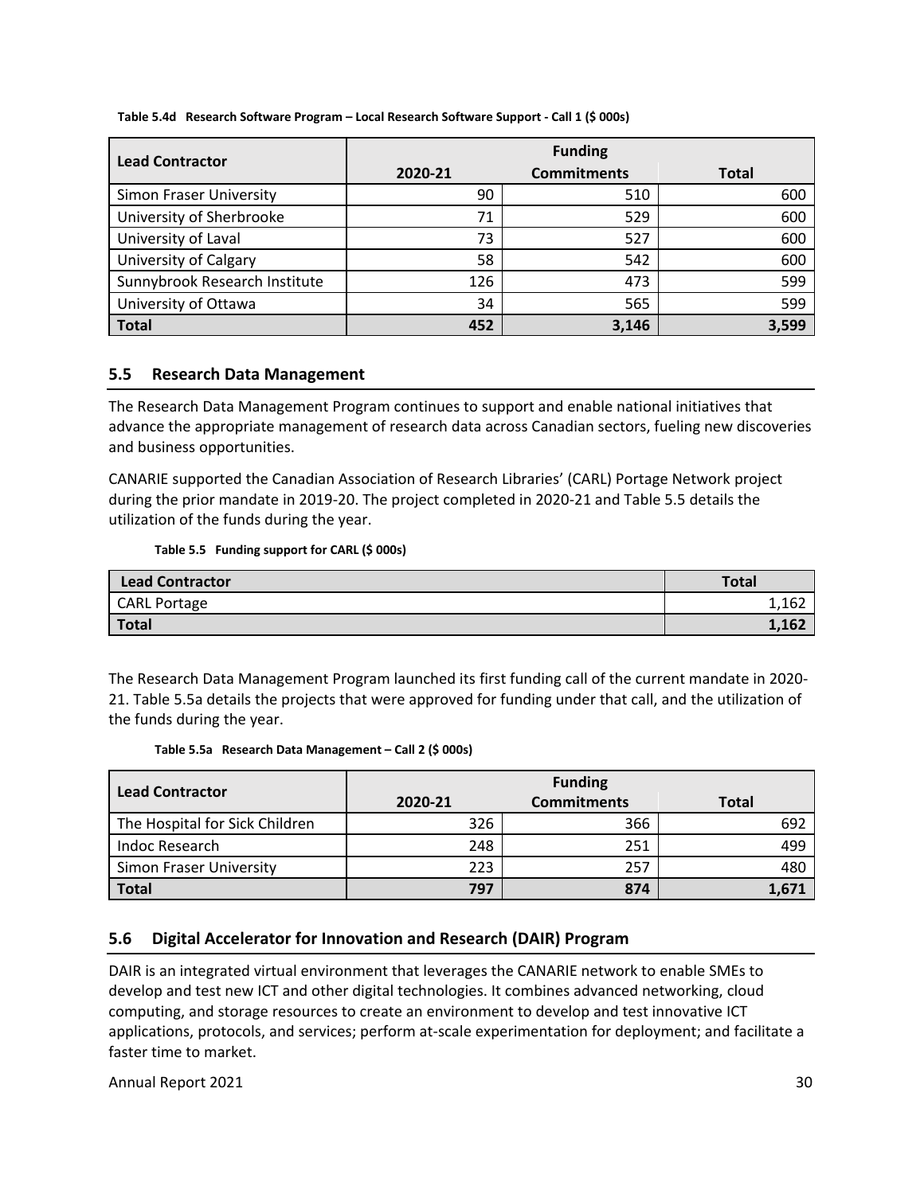**Table 5.4d Research Software Program – Local Research Software Support - Call 1 ($ 000s)**

| Lead Contractor | Funding | | |
|---|---|---|---|
| | 2020-21 | Commitments | Total |
| Simon Fraser University | 90 | 510 | 600 |
| University of Sherbrooke | 71 | 529 | 600 |
| University of Laval | 73 | 527 | 600 |
| University of Calgary | 58 | 542 | 600 |
| Sunnybrook Research Institute | 126 | 473 | 599 |
| University of Ottawa | 34 | 565 | 599 |
| **Total** | **452** | **3,146** | **3,599** |

## 5.5 Research Data Management

The Research Data Management Program continues to support and enable national initiatives that advance the appropriate management of research data across Canadian sectors, fueling new discoveries and business opportunities.

CANARIE supported the Canadian Association of Research Libraries' (CARL) Portage Network project during the prior mandate in 2019-20. The project completed in 2020-21 and Table 5.5 details the utilization of the funds during the year.

**Table 5.5 Funding support for CARL ($ 000s)**

| Lead Contractor | Total |
|---|---|
| CARL Portage | 1,162 |
| **Total** | **1,162** |

The Research Data Management Program launched its first funding call of the current mandate in 2020-21. Table 5.5a details the projects that were approved for funding under that call, and the utilization of the funds during the year.

**Table 5.5a Research Data Management – Call 2 ($ 000s)**

| Lead Contractor | Funding | | |
|---|---|---|---|
| | 2020-21 | Commitments | Total |
| The Hospital for Sick Children | 326 | 366 | 692 |
| Indoc Research | 248 | 251 | 499 |
| Simon Fraser University | 223 | 257 | 480 |
| **Total** | **797** | **874** | **1,671** |

## 5.6 Digital Accelerator for Innovation and Research (DAIR) Program

DAIR is an integrated virtual environment that leverages the CANARIE network to enable SMEs to develop and test new ICT and other digital technologies. It combines advanced networking, cloud computing, and storage resources to create an environment to develop and test innovative ICT applications, protocols, and services; perform at-scale experimentation for deployment; and facilitate a faster time to market.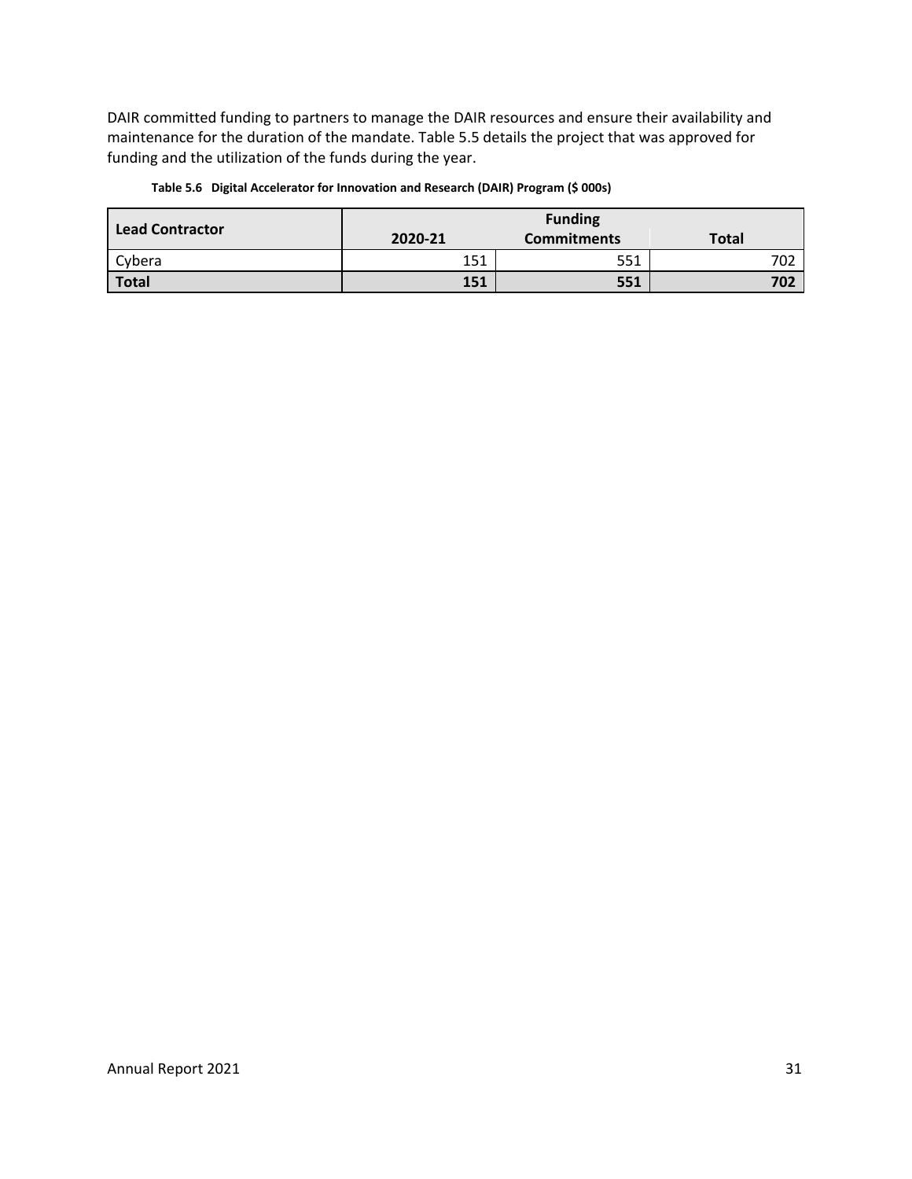DAIR committed funding to partners to manage the DAIR resources and ensure their availability and maintenance for the duration of the mandate. Table 5.5 details the project that was approved for funding and the utilization of the funds during the year.

**Table 5.6 Digital Accelerator for Innovation and Research (DAIR) Program ($ 000s)**

| Lead Contractor | Funding | | |
|---|---|---|---|
| | 2020-21 | Commitments | Total |
| Cybera | 151 | 551 | 702 |
| **Total** | **151** | **551** | **702** |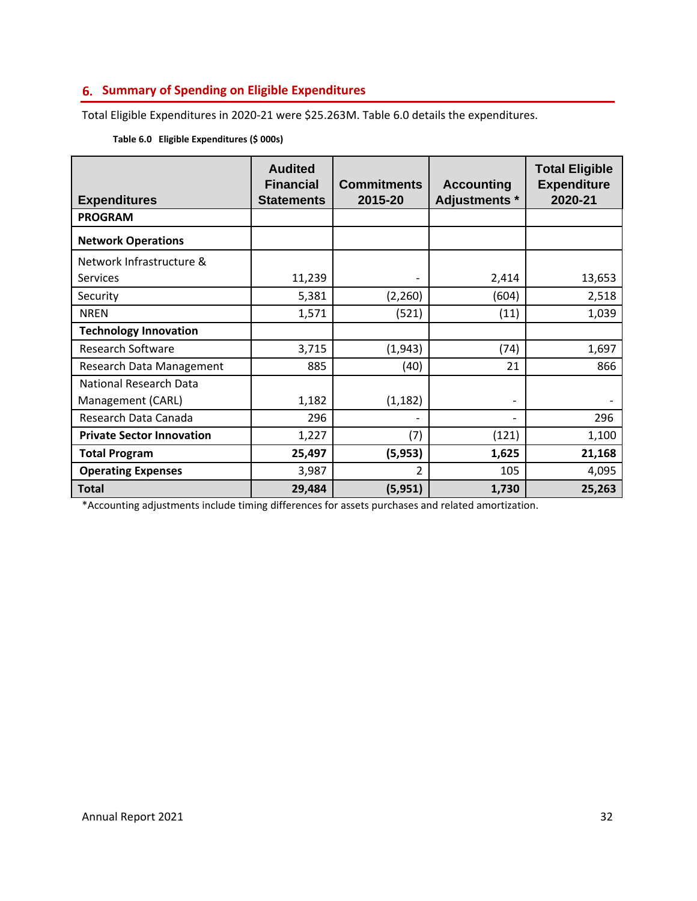## 6. Summary of Spending on Eligible Expenditures

Total Eligible Expenditures in 2020-21 were $25.263M. Table 6.0 details the expenditures.

**Table 6.0 Eligible Expenditures ($ 000s)**

| Expenditures | Audited Financial Statements | Commitments 2015-20 | Accounting Adjustments * | Total Eligible Expenditure 2020-21 |
|---|---|---|---|---|
| **PROGRAM** | | | | |
| **Network Operations** | | | | |
| Network Infrastructure & Services | 11,239 | - | 2,414 | 13,653 |
| Security | 5,381 | (2,260) | (604) | 2,518 |
| NREN | 1,571 | (521) | (11) | 1,039 |
| **Technology Innovation** | | | | |
| Research Software | 3,715 | (1,943) | (74) | 1,697 |
| Research Data Management | 885 | (40) | 21 | 866 |
| National Research Data Management (CARL) | 1,182 | (1,182) | - | - |
| Research Data Canada | 296 | - | - | 296 |
| **Private Sector Innovation** | 1,227 | (7) | (121) | 1,100 |
| **Total Program** | **25,497** | **(5,953)** | **1,625** | **21,168** |
| **Operating Expenses** | 3,987 | 2 | 105 | 4,095 |
| **Total** | **29,484** | **(5,951)** | **1,730** | **25,263** |

*Accounting adjustments include timing differences for assets purchases and related amortization.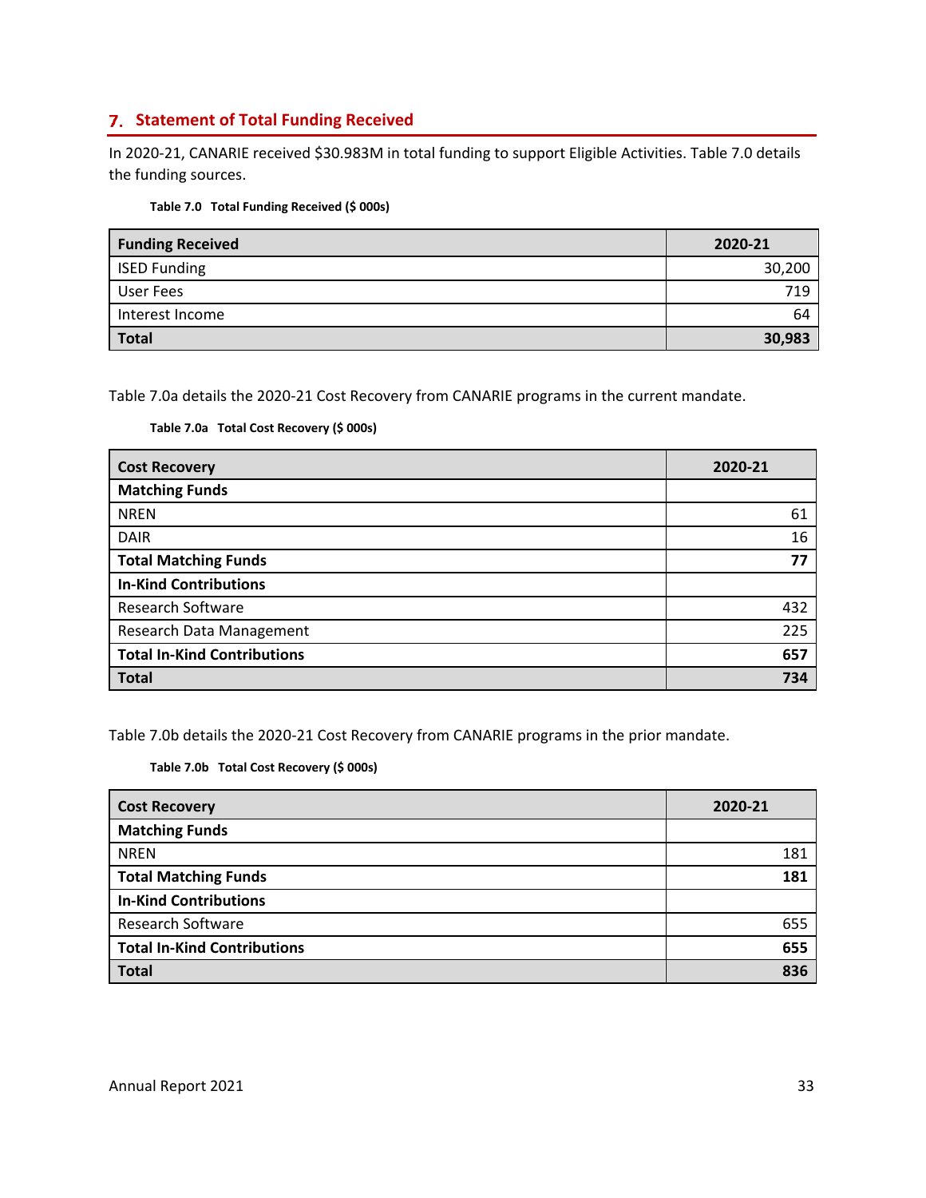## 7. Statement of Total Funding Received

In 2020-21, CANARIE received $30.983M in total funding to support Eligible Activities. Table 7.0 details the funding sources.

**Table 7.0 Total Funding Received ($ 000s)**

| Funding Received | 2020-21 |
|---|---|
| ISED Funding | 30,200 |
| User Fees | 719 |
| Interest Income | 64 |
| **Total** | **30,983** |

Table 7.0a details the 2020-21 Cost Recovery from CANARIE programs in the current mandate.

**Table 7.0a Total Cost Recovery ($ 000s)**

| Cost Recovery | 2020-21 |
|---|---|
| **Matching Funds** | |
| NREN | 61 |
| DAIR | 16 |
| **Total Matching Funds** | **77** |
| **In-Kind Contributions** | |
| Research Software | 432 |
| Research Data Management | 225 |
| **Total In-Kind Contributions** | **657** |
| **Total** | **734** |

Table 7.0b details the 2020-21 Cost Recovery from CANARIE programs in the prior mandate.

**Table 7.0b Total Cost Recovery ($ 000s)**

| Cost Recovery | 2020-21 |
|---|---|
| **Matching Funds** | |
| NREN | 181 |
| **Total Matching Funds** | **181** |
| **In-Kind Contributions** | |
| Research Software | 655 |
| **Total In-Kind Contributions** | **655** |
| **Total** | **836** |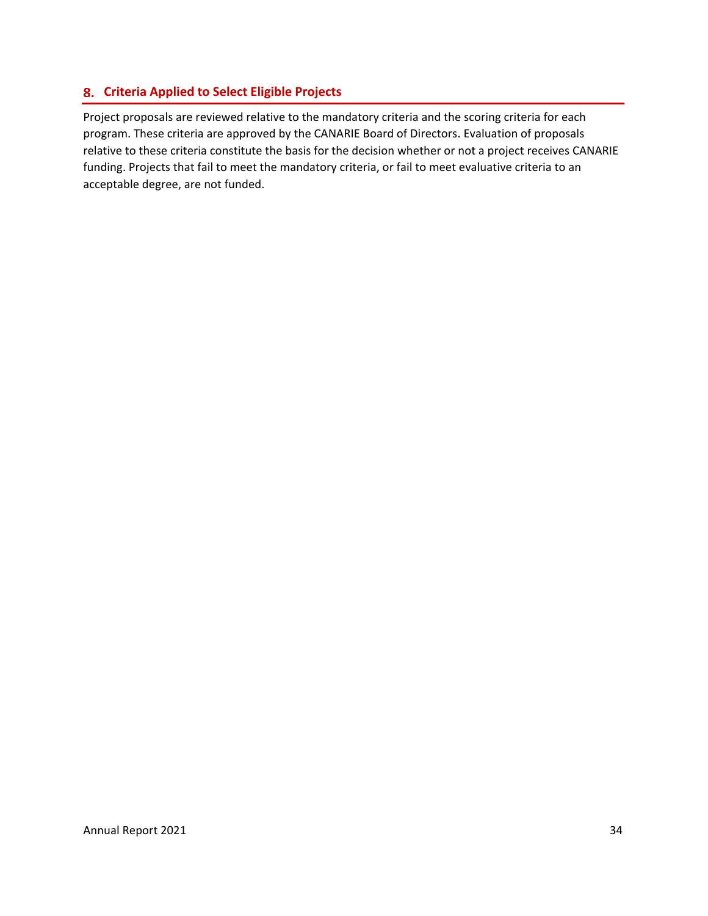## 8. Criteria Applied to Select Eligible Projects

Project proposals are reviewed relative to the mandatory criteria and the scoring criteria for each program. These criteria are approved by the CANARIE Board of Directors. Evaluation of proposals relative to these criteria constitute the basis for the decision whether or not a project receives CANARIE funding. Projects that fail to meet the mandatory criteria, or fail to meet evaluative criteria to an acceptable degree, are not funded.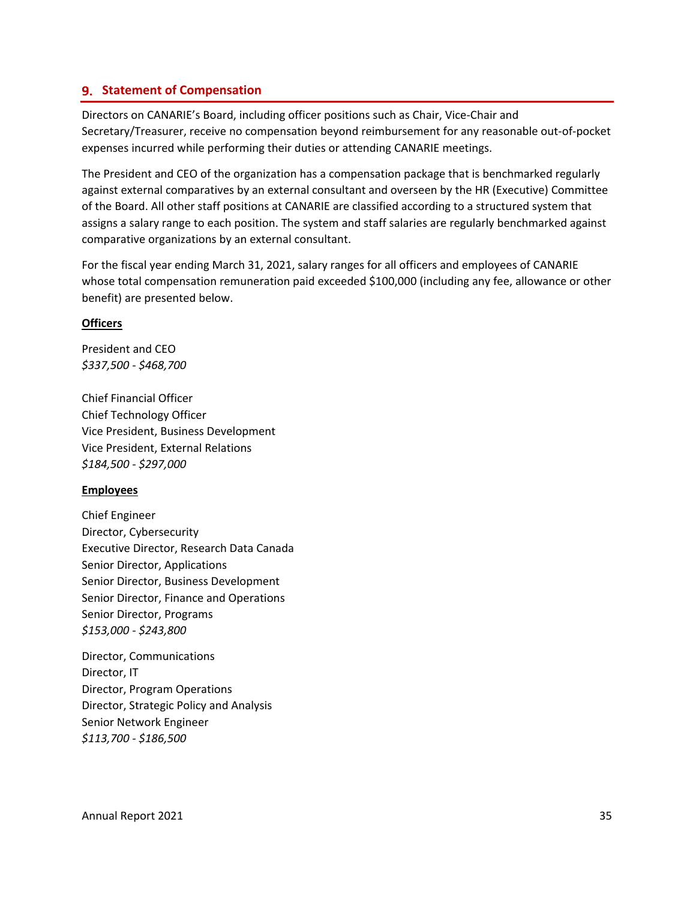## 9. Statement of Compensation

Directors on CANARIE's Board, including officer positions such as Chair, Vice-Chair and Secretary/Treasurer, receive no compensation beyond reimbursement for any reasonable out-of-pocket expenses incurred while performing their duties or attending CANARIE meetings.

The President and CEO of the organization has a compensation package that is benchmarked regularly against external comparatives by an external consultant and overseen by the HR (Executive) Committee of the Board. All other staff positions at CANARIE are classified according to a structured system that assigns a salary range to each position. The system and staff salaries are regularly benchmarked against comparative organizations by an external consultant.

For the fiscal year ending March 31, 2021, salary ranges for all officers and employees of CANARIE whose total compensation remuneration paid exceeded $100,000 (including any fee, allowance or other benefit) are presented below.

**Officers**

President and CEO
*$337,500 - $468,700*

Chief Financial Officer
Chief Technology Officer
Vice President, Business Development
Vice President, External Relations
*$184,500 - $297,000*

**Employees**

Chief Engineer
Director, Cybersecurity
Executive Director, Research Data Canada
Senior Director, Applications
Senior Director, Business Development
Senior Director, Finance and Operations
Senior Director, Programs
*$153,000 - $243,800*

Director, Communications
Director, IT
Director, Program Operations
Director, Strategic Policy and Analysis
Senior Network Engineer
*$113,700 - $186,500*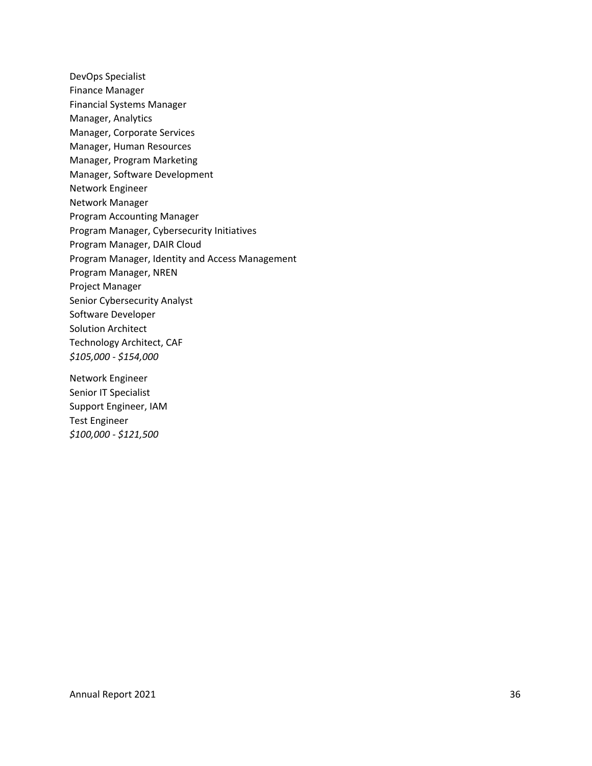DevOps Specialist
Finance Manager
Financial Systems Manager
Manager, Analytics
Manager, Corporate Services
Manager, Human Resources
Manager, Program Marketing
Manager, Software Development
Network Engineer
Network Manager
Program Accounting Manager
Program Manager, Cybersecurity Initiatives
Program Manager, DAIR Cloud
Program Manager, Identity and Access Management
Program Manager, NREN
Project Manager
Senior Cybersecurity Analyst
Software Developer
Solution Architect
Technology Architect, CAF
*$105,000 - $154,000*

Network Engineer
Senior IT Specialist
Support Engineer, IAM
Test Engineer
*$100,000 - $121,500*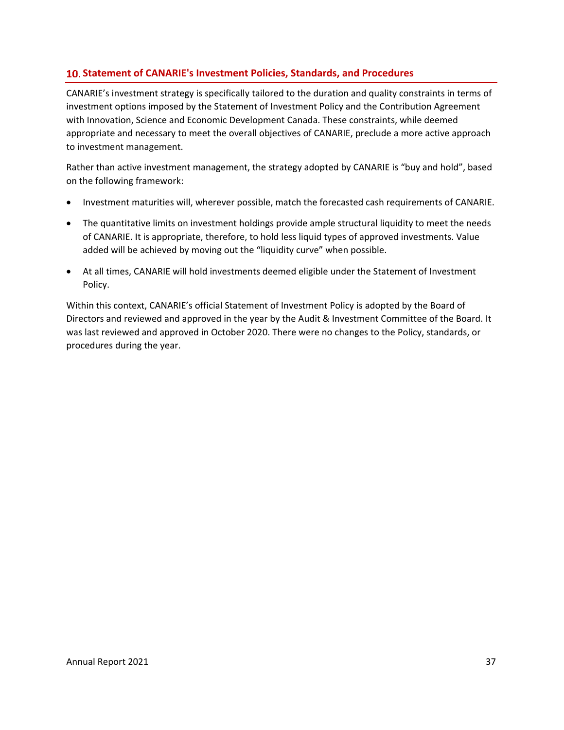## 10. Statement of CANARIE's Investment Policies, Standards, and Procedures

CANARIE's investment strategy is specifically tailored to the duration and quality constraints in terms of investment options imposed by the Statement of Investment Policy and the Contribution Agreement with Innovation, Science and Economic Development Canada. These constraints, while deemed appropriate and necessary to meet the overall objectives of CANARIE, preclude a more active approach to investment management.

Rather than active investment management, the strategy adopted by CANARIE is "buy and hold", based on the following framework:

- Investment maturities will, wherever possible, match the forecasted cash requirements of CANARIE.
- The quantitative limits on investment holdings provide ample structural liquidity to meet the needs of CANARIE. It is appropriate, therefore, to hold less liquid types of approved investments. Value added will be achieved by moving out the "liquidity curve" when possible.
- At all times, CANARIE will hold investments deemed eligible under the Statement of Investment Policy.

Within this context, CANARIE's official Statement of Investment Policy is adopted by the Board of Directors and reviewed and approved in the year by the Audit & Investment Committee of the Board. It was last reviewed and approved in October 2020. There were no changes to the Policy, standards, or procedures during the year.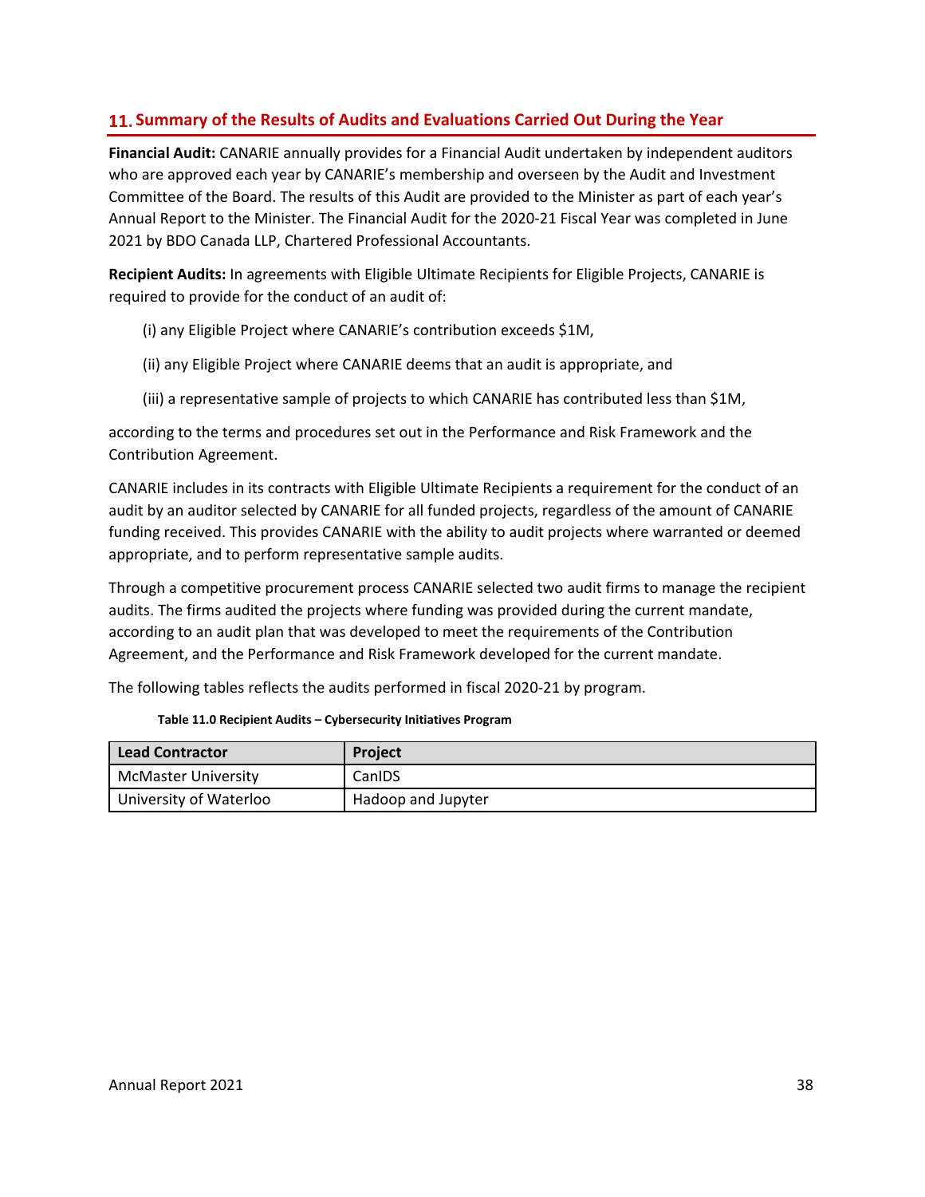## 11. Summary of the Results of Audits and Evaluations Carried Out During the Year

**Financial Audit:** CANARIE annually provides for a Financial Audit undertaken by independent auditors who are approved each year by CANARIE's membership and overseen by the Audit and Investment Committee of the Board. The results of this Audit are provided to the Minister as part of each year's Annual Report to the Minister. The Financial Audit for the 2020-21 Fiscal Year was completed in June 2021 by BDO Canada LLP, Chartered Professional Accountants.

**Recipient Audits:** In agreements with Eligible Ultimate Recipients for Eligible Projects, CANARIE is required to provide for the conduct of an audit of:

(i) any Eligible Project where CANARIE's contribution exceeds $1M,

(ii) any Eligible Project where CANARIE deems that an audit is appropriate, and

(iii) a representative sample of projects to which CANARIE has contributed less than $1M,

according to the terms and procedures set out in the Performance and Risk Framework and the Contribution Agreement.

CANARIE includes in its contracts with Eligible Ultimate Recipients a requirement for the conduct of an audit by an auditor selected by CANARIE for all funded projects, regardless of the amount of CANARIE funding received. This provides CANARIE with the ability to audit projects where warranted or deemed appropriate, and to perform representative sample audits.

Through a competitive procurement process CANARIE selected two audit firms to manage the recipient audits. The firms audited the projects where funding was provided during the current mandate, according to an audit plan that was developed to meet the requirements of the Contribution Agreement, and the Performance and Risk Framework developed for the current mandate.

The following tables reflects the audits performed in fiscal 2020-21 by program.

**Table 11.0 Recipient Audits – Cybersecurity Initiatives Program**

| Lead Contractor | Project |
|---|---|
| McMaster University | CanIDS |
| University of Waterloo | Hadoop and Jupyter |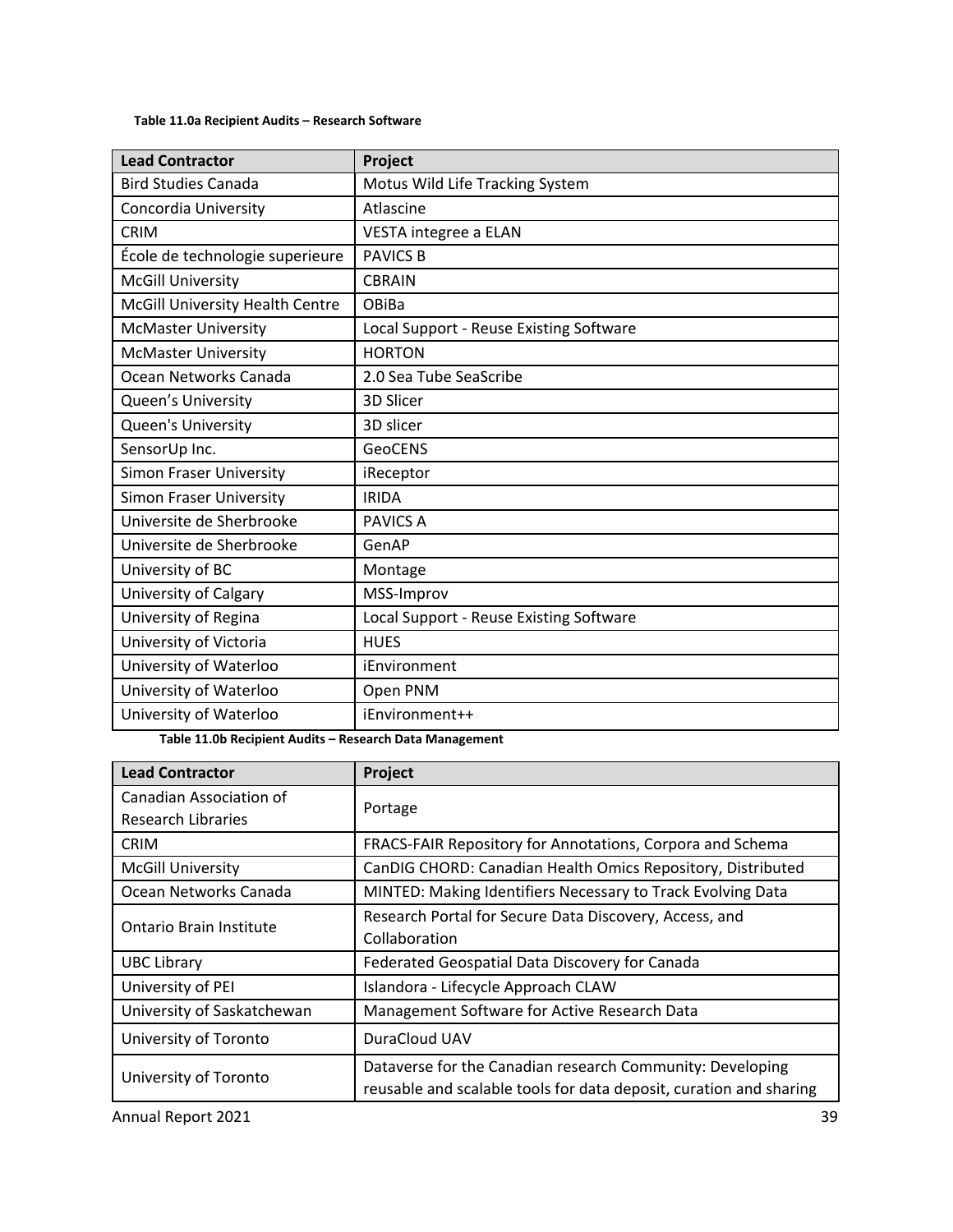**Table 11.0a Recipient Audits – Research Software**

| Lead Contractor | Project |
|---|---|
| Bird Studies Canada | Motus Wild Life Tracking System |
| Concordia University | Atlascine |
| CRIM | VESTA integree a ELAN |
| École de technologie superieure | PAVICS B |
| McGill University | CBRAIN |
| McGill University Health Centre | OBiBa |
| McMaster University | Local Support - Reuse Existing Software |
| McMaster University | HORTON |
| Ocean Networks Canada | 2.0 Sea Tube SeaScribe |
| Queen's University | 3D Slicer |
| Queen's University | 3D slicer |
| SensorUp Inc. | GeoCENS |
| Simon Fraser University | iReceptor |
| Simon Fraser University | IRIDA |
| Universite de Sherbrooke | PAVICS A |
| Universite de Sherbrooke | GenAP |
| University of BC | Montage |
| University of Calgary | MSS-Improv |
| University of Regina | Local Support - Reuse Existing Software |
| University of Victoria | HUES |
| University of Waterloo | iEnvironment |
| University of Waterloo | Open PNM |
| University of Waterloo | iEnvironment++ |

**Table 11.0b Recipient Audits – Research Data Management**

| Lead Contractor | Project |
|---|---|
| Canadian Association of Research Libraries | Portage |
| CRIM | FRACS-FAIR Repository for Annotations, Corpora and Schema |
| McGill University | CanDIG CHORD: Canadian Health Omics Repository, Distributed |
| Ocean Networks Canada | MINTED: Making Identifiers Necessary to Track Evolving Data |
| Ontario Brain Institute | Research Portal for Secure Data Discovery, Access, and Collaboration |
| UBC Library | Federated Geospatial Data Discovery for Canada |
| University of PEI | Islandora - Lifecycle Approach CLAW |
| University of Saskatchewan | Management Software for Active Research Data |
| University of Toronto | DuraCloud UAV |
| University of Toronto | Dataverse for the Canadian research Community: Developing reusable and scalable tools for data deposit, curation and sharing |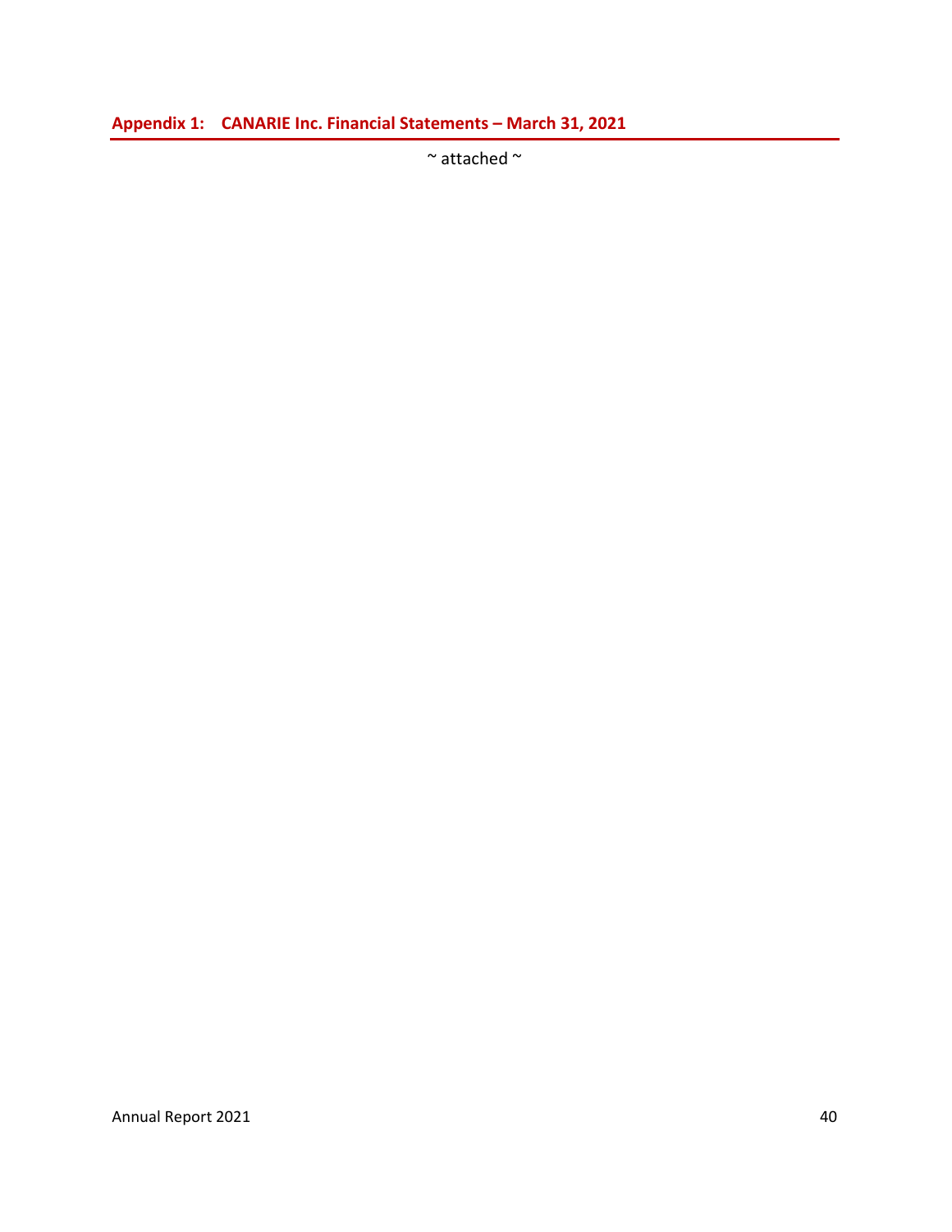## Appendix 1: CANARIE Inc. Financial Statements – March 31, 2021

~ attached ~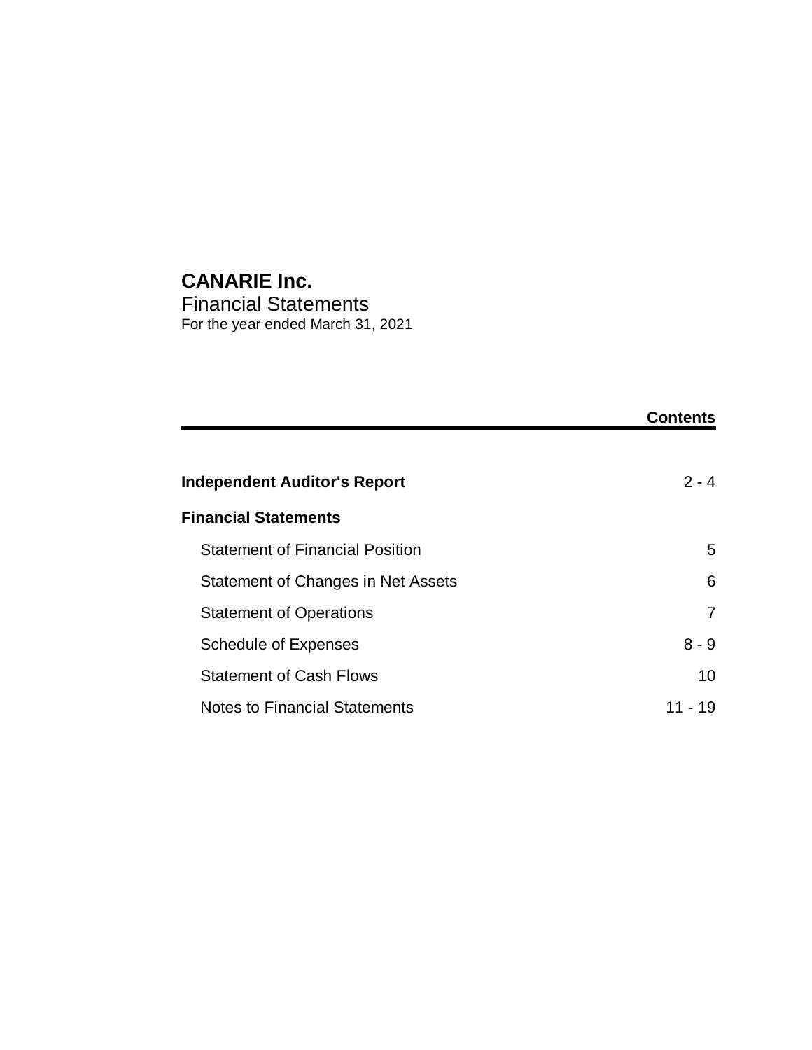# CANARIE Inc.

## Financial Statements

For the year ended March 31, 2021

| | **Contents** |
|---|---|
| **Independent Auditor's Report** | 2 - 4 |
| **Financial Statements** | |
| Statement of Financial Position | 5 |
| Statement of Changes in Net Assets | 6 |
| Statement of Operations | 7 |
| Schedule of Expenses | 8 - 9 |
| Statement of Cash Flows | 10 |
| Notes to Financial Statements | 11 - 19 |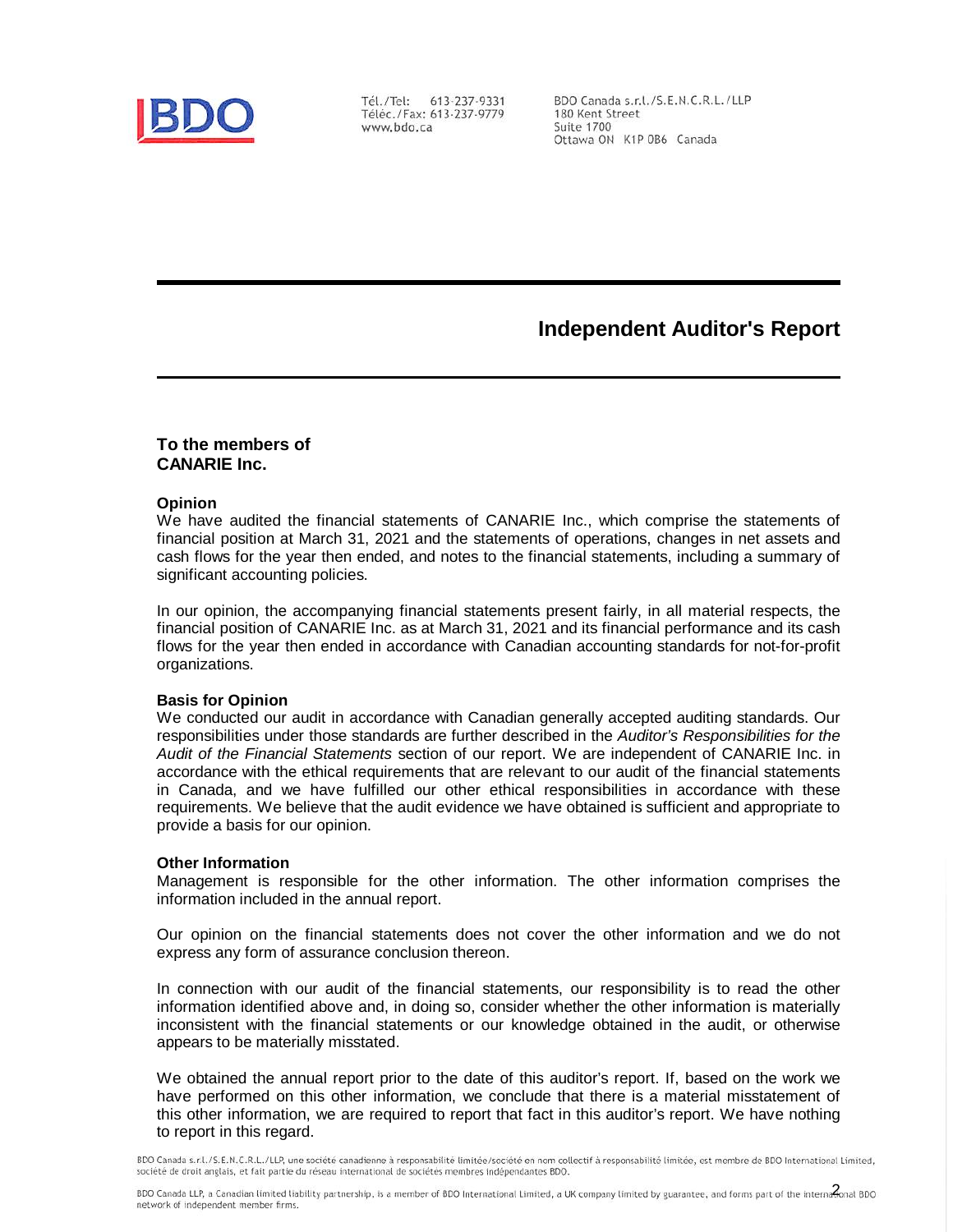BDO

Tél./Tel: 613-237-9331
Téléc./Fax: 613-237-9779
www.bdo.ca

BDO Canada s.r.l./S.E.N.C.R.L./LLP
180 Kent Street
Suite 1700
Ottawa ON K1P 0B6 Canada

# Independent Auditor's Report

**To the members of**
**CANARIE Inc.**

### Opinion

We have audited the financial statements of CANARIE Inc., which comprise the statements of financial position at March 31, 2021 and the statements of operations, changes in net assets and cash flows for the year then ended, and notes to the financial statements, including a summary of significant accounting policies.

In our opinion, the accompanying financial statements present fairly, in all material respects, the financial position of CANARIE Inc. as at March 31, 2021 and its financial performance and its cash flows for the year then ended in accordance with Canadian accounting standards for not-for-profit organizations.

### Basis for Opinion

We conducted our audit in accordance with Canadian generally accepted auditing standards. Our responsibilities under those standards are further described in the *Auditor's Responsibilities for the Audit of the Financial Statements* section of our report. We are independent of CANARIE Inc. in accordance with the ethical requirements that are relevant to our audit of the financial statements in Canada, and we have fulfilled our other ethical responsibilities in accordance with these requirements. We believe that the audit evidence we have obtained is sufficient and appropriate to provide a basis for our opinion.

### Other Information

Management is responsible for the other information. The other information comprises the information included in the annual report.

Our opinion on the financial statements does not cover the other information and we do not express any form of assurance conclusion thereon.

In connection with our audit of the financial statements, our responsibility is to read the other information identified above and, in doing so, consider whether the other information is materially inconsistent with the financial statements or our knowledge obtained in the audit, or otherwise appears to be materially misstated.

We obtained the annual report prior to the date of this auditor's report. If, based on the work we have performed on this other information, we conclude that there is a material misstatement of this other information, we are required to report that fact in this auditor's report. We have nothing to report in this regard.

BDO Canada s.r.l./S.E.N.C.R.L./LLP, une société canadienne à responsabilité limitée/société en nom collectif à responsabilité limitée, est membre de BDO International Limited, société de droit anglais, et fait partie du réseau international de sociétés membres indépendantes BDO.

BDO Canada LLP, a Canadian limited liability partnership, is a member of BDO International Limited, a UK company limited by guarantee, and forms part of the international BDO network of independent member firms.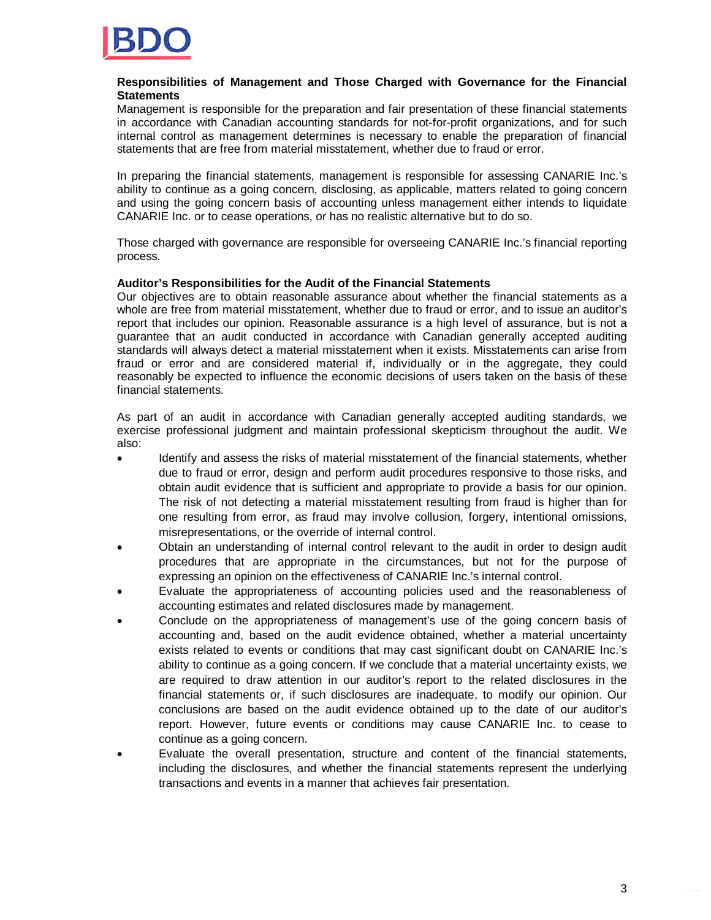**Responsibilities of Management and Those Charged with Governance for the Financial Statements**

Management is responsible for the preparation and fair presentation of these financial statements in accordance with Canadian accounting standards for not-for-profit organizations, and for such internal control as management determines is necessary to enable the preparation of financial statements that are free from material misstatement, whether due to fraud or error.

In preparing the financial statements, management is responsible for assessing CANARIE Inc.'s ability to continue as a going concern, disclosing, as applicable, matters related to going concern and using the going concern basis of accounting unless management either intends to liquidate CANARIE Inc. or to cease operations, or has no realistic alternative but to do so.

Those charged with governance are responsible for overseeing CANARIE Inc.'s financial reporting process.

**Auditor's Responsibilities for the Audit of the Financial Statements**

Our objectives are to obtain reasonable assurance about whether the financial statements as a whole are free from material misstatement, whether due to fraud or error, and to issue an auditor's report that includes our opinion. Reasonable assurance is a high level of assurance, but is not a guarantee that an audit conducted in accordance with Canadian generally accepted auditing standards will always detect a material misstatement when it exists. Misstatements can arise from fraud or error and are considered material if, individually or in the aggregate, they could reasonably be expected to influence the economic decisions of users taken on the basis of these financial statements.

As part of an audit in accordance with Canadian generally accepted auditing standards, we exercise professional judgment and maintain professional skepticism throughout the audit. We also:

- Identify and assess the risks of material misstatement of the financial statements, whether due to fraud or error, design and perform audit procedures responsive to those risks, and obtain audit evidence that is sufficient and appropriate to provide a basis for our opinion. The risk of not detecting a material misstatement resulting from fraud is higher than for one resulting from error, as fraud may involve collusion, forgery, intentional omissions, misrepresentations, or the override of internal control.
- Obtain an understanding of internal control relevant to the audit in order to design audit procedures that are appropriate in the circumstances, but not for the purpose of expressing an opinion on the effectiveness of CANARIE Inc.'s internal control.
- Evaluate the appropriateness of accounting policies used and the reasonableness of accounting estimates and related disclosures made by management.
- Conclude on the appropriateness of management's use of the going concern basis of accounting and, based on the audit evidence obtained, whether a material uncertainty exists related to events or conditions that may cast significant doubt on CANARIE Inc.'s ability to continue as a going concern. If we conclude that a material uncertainty exists, we are required to draw attention in our auditor's report to the related disclosures in the financial statements or, if such disclosures are inadequate, to modify our opinion. Our conclusions are based on the audit evidence obtained up to the date of our auditor's report. However, future events or conditions may cause CANARIE Inc. to cease to continue as a going concern.
- Evaluate the overall presentation, structure and content of the financial statements, including the disclosures, and whether the financial statements represent the underlying transactions and events in a manner that achieves fair presentation.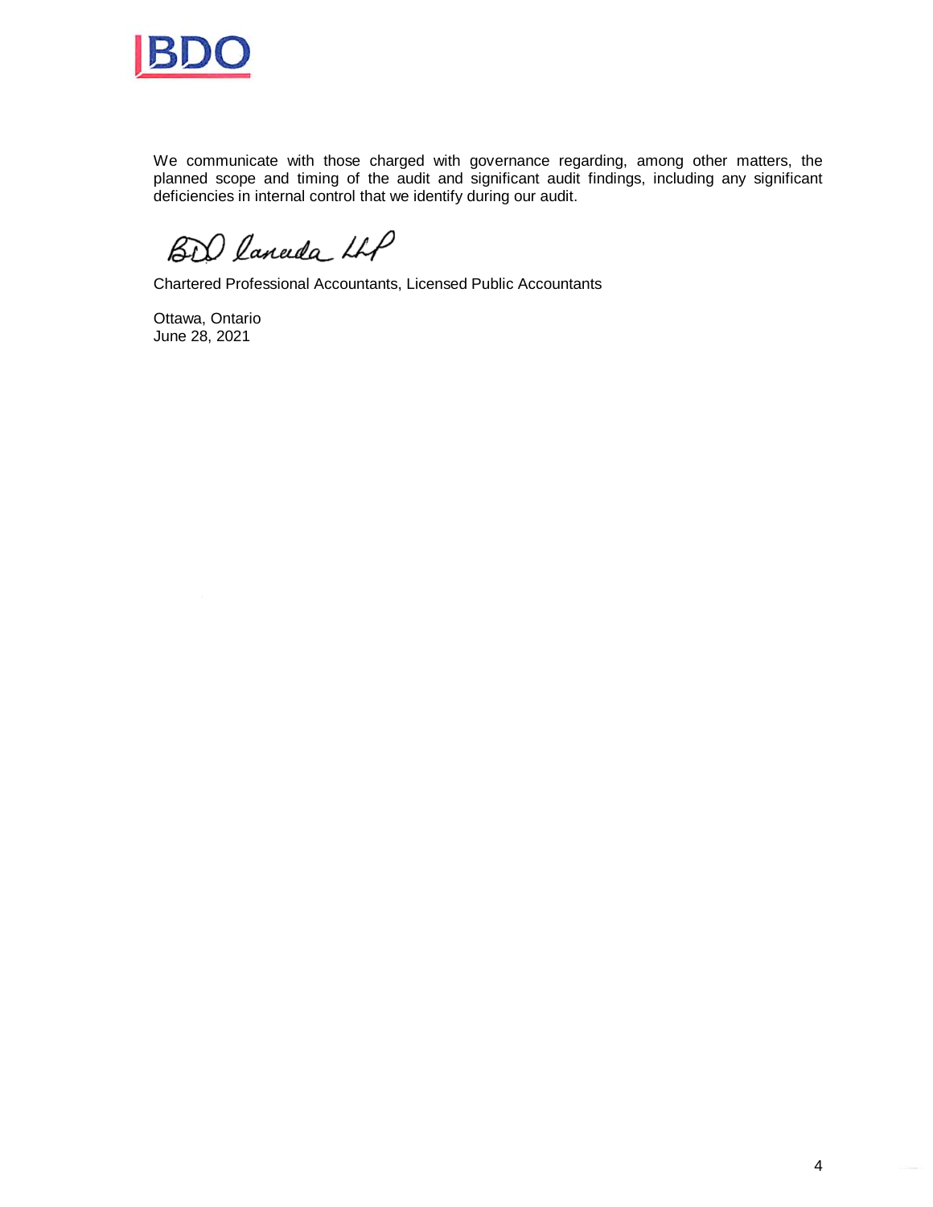We communicate with those charged with governance regarding, among other matters, the planned scope and timing of the audit and significant audit findings, including any significant deficiencies in internal control that we identify during our audit.

BDO Canada LLP

Chartered Professional Accountants, Licensed Public Accountants

Ottawa, Ontario
June 28, 2021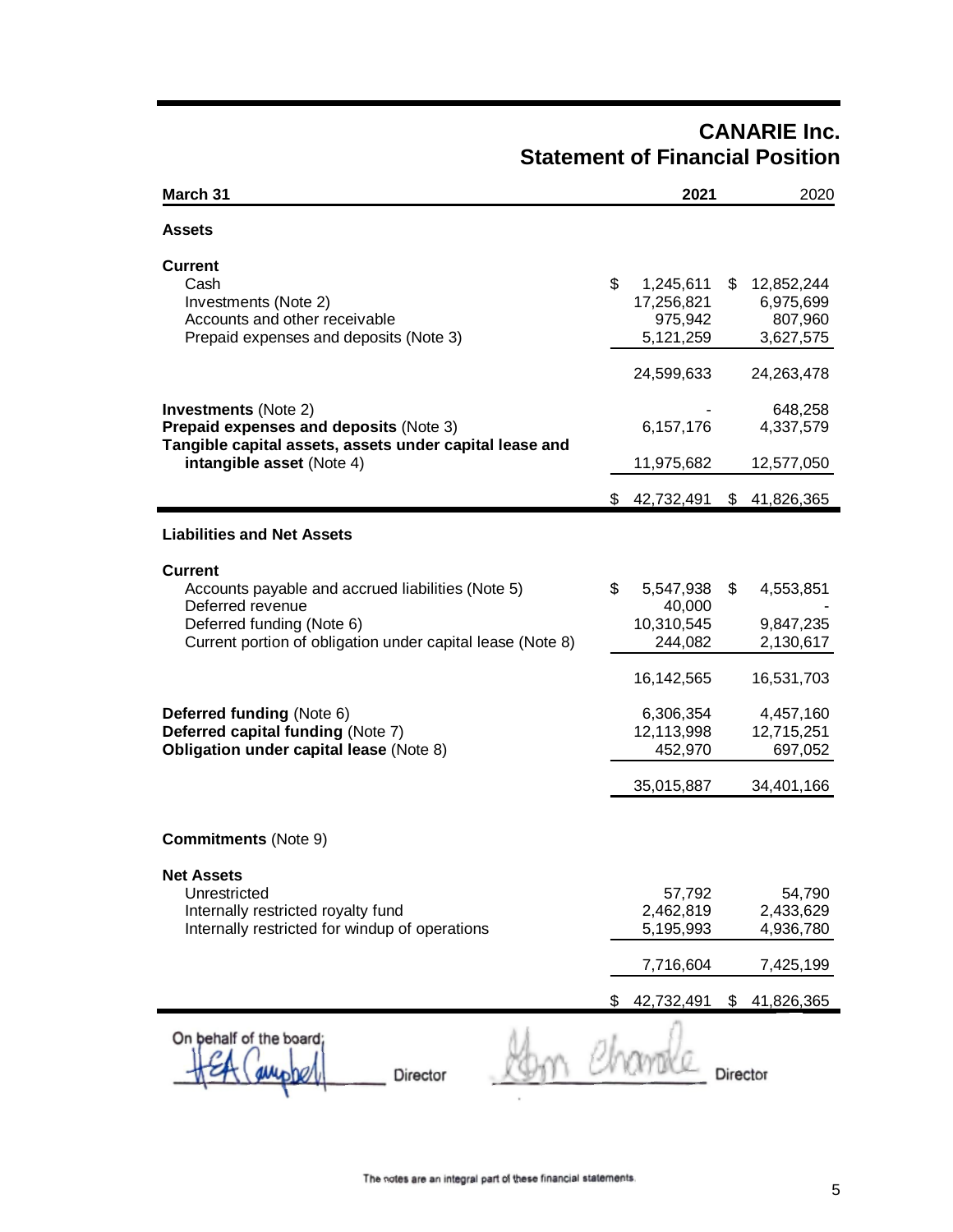# CANARIE Inc.
## Statement of Financial Position

| March 31 | 2021 | 2020 |
|---|---|---|
| **Assets** | | |
| **Current** | | |
| Cash | $ 1,245,611 | $ 12,852,244 |
| Investments (Note 2) | 17,256,821 | 6,975,699 |
| Accounts and other receivable | 975,942 | 807,960 |
| Prepaid expenses and deposits (Note 3) | 5,121,259 | 3,627,575 |
| | 24,599,633 | 24,263,478 |
| **Investments** (Note 2) | - | 648,258 |
| **Prepaid expenses and deposits** (Note 3) | 6,157,176 | 4,337,579 |
| **Tangible capital assets, assets under capital lease and intangible asset** (Note 4) | 11,975,682 | 12,577,050 |
| | $ 42,732,491 | $ 41,826,365 |
| **Liabilities and Net Assets** | | |
| **Current** | | |
| Accounts payable and accrued liabilities (Note 5) | $ 5,547,938 | $ 4,553,851 |
| Deferred revenue | 40,000 | - |
| Deferred funding (Note 6) | 10,310,545 | 9,847,235 |
| Current portion of obligation under capital lease (Note 8) | 244,082 | 2,130,617 |
| | 16,142,565 | 16,531,703 |
| **Deferred funding** (Note 6) | 6,306,354 | 4,457,160 |
| **Deferred capital funding** (Note 7) | 12,113,998 | 12,715,251 |
| **Obligation under capital lease** (Note 8) | 452,970 | 697,052 |
| | 35,015,887 | 34,401,166 |
| **Commitments** (Note 9) | | |
| **Net Assets** | | |
| Unrestricted | 57,792 | 54,790 |
| Internally restricted royalty fund | 2,462,819 | 2,433,629 |
| Internally restricted for windup of operations | 5,195,993 | 4,936,780 |
| | 7,716,604 | 7,425,199 |
| | $ 42,732,491 | $ 41,826,365 |

On behalf of the board:

_______________ Director _______________ Director

The notes are an integral part of these financial statements.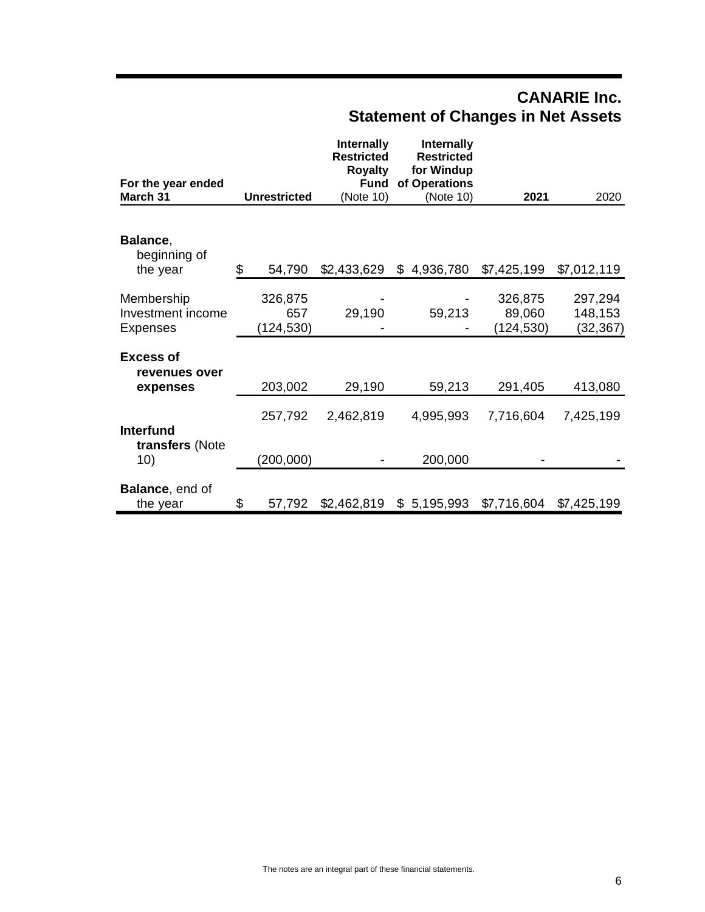# CANARIE Inc.
## Statement of Changes in Net Assets

| For the year ended March 31 | Unrestricted | Internally Restricted Royalty Fund (Note 10) | Internally Restricted for Windup of Operations (Note 10) | 2021 | 2020 |
|---|---|---|---|---|---|
| **Balance**, beginning of the year | $ 54,790 | $2,433,629 | $ 4,936,780 | $7,425,199 | $7,012,119 |
| Membership | 326,875 | - | - | 326,875 | 297,294 |
| Investment income | 657 | 29,190 | 59,213 | 89,060 | 148,153 |
| Expenses | (124,530) | - | - | (124,530) | (32,367) |
| **Excess of revenues over expenses** | 203,002 | 29,190 | 59,213 | 291,405 | 413,080 |
| | 257,792 | 2,462,819 | 4,995,993 | 7,716,604 | 7,425,199 |
| **Interfund transfers** (Note 10) | (200,000) | - | 200,000 | - | - |
| **Balance**, end of the year | $ 57,792 | $2,462,819 | $ 5,195,993 | $7,716,604 | $7,425,199 |

The notes are an integral part of these financial statements.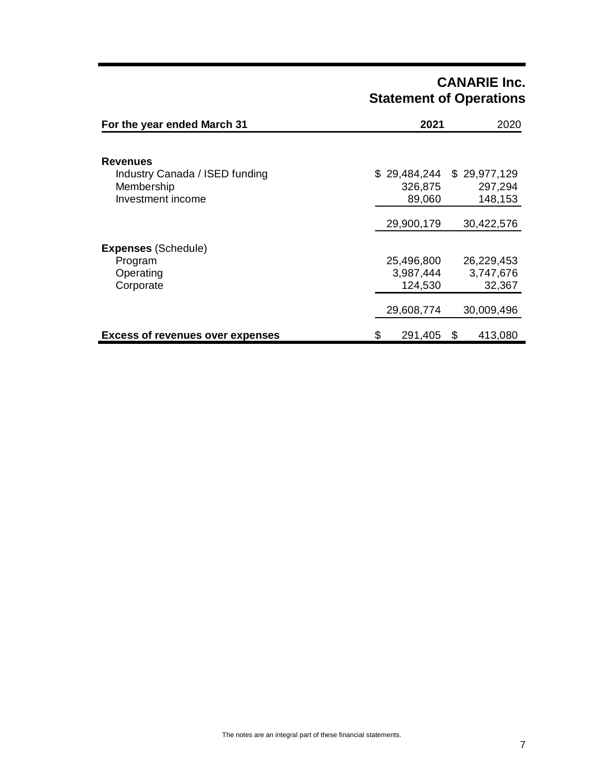# CANARIE Inc.
## Statement of Operations

| For the year ended March 31 | 2021 | 2020 |
|---|---|---|
| **Revenues** | | |
| Industry Canada / ISED funding | $ 29,484,244 | $ 29,977,129 |
| Membership | 326,875 | 297,294 |
| Investment income | 89,060 | 148,153 |
| | 29,900,179 | 30,422,576 |
| **Expenses** (Schedule) | | |
| Program | 25,496,800 | 26,229,453 |
| Operating | 3,987,444 | 3,747,676 |
| Corporate | 124,530 | 32,367 |
| | 29,608,774 | 30,009,496 |
| **Excess of revenues over expenses** | $ 291,405 | $ 413,080 |

The notes are an integral part of these financial statements.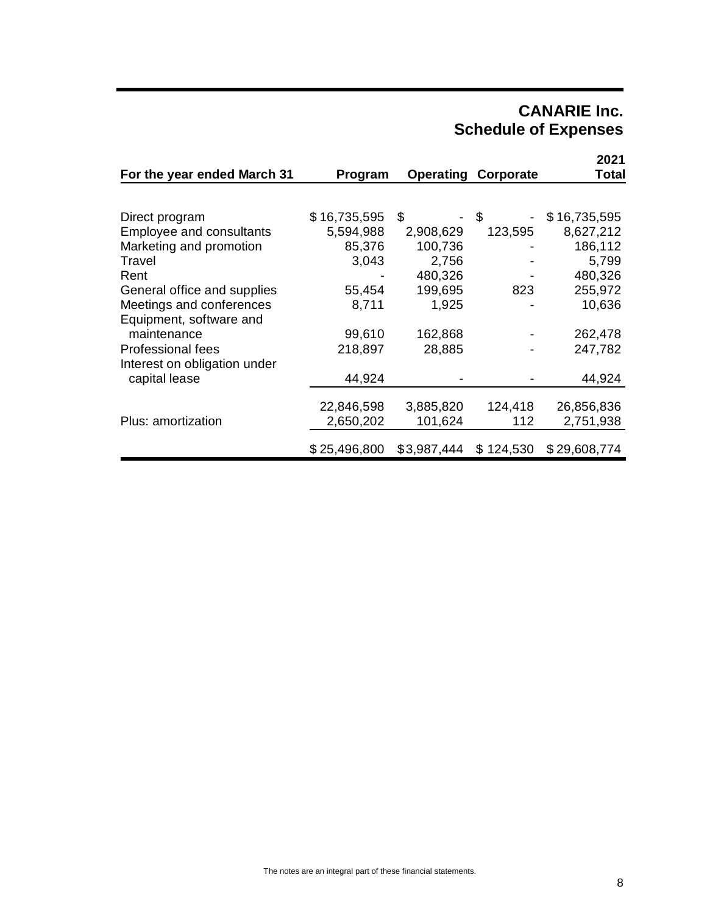# CANARIE Inc.
# Schedule of Expenses

| For the year ended March 31 | Program | Operating | Corporate | 2021 Total |
|---|---|---|---|---|
| Direct program | $ 16,735,595 | $ - | $ - | $ 16,735,595 |
| Employee and consultants | 5,594,988 | 2,908,629 | 123,595 | 8,627,212 |
| Marketing and promotion | 85,376 | 100,736 | - | 186,112 |
| Travel | 3,043 | 2,756 | - | 5,799 |
| Rent | - | 480,326 | - | 480,326 |
| General office and supplies | 55,454 | 199,695 | 823 | 255,972 |
| Meetings and conferences | 8,711 | 1,925 | - | 10,636 |
| Equipment, software and maintenance | 99,610 | 162,868 | - | 262,478 |
| Professional fees | 218,897 | 28,885 | - | 247,782 |
| Interest on obligation under capital lease | 44,924 | - | - | 44,924 |
| | 22,846,598 | 3,885,820 | 124,418 | 26,856,836 |
| Plus: amortization | 2,650,202 | 101,624 | 112 | 2,751,938 |
| | $ 25,496,800 | $ 3,987,444 | $ 124,530 | $ 29,608,774 |

The notes are an integral part of these financial statements.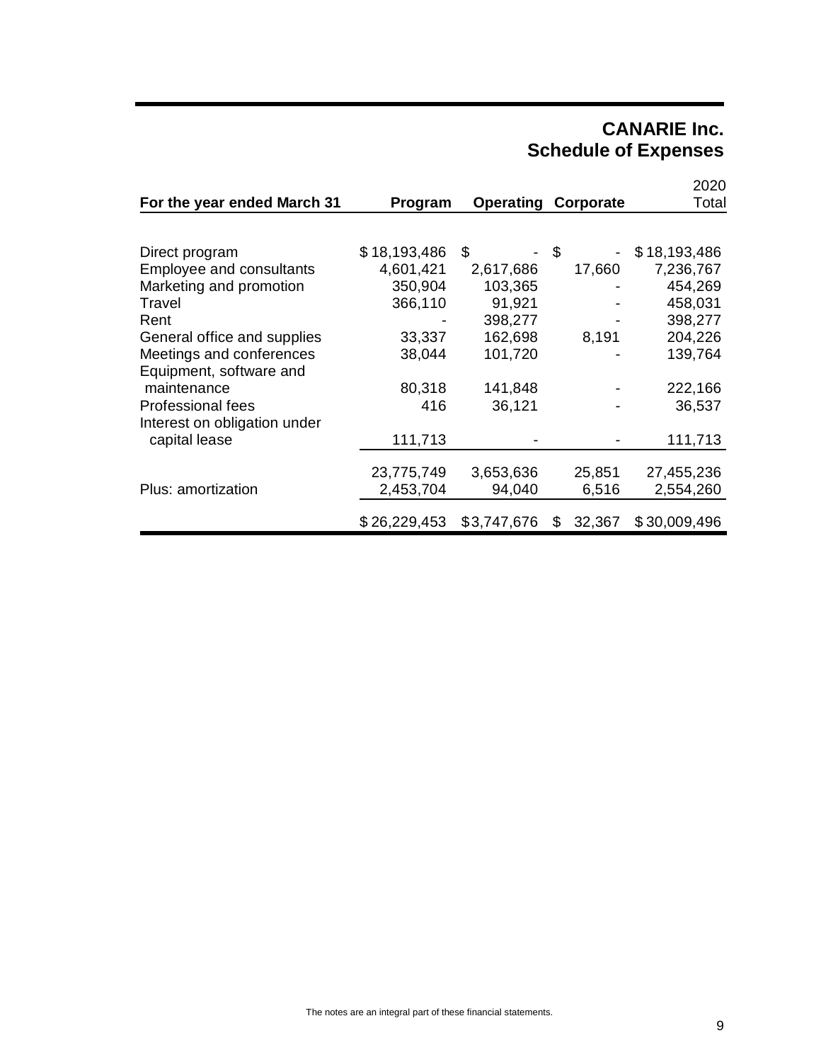# CANARIE Inc.
## Schedule of Expenses

| For the year ended March 31 | Program | Operating | Corporate | 2020 Total |
|---|---|---|---|---|
| Direct program | $ 18,193,486 | $ - | $ - | $ 18,193,486 |
| Employee and consultants | 4,601,421 | 2,617,686 | 17,660 | 7,236,767 |
| Marketing and promotion | 350,904 | 103,365 | - | 454,269 |
| Travel | 366,110 | 91,921 | - | 458,031 |
| Rent | - | 398,277 | - | 398,277 |
| General office and supplies | 33,337 | 162,698 | 8,191 | 204,226 |
| Meetings and conferences | 38,044 | 101,720 | - | 139,764 |
| Equipment, software and maintenance | 80,318 | 141,848 | - | 222,166 |
| Professional fees | 416 | 36,121 | - | 36,537 |
| Interest on obligation under capital lease | 111,713 | - | - | 111,713 |
| | 23,775,749 | 3,653,636 | 25,851 | 27,455,236 |
| Plus: amortization | 2,453,704 | 94,040 | 6,516 | 2,554,260 |
| | $ 26,229,453 | $ 3,747,676 | $ 32,367 | $ 30,009,496 |

The notes are an integral part of these financial statements.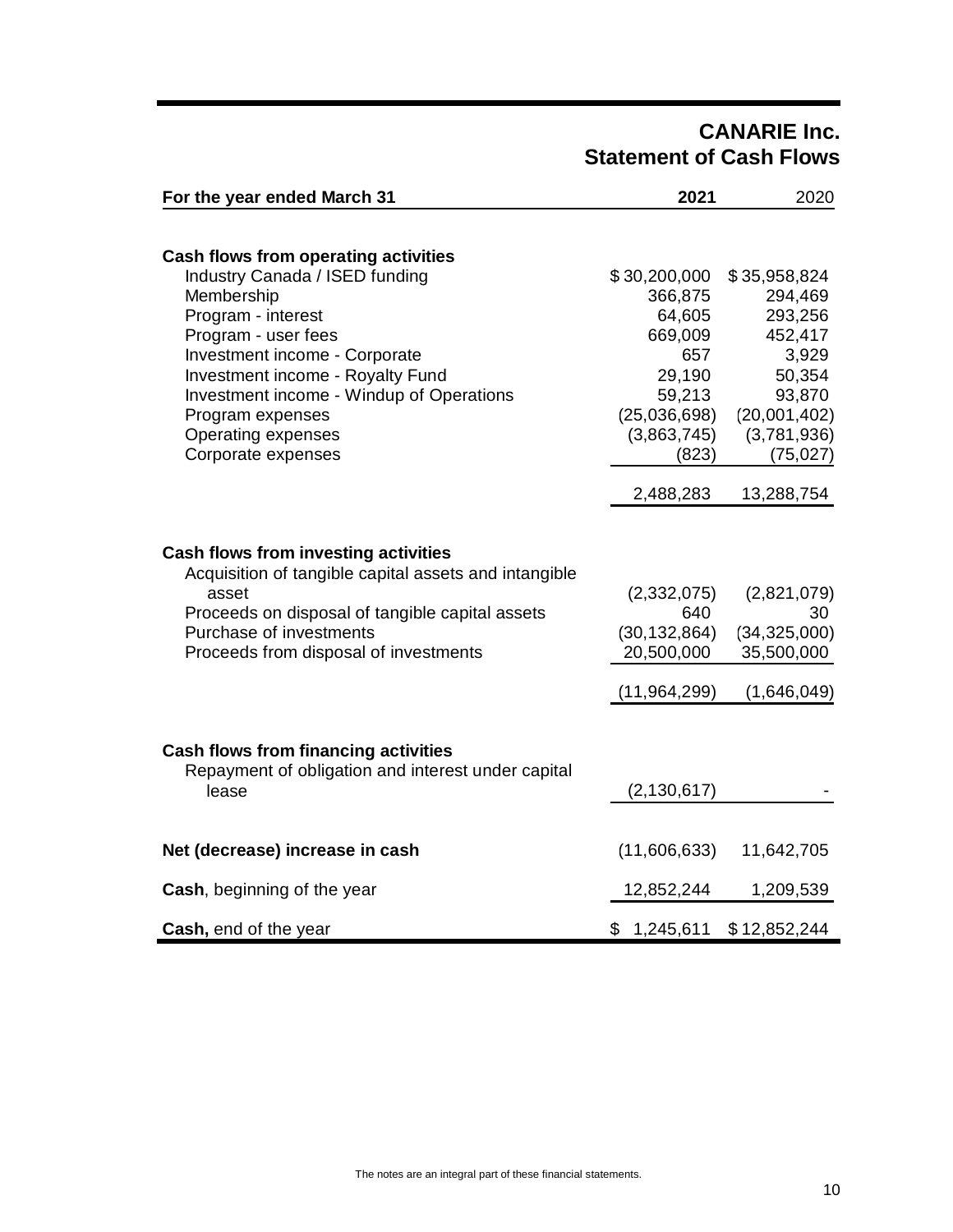# CANARIE Inc.
## Statement of Cash Flows

| For the year ended March 31 | 2021 | 2020 |
|---|---|---|
| **Cash flows from operating activities** | | |
| Industry Canada / ISED funding | $ 30,200,000 | $ 35,958,824 |
| Membership | 366,875 | 294,469 |
| Program - interest | 64,605 | 293,256 |
| Program - user fees | 669,009 | 452,417 |
| Investment income - Corporate | 657 | 3,929 |
| Investment income - Royalty Fund | 29,190 | 50,354 |
| Investment income - Windup of Operations | 59,213 | 93,870 |
| Program expenses | (25,036,698) | (20,001,402) |
| Operating expenses | (3,863,745) | (3,781,936) |
| Corporate expenses | (823) | (75,027) |
| | 2,488,283 | 13,288,754 |
| **Cash flows from investing activities** | | |
| Acquisition of tangible capital assets and intangible asset | (2,332,075) | (2,821,079) |
| Proceeds on disposal of tangible capital assets | 640 | 30 |
| Purchase of investments | (30,132,864) | (34,325,000) |
| Proceeds from disposal of investments | 20,500,000 | 35,500,000 |
| | (11,964,299) | (1,646,049) |
| **Cash flows from financing activities** | | |
| Repayment of obligation and interest under capital lease | (2,130,617) | - |
| **Net (decrease) increase in cash** | (11,606,633) | 11,642,705 |
| **Cash**, beginning of the year | 12,852,244 | 1,209,539 |
| **Cash,** end of the year | $ 1,245,611 | $ 12,852,244 |

The notes are an integral part of these financial statements.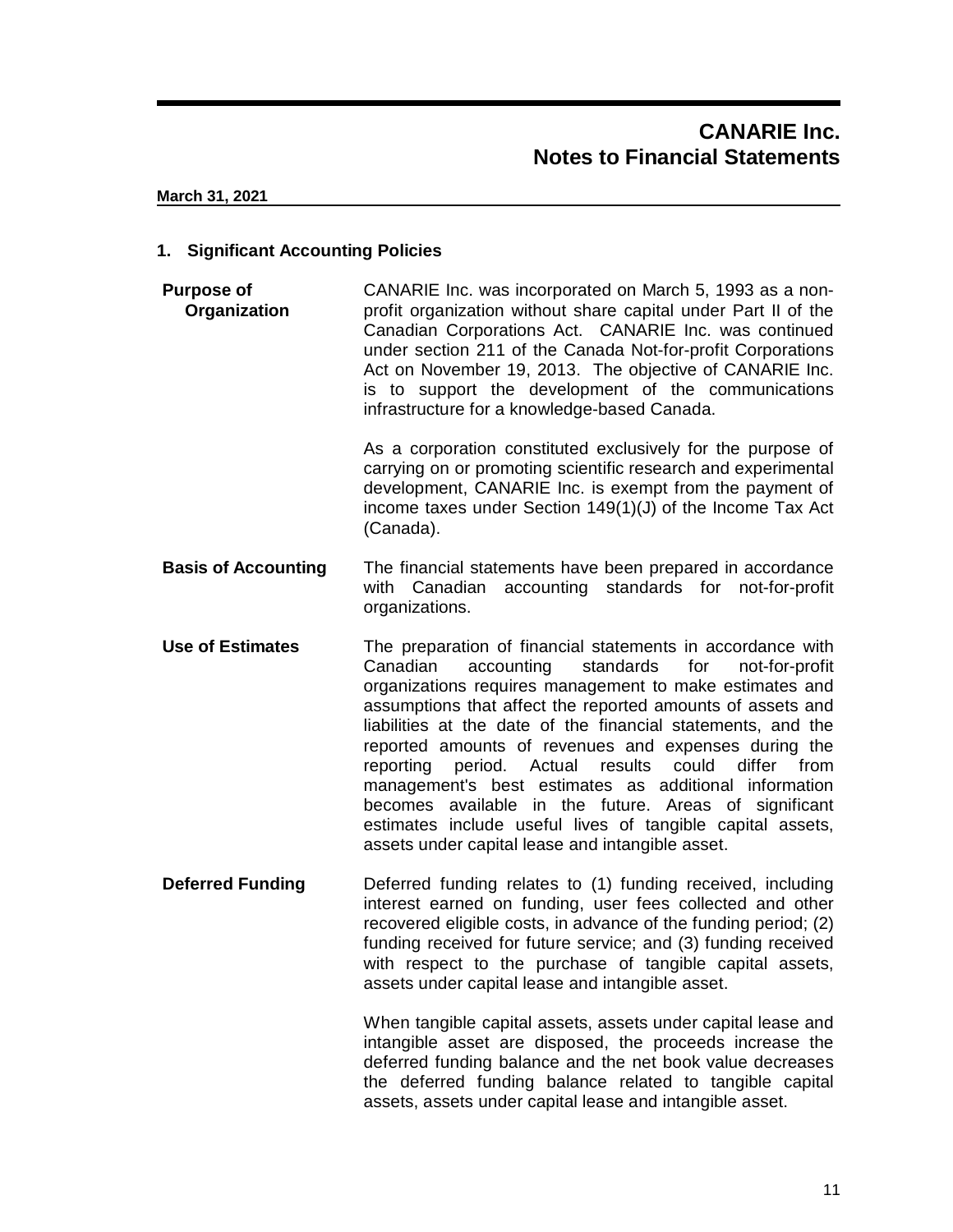# CANARIE Inc.
## Notes to Financial Statements

**March 31, 2021**

### 1. Significant Accounting Policies

**Purpose of Organization**

CANARIE Inc. was incorporated on March 5, 1993 as a non-profit organization without share capital under Part II of the Canadian Corporations Act. CANARIE Inc. was continued under section 211 of the Canada Not-for-profit Corporations Act on November 19, 2013. The objective of CANARIE Inc. is to support the development of the communications infrastructure for a knowledge-based Canada.

As a corporation constituted exclusively for the purpose of carrying on or promoting scientific research and experimental development, CANARIE Inc. is exempt from the payment of income taxes under Section 149(1)(J) of the Income Tax Act (Canada).

**Basis of Accounting**

The financial statements have been prepared in accordance with Canadian accounting standards for not-for-profit organizations.

**Use of Estimates**

The preparation of financial statements in accordance with Canadian accounting standards for not-for-profit organizations requires management to make estimates and assumptions that affect the reported amounts of assets and liabilities at the date of the financial statements, and the reported amounts of revenues and expenses during the reporting period. Actual results could differ from management's best estimates as additional information becomes available in the future. Areas of significant estimates include useful lives of tangible capital assets, assets under capital lease and intangible asset.

**Deferred Funding**

Deferred funding relates to (1) funding received, including interest earned on funding, user fees collected and other recovered eligible costs, in advance of the funding period; (2) funding received for future service; and (3) funding received with respect to the purchase of tangible capital assets, assets under capital lease and intangible asset.

When tangible capital assets, assets under capital lease and intangible asset are disposed, the proceeds increase the deferred funding balance and the net book value decreases the deferred funding balance related to tangible capital assets, assets under capital lease and intangible asset.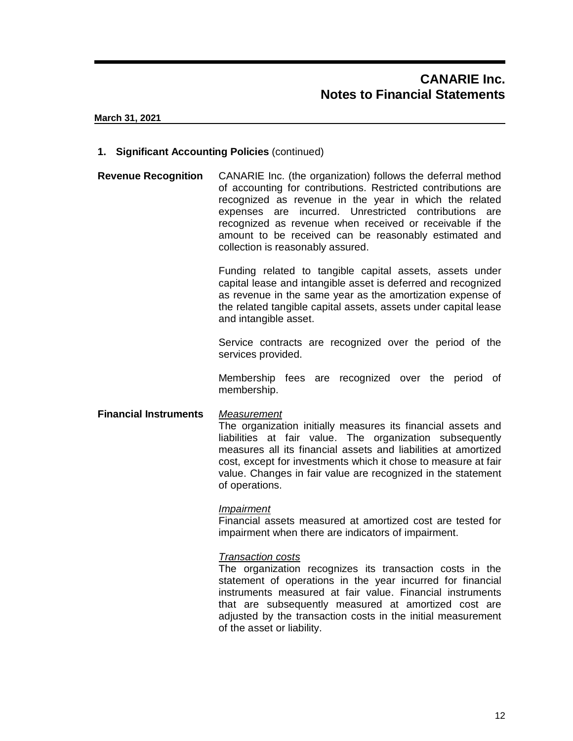# CANARIE Inc.
# Notes to Financial Statements

**March 31, 2021**

## 1. Significant Accounting Policies (continued)

**Revenue Recognition**

CANARIE Inc. (the organization) follows the deferral method of accounting for contributions. Restricted contributions are recognized as revenue in the year in which the related expenses are incurred. Unrestricted contributions are recognized as revenue when received or receivable if the amount to be received can be reasonably estimated and collection is reasonably assured.

Funding related to tangible capital assets, assets under capital lease and intangible asset is deferred and recognized as revenue in the same year as the amortization expense of the related tangible capital assets, assets under capital lease and intangible asset.

Service contracts are recognized over the period of the services provided.

Membership fees are recognized over the period of membership.

**Financial Instruments**

*Measurement*
The organization initially measures its financial assets and liabilities at fair value. The organization subsequently measures all its financial assets and liabilities at amortized cost, except for investments which it chose to measure at fair value. Changes in fair value are recognized in the statement of operations.

*Impairment*
Financial assets measured at amortized cost are tested for impairment when there are indicators of impairment.

*Transaction costs*
The organization recognizes its transaction costs in the statement of operations in the year incurred for financial instruments measured at fair value. Financial instruments that are subsequently measured at amortized cost are adjusted by the transaction costs in the initial measurement of the asset or liability.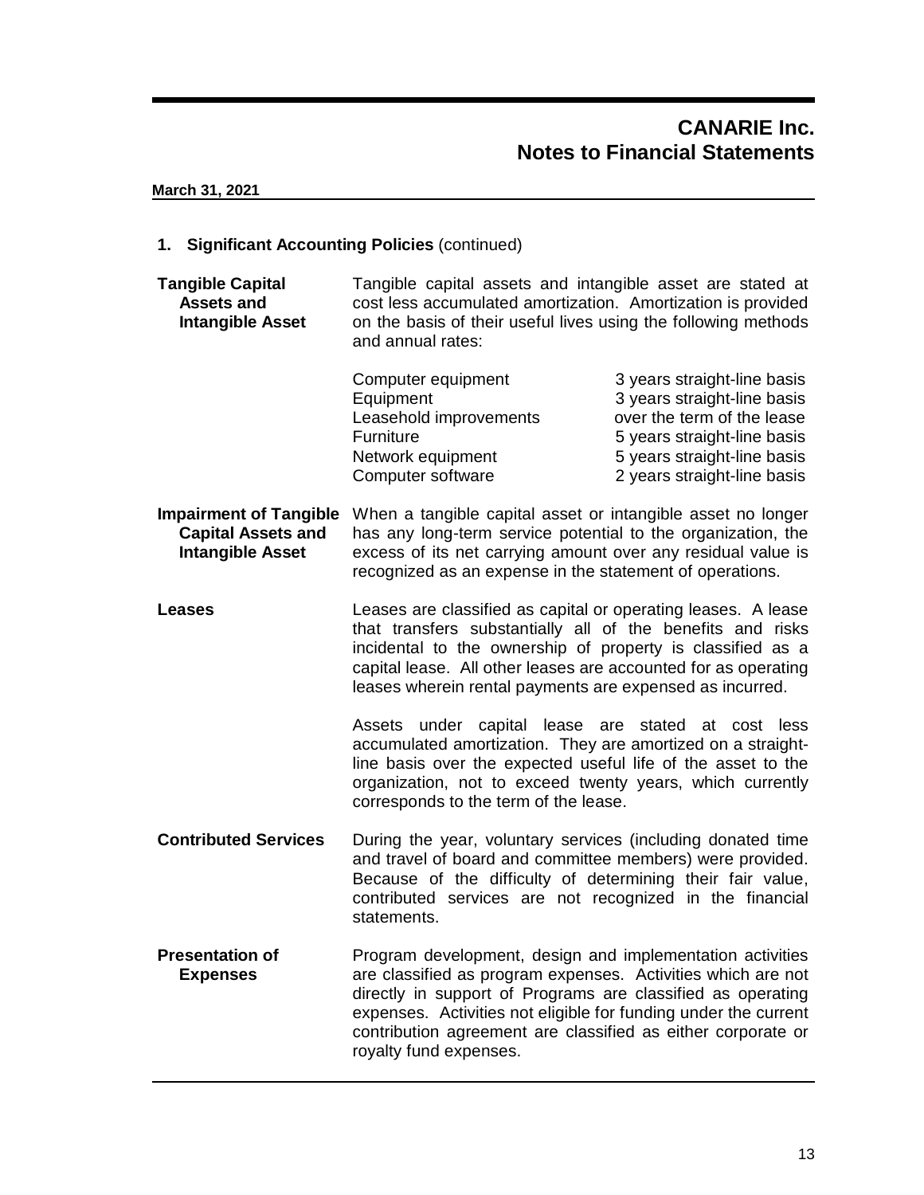# CANARIE Inc.
# Notes to Financial Statements

**March 31, 2021**

## 1. Significant Accounting Policies (continued)

**Tangible Capital Assets and Intangible Asset**

Tangible capital assets and intangible asset are stated at cost less accumulated amortization. Amortization is provided on the basis of their useful lives using the following methods and annual rates:

| | |
|---|---|
| Computer equipment | 3 years straight-line basis |
| Equipment | 3 years straight-line basis |
| Leasehold improvements | over the term of the lease |
| Furniture | 5 years straight-line basis |
| Network equipment | 5 years straight-line basis |
| Computer software | 2 years straight-line basis |

**Impairment of Tangible Capital Assets and Intangible Asset**

When a tangible capital asset or intangible asset no longer has any long-term service potential to the organization, the excess of its net carrying amount over any residual value is recognized as an expense in the statement of operations.

**Leases**

Leases are classified as capital or operating leases. A lease that transfers substantially all of the benefits and risks incidental to the ownership of property is classified as a capital lease. All other leases are accounted for as operating leases wherein rental payments are expensed as incurred.

Assets under capital lease are stated at cost less accumulated amortization. They are amortized on a straight-line basis over the expected useful life of the asset to the organization, not to exceed twenty years, which currently corresponds to the term of the lease.

**Contributed Services**

During the year, voluntary services (including donated time and travel of board and committee members) were provided. Because of the difficulty of determining their fair value, contributed services are not recognized in the financial statements.

**Presentation of Expenses**

Program development, design and implementation activities are classified as program expenses. Activities which are not directly in support of Programs are classified as operating expenses. Activities not eligible for funding under the current contribution agreement are classified as either corporate or royalty fund expenses.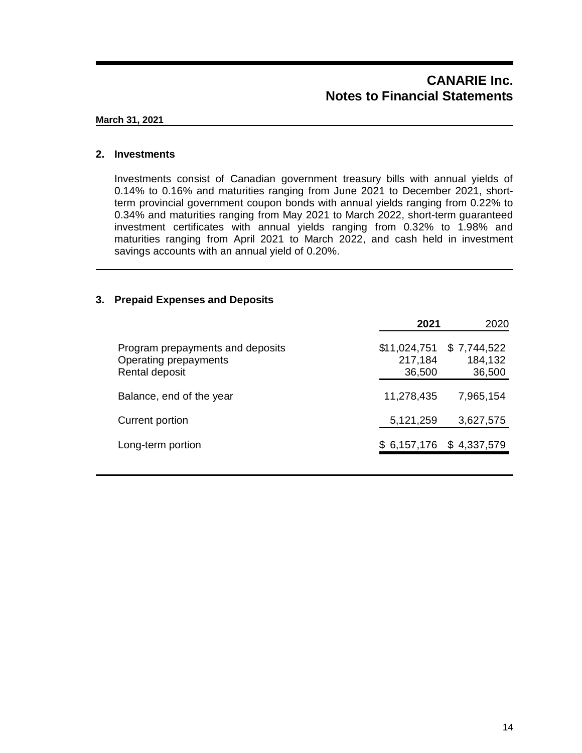# CANARIE Inc.
# Notes to Financial Statements

**March 31, 2021**

## 2. Investments

Investments consist of Canadian government treasury bills with annual yields of 0.14% to 0.16% and maturities ranging from June 2021 to December 2021, short-term provincial government coupon bonds with annual yields ranging from 0.22% to 0.34% and maturities ranging from May 2021 to March 2022, short-term guaranteed investment certificates with annual yields ranging from 0.32% to 1.98% and maturities ranging from April 2021 to March 2022, and cash held in investment savings accounts with an annual yield of 0.20%.

## 3. Prepaid Expenses and Deposits

| | **2021** | 2020 |
|---|---|---|
| Program prepayments and deposits | $11,024,751 | $ 7,744,522 |
| Operating prepayments | 217,184 | 184,132 |
| Rental deposit | 36,500 | 36,500 |
| Balance, end of the year | 11,278,435 | 7,965,154 |
| Current portion | 5,121,259 | 3,627,575 |
| Long-term portion | $ 6,157,176 | $ 4,337,579 |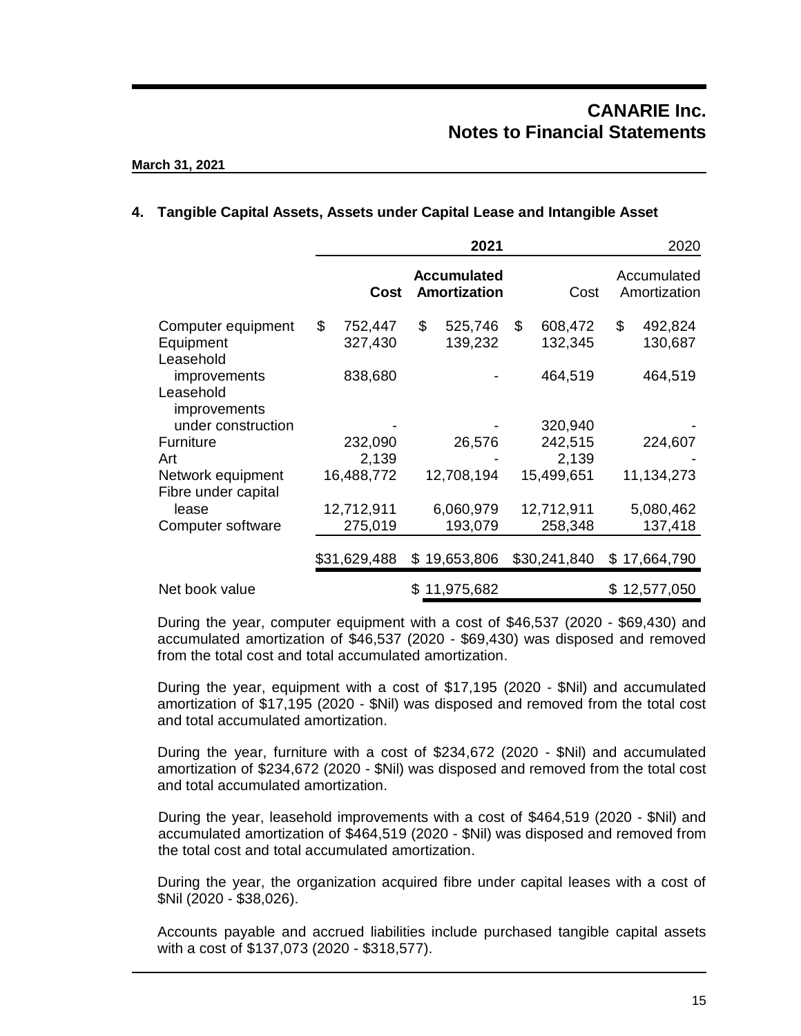**CANARIE Inc.**
**Notes to Financial Statements**

**March 31, 2021**

### 4. Tangible Capital Assets, Assets under Capital Lease and Intangible Asset

| | **2021** | | 2020 | |
|---|---|---|---|---|
| | **Cost** | **Accumulated Amortization** | Cost | Accumulated Amortization |
| Computer equipment | $ 752,447 | $ 525,746 | $ 608,472 | $ 492,824 |
| Equipment | 327,430 | 139,232 | 132,345 | 130,687 |
| Leasehold improvements | 838,680 | - | 464,519 | 464,519 |
| Leasehold improvements under construction | - | - | 320,940 | - |
| Furniture | 232,090 | 26,576 | 242,515 | 224,607 |
| Art | 2,139 | - | 2,139 | - |
| Network equipment | 16,488,772 | 12,708,194 | 15,499,651 | 11,134,273 |
| Fibre under capital lease | 12,712,911 | 6,060,979 | 12,712,911 | 5,080,462 |
| Computer software | 275,019 | 193,079 | 258,348 | 137,418 |
| | $31,629,488 | $ 19,653,806 | $30,241,840 | $ 17,664,790 |
| Net book value | | $ 11,975,682 | | $ 12,577,050 |

During the year, computer equipment with a cost of $46,537 (2020 - $69,430) and accumulated amortization of $46,537 (2020 - $69,430) was disposed and removed from the total cost and total accumulated amortization.

During the year, equipment with a cost of $17,195 (2020 - $Nil) and accumulated amortization of $17,195 (2020 - $Nil) was disposed and removed from the total cost and total accumulated amortization.

During the year, furniture with a cost of $234,672 (2020 - $Nil) and accumulated amortization of $234,672 (2020 - $Nil) was disposed and removed from the total cost and total accumulated amortization.

During the year, leasehold improvements with a cost of $464,519 (2020 - $Nil) and accumulated amortization of $464,519 (2020 - $Nil) was disposed and removed from the total cost and total accumulated amortization.

During the year, the organization acquired fibre under capital leases with a cost of $Nil (2020 - $38,026).

Accounts payable and accrued liabilities include purchased tangible capital assets with a cost of $137,073 (2020 - $318,577).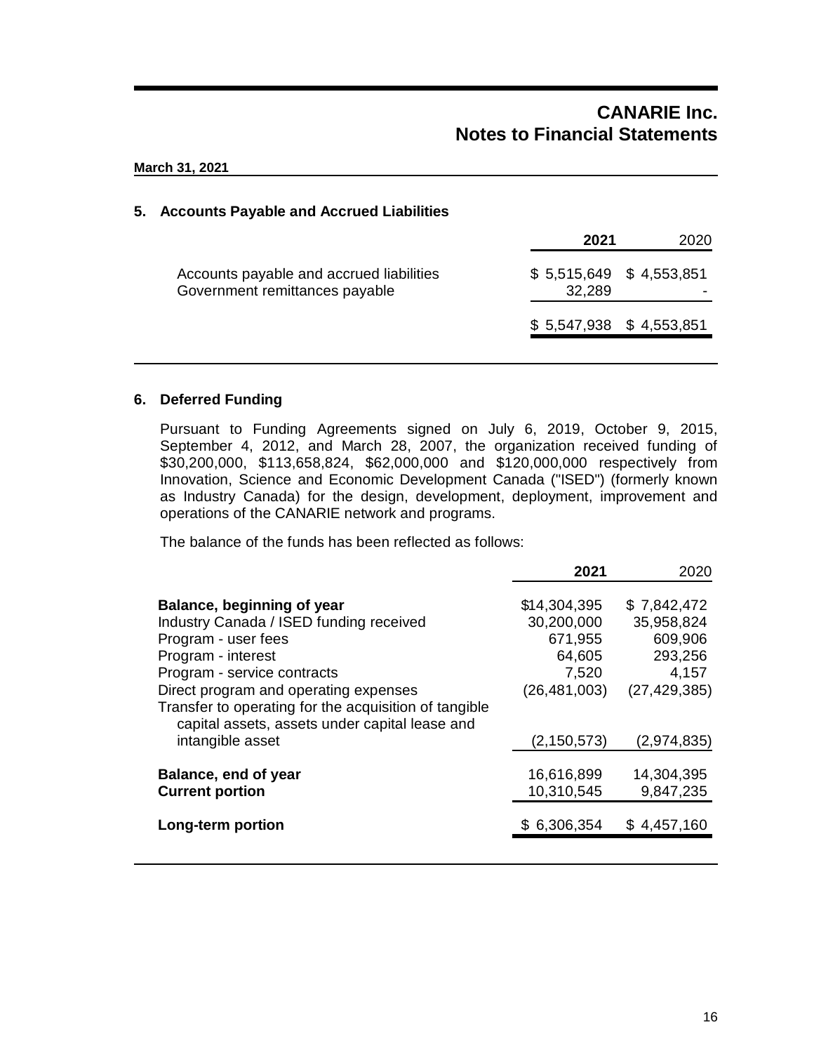**March 31, 2021**

## 5. Accounts Payable and Accrued Liabilities

| | **2021** | 2020 |
|---|---|---|
| Accounts payable and accrued liabilities | $ 5,515,649 | $ 4,553,851 |
| Government remittances payable | 32,289 | - |
| | $ 5,547,938 | $ 4,553,851 |

## 6. Deferred Funding

Pursuant to Funding Agreements signed on July 6, 2019, October 9, 2015, September 4, 2012, and March 28, 2007, the organization received funding of $30,200,000, $113,658,824, $62,000,000 and $120,000,000 respectively from Innovation, Science and Economic Development Canada ("ISED") (formerly known as Industry Canada) for the design, development, deployment, improvement and operations of the CANARIE network and programs.

The balance of the funds has been reflected as follows:

| | **2021** | 2020 |
|---|---|---|
| **Balance, beginning of year** | $14,304,395 | $ 7,842,472 |
| Industry Canada / ISED funding received | 30,200,000 | 35,958,824 |
| Program - user fees | 671,955 | 609,906 |
| Program - interest | 64,605 | 293,256 |
| Program - service contracts | 7,520 | 4,157 |
| Direct program and operating expenses | (26,481,003) | (27,429,385) |
| Transfer to operating for the acquisition of tangible capital assets, assets under capital lease and intangible asset | (2,150,573) | (2,974,835) |
| **Balance, end of year** | 16,616,899 | 14,304,395 |
| **Current portion** | 10,310,545 | 9,847,235 |
| **Long-term portion** | $ 6,306,354 | $ 4,457,160 |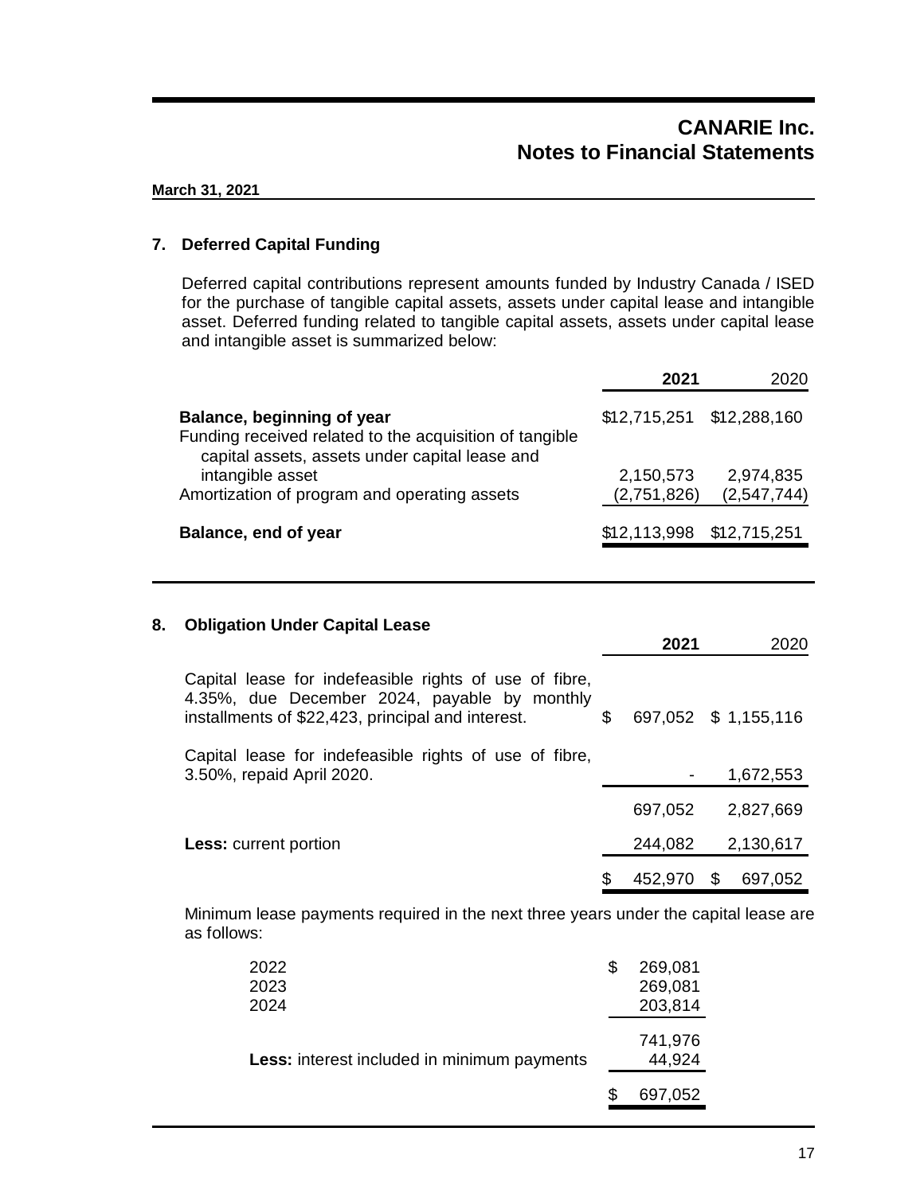**March 31, 2021**

## 7. Deferred Capital Funding

Deferred capital contributions represent amounts funded by Industry Canada / ISED for the purchase of tangible capital assets, assets under capital lease and intangible asset. Deferred funding related to tangible capital assets, assets under capital lease and intangible asset is summarized below:

| | **2021** | 2020 |
|---|---|---|
| **Balance, beginning of year** | $12,715,251 | $12,288,160 |
| Funding received related to the acquisition of tangible capital assets, assets under capital lease and intangible asset | 2,150,573 | 2,974,835 |
| Amortization of program and operating assets | (2,751,826) | (2,547,744) |
| **Balance, end of year** | $12,113,998 | $12,715,251 |

## 8. Obligation Under Capital Lease

| | **2021** | 2020 |
|---|---|---|
| Capital lease for indefeasible rights of use of fibre, 4.35%, due December 2024, payable by monthly installments of $22,423, principal and interest. | $ 697,052 | $ 1,155,116 |
| Capital lease for indefeasible rights of use of fibre, 3.50%, repaid April 2020. | - | 1,672,553 |
| | 697,052 | 2,827,669 |
| **Less:** current portion | 244,082 | 2,130,617 |
| | $ 452,970 | $ 697,052 |

Minimum lease payments required in the next three years under the capital lease are as follows:

| | |
|---|---|
| 2022 | $ 269,081 |
| 2023 | 269,081 |
| 2024 | 203,814 |
| | 741,976 |
| **Less:** interest included in minimum payments | 44,924 |
| | $ 697,052 |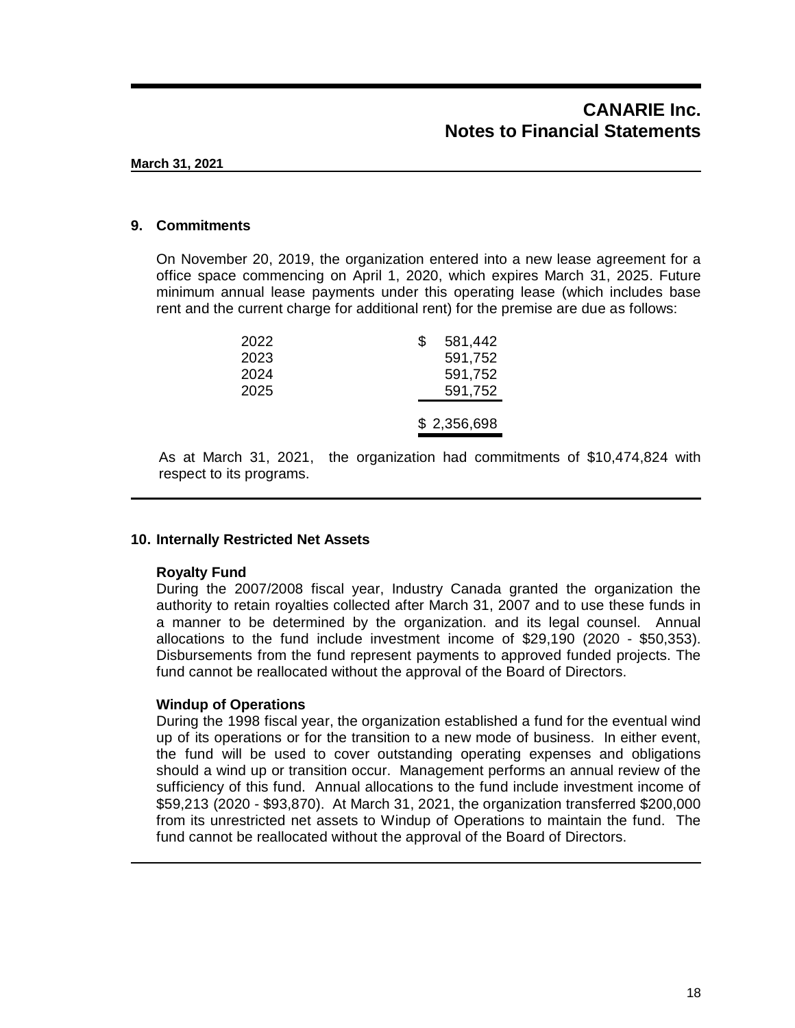**CANARIE Inc.**
**Notes to Financial Statements**

**March 31, 2021**

## 9. Commitments

On November 20, 2019, the organization entered into a new lease agreement for a office space commencing on April 1, 2020, which expires March 31, 2025. Future minimum annual lease payments under this operating lease (which includes base rent and the current charge for additional rent) for the premise are due as follows:

| | |
|---|---|
| 2022 | $ 581,442 |
| 2023 | 591,752 |
| 2024 | 591,752 |
| 2025 | 591,752 |
| | $ 2,356,698 |

As at March 31, 2021, the organization had commitments of $10,474,824 with respect to its programs.

## 10. Internally Restricted Net Assets

### Royalty Fund

During the 2007/2008 fiscal year, Industry Canada granted the organization the authority to retain royalties collected after March 31, 2007 and to use these funds in a manner to be determined by the organization. and its legal counsel. Annual allocations to the fund include investment income of $29,190 (2020 - $50,353). Disbursements from the fund represent payments to approved funded projects. The fund cannot be reallocated without the approval of the Board of Directors.

### Windup of Operations

During the 1998 fiscal year, the organization established a fund for the eventual wind up of its operations or for the transition to a new mode of business. In either event, the fund will be used to cover outstanding operating expenses and obligations should a wind up or transition occur. Management performs an annual review of the sufficiency of this fund. Annual allocations to the fund include investment income of $59,213 (2020 - $93,870). At March 31, 2021, the organization transferred $200,000 from its unrestricted net assets to Windup of Operations to maintain the fund. The fund cannot be reallocated without the approval of the Board of Directors.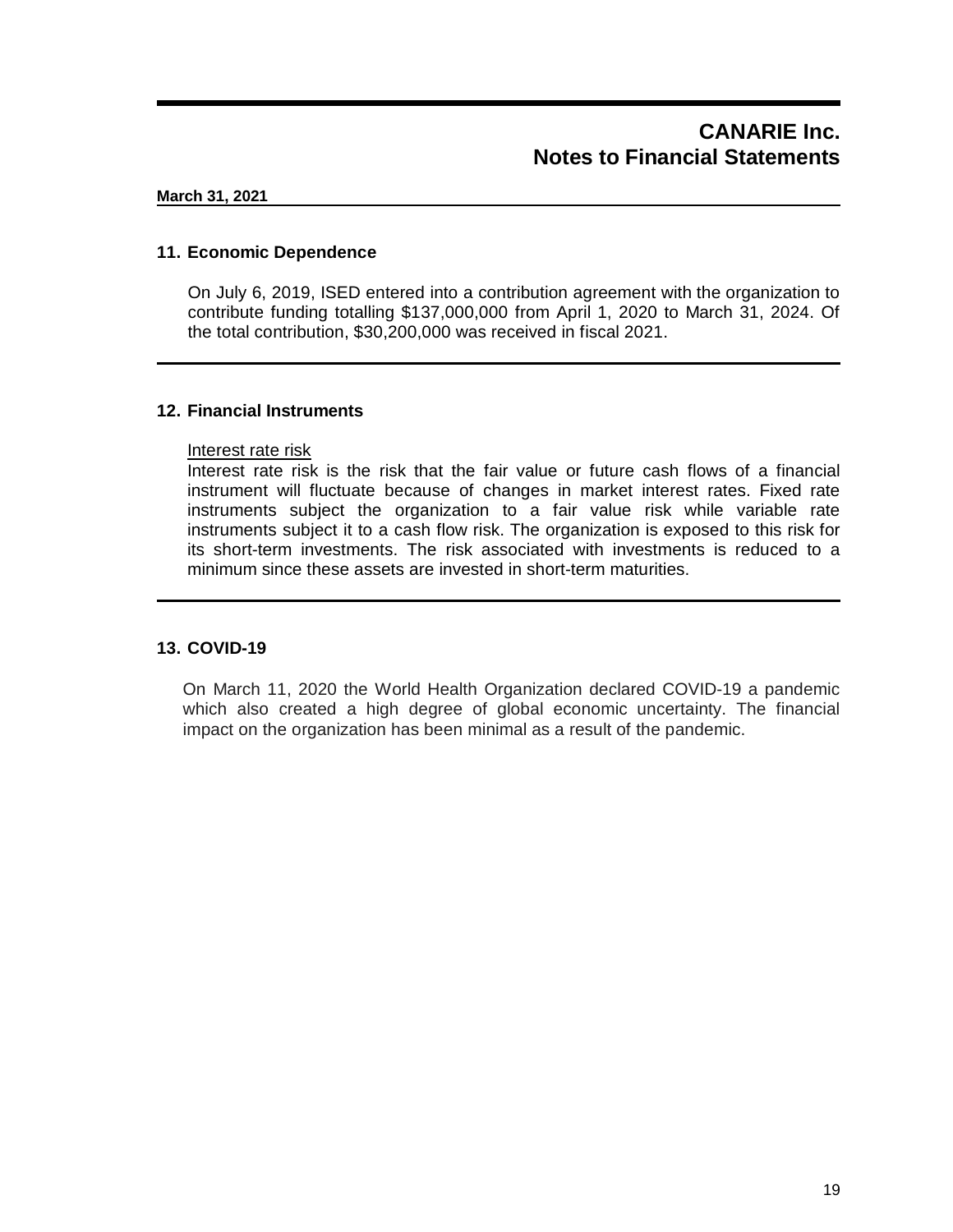**March 31, 2021**

## 11. Economic Dependence

On July 6, 2019, ISED entered into a contribution agreement with the organization to contribute funding totalling $137,000,000 from April 1, 2020 to March 31, 2024. Of the total contribution, $30,200,000 was received in fiscal 2021.

## 12. Financial Instruments

Interest rate risk

Interest rate risk is the risk that the fair value or future cash flows of a financial instrument will fluctuate because of changes in market interest rates. Fixed rate instruments subject the organization to a fair value risk while variable rate instruments subject it to a cash flow risk. The organization is exposed to this risk for its short-term investments. The risk associated with investments is reduced to a minimum since these assets are invested in short-term maturities.

## 13. COVID-19

On March 11, 2020 the World Health Organization declared COVID-19 a pandemic which also created a high degree of global economic uncertainty. The financial impact on the organization has been minimal as a result of the pandemic.